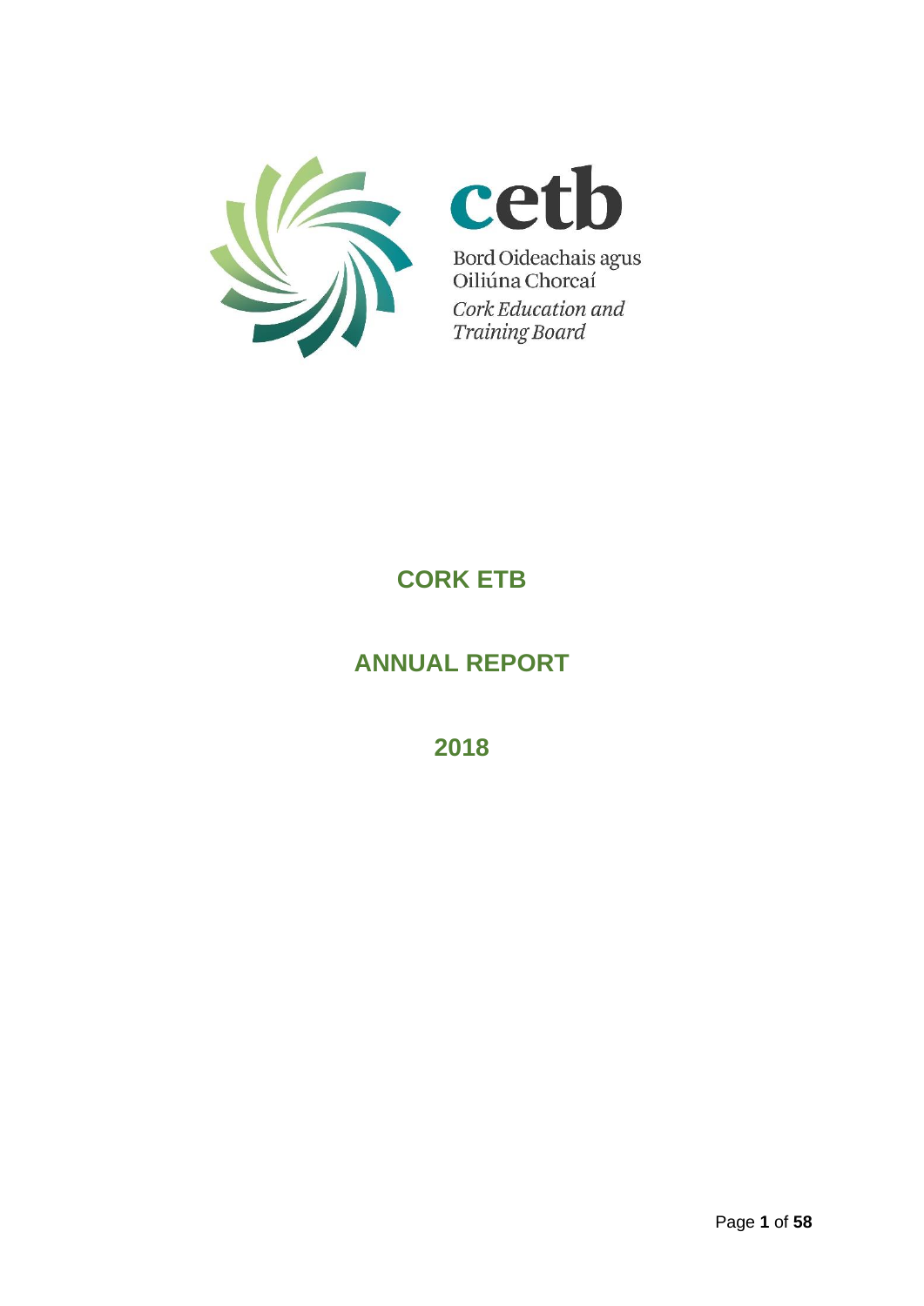cetb

Bord Oideachais agus Oiliúna Chorcaí

*Cork Education and Training Board*

# CORK ETB

# ANNUAL REPORT

# 2018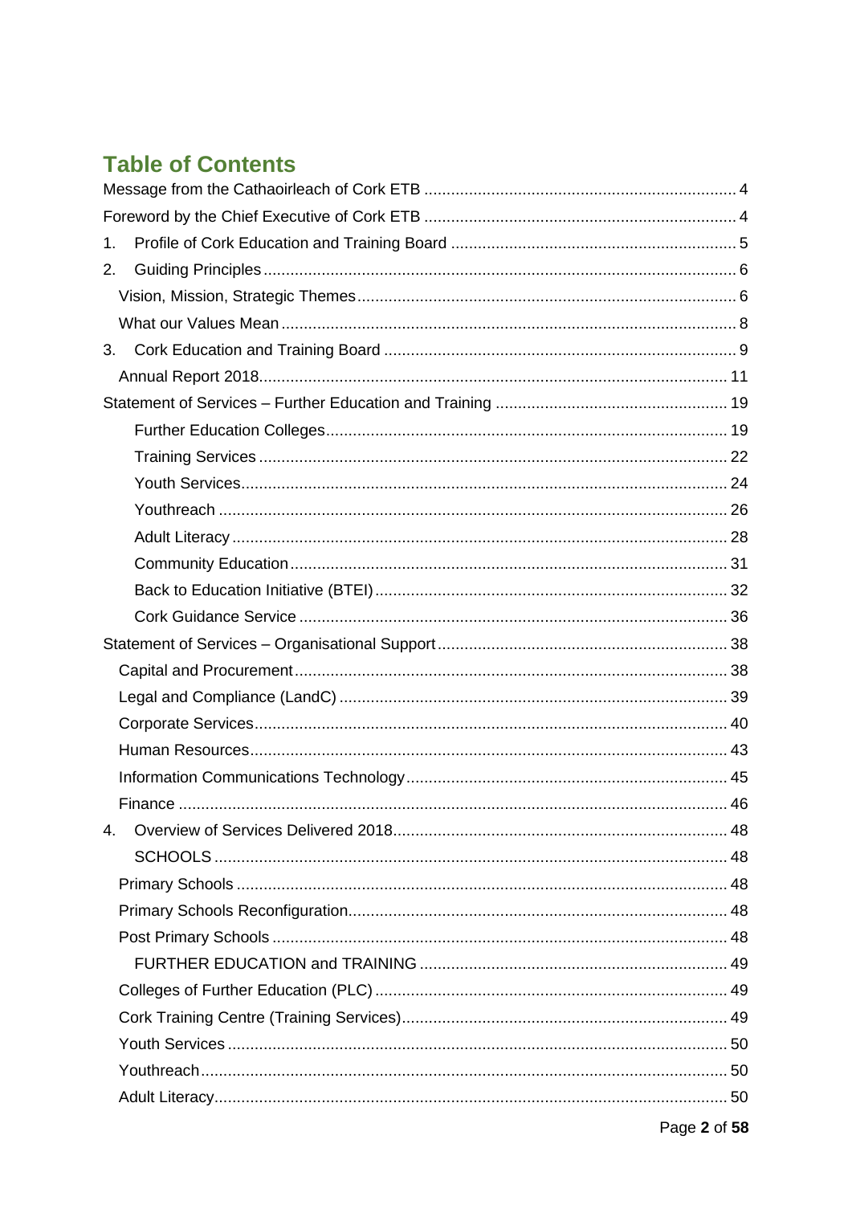# Table of Contents

Message from the Cathaoirleach of Cork ETB ..... 4

Foreword by the Chief Executive of Cork ETB ..... 4

1. Profile of Cork Education and Training Board ..... 5
2. Guiding Principles ..... 6
   - Vision, Mission, Strategic Themes ..... 6
   - What our Values Mean ..... 8
3. Cork Education and Training Board ..... 9
   - Annual Report 2018 ..... 11

Statement of Services – Further Education and Training ..... 19

- Further Education Colleges ..... 19
- Training Services ..... 22
- Youth Services ..... 24
- Youthreach ..... 26
- Adult Literacy ..... 28
- Community Education ..... 31
- Back to Education Initiative (BTEI) ..... 32
- Cork Guidance Service ..... 36

Statement of Services – Organisational Support ..... 38

- Capital and Procurement ..... 38
- Legal and Compliance (LandC) ..... 39
- Corporate Services ..... 40
- Human Resources ..... 43
- Information Communications Technology ..... 45
- Finance ..... 46

4. Overview of Services Delivered 2018 ..... 48
   - SCHOOLS ..... 48
   - Primary Schools ..... 48
   - Primary Schools Reconfiguration ..... 48
   - Post Primary Schools ..... 48
   - FURTHER EDUCATION and TRAINING ..... 49
   - Colleges of Further Education (PLC) ..... 49
   - Cork Training Centre (Training Services) ..... 49
   - Youth Services ..... 50
   - Youthreach ..... 50
   - Adult Literacy ..... 50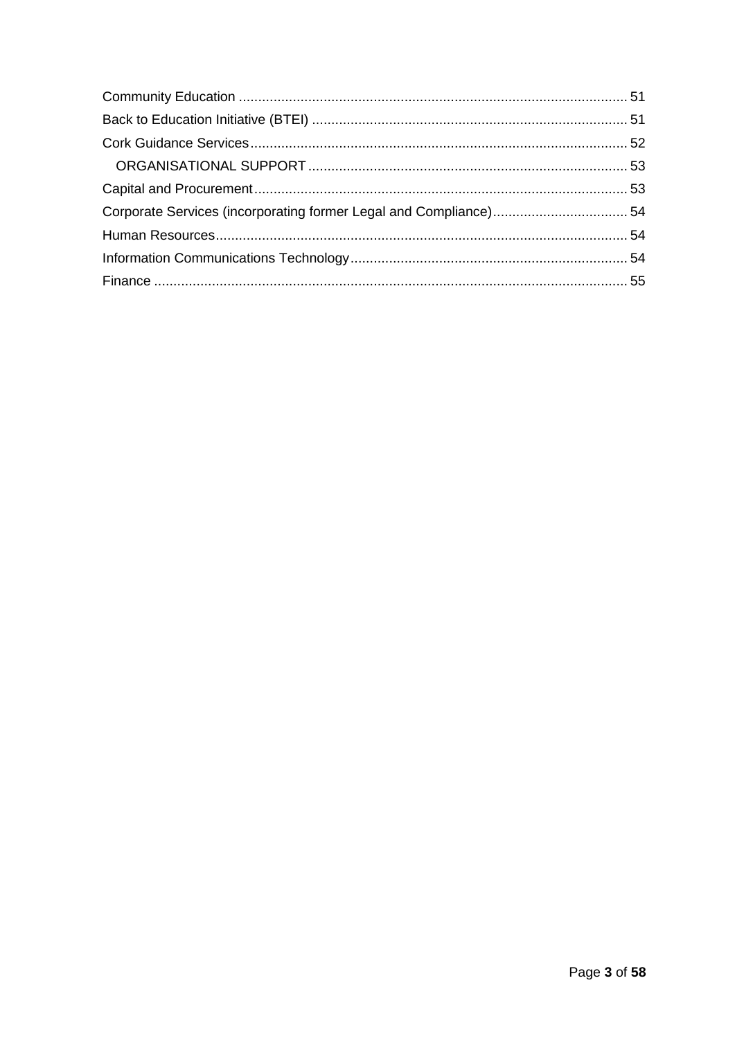Community Education ..................................................................................................... 51

Back to Education Initiative (BTEI) .................................................................................. 51

Cork Guidance Services .................................................................................................. 52

ORGANISATIONAL SUPPORT ................................................................................... 53

Capital and Procurement ................................................................................................. 53

Corporate Services (incorporating former Legal and Compliance) ................................... 54

Human Resources ........................................................................................................... 54

Information Communications Technology ........................................................................ 54

Finance ........................................................................................................................... 55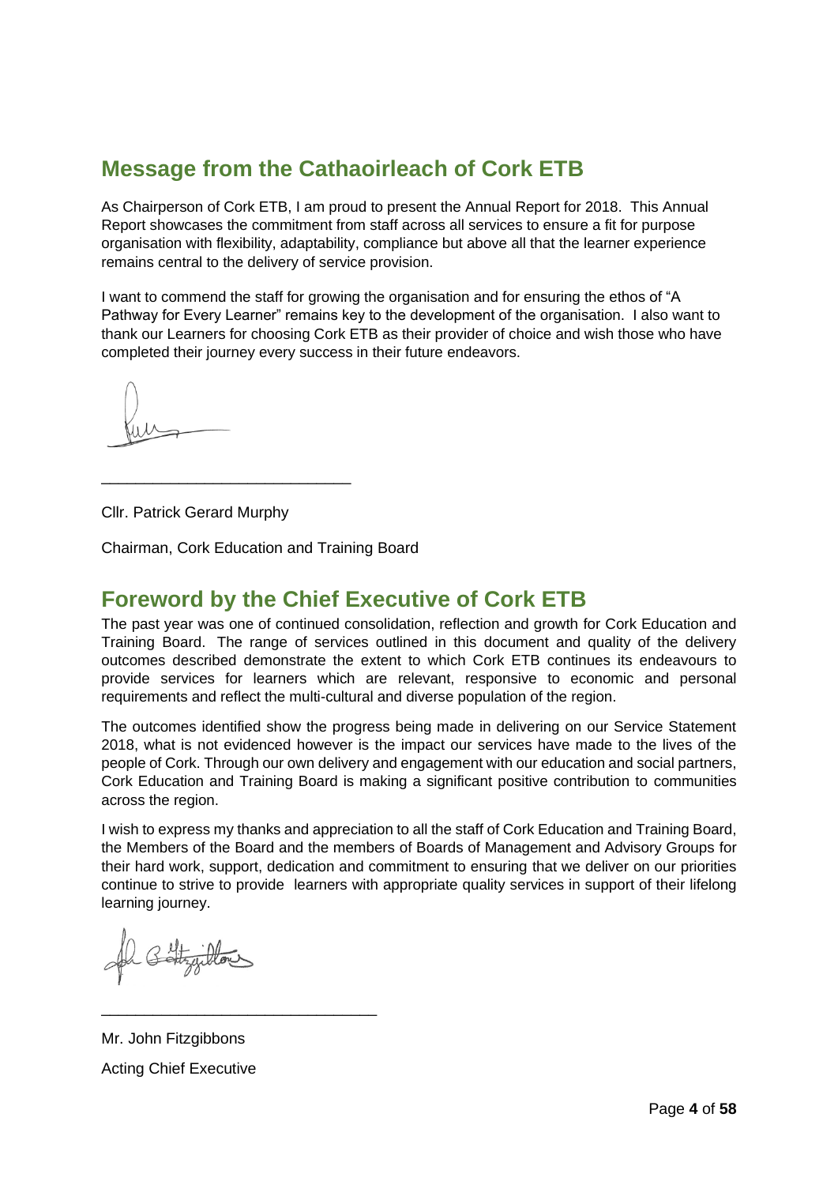## Message from the Cathaoirleach of Cork ETB

As Chairperson of Cork ETB, I am proud to present the Annual Report for 2018. This Annual Report showcases the commitment from staff across all services to ensure a fit for purpose organisation with flexibility, adaptability, compliance but above all that the learner experience remains central to the delivery of service provision.

I want to commend the staff for growing the organisation and for ensuring the ethos of "A Pathway for Every Learner" remains key to the development of the organisation. I also want to thank our Learners for choosing Cork ETB as their provider of choice and wish those who have completed their journey every success in their future endeavors.

_____________________________

Cllr. Patrick Gerard Murphy

Chairman, Cork Education and Training Board

## Foreword by the Chief Executive of Cork ETB

The past year was one of continued consolidation, reflection and growth for Cork Education and Training Board. The range of services outlined in this document and quality of the delivery outcomes described demonstrate the extent to which Cork ETB continues its endeavours to provide services for learners which are relevant, responsive to economic and personal requirements and reflect the multi-cultural and diverse population of the region.

The outcomes identified show the progress being made in delivering on our Service Statement 2018, what is not evidenced however is the impact our services have made to the lives of the people of Cork. Through our own delivery and engagement with our education and social partners, Cork Education and Training Board is making a significant positive contribution to communities across the region.

I wish to express my thanks and appreciation to all the staff of Cork Education and Training Board, the Members of the Board and the members of Boards of Management and Advisory Groups for their hard work, support, dedication and commitment to ensuring that we deliver on our priorities continue to strive to provide learners with appropriate quality services in support of their lifelong learning journey.

________________________________

Mr. John Fitzgibbons

Acting Chief Executive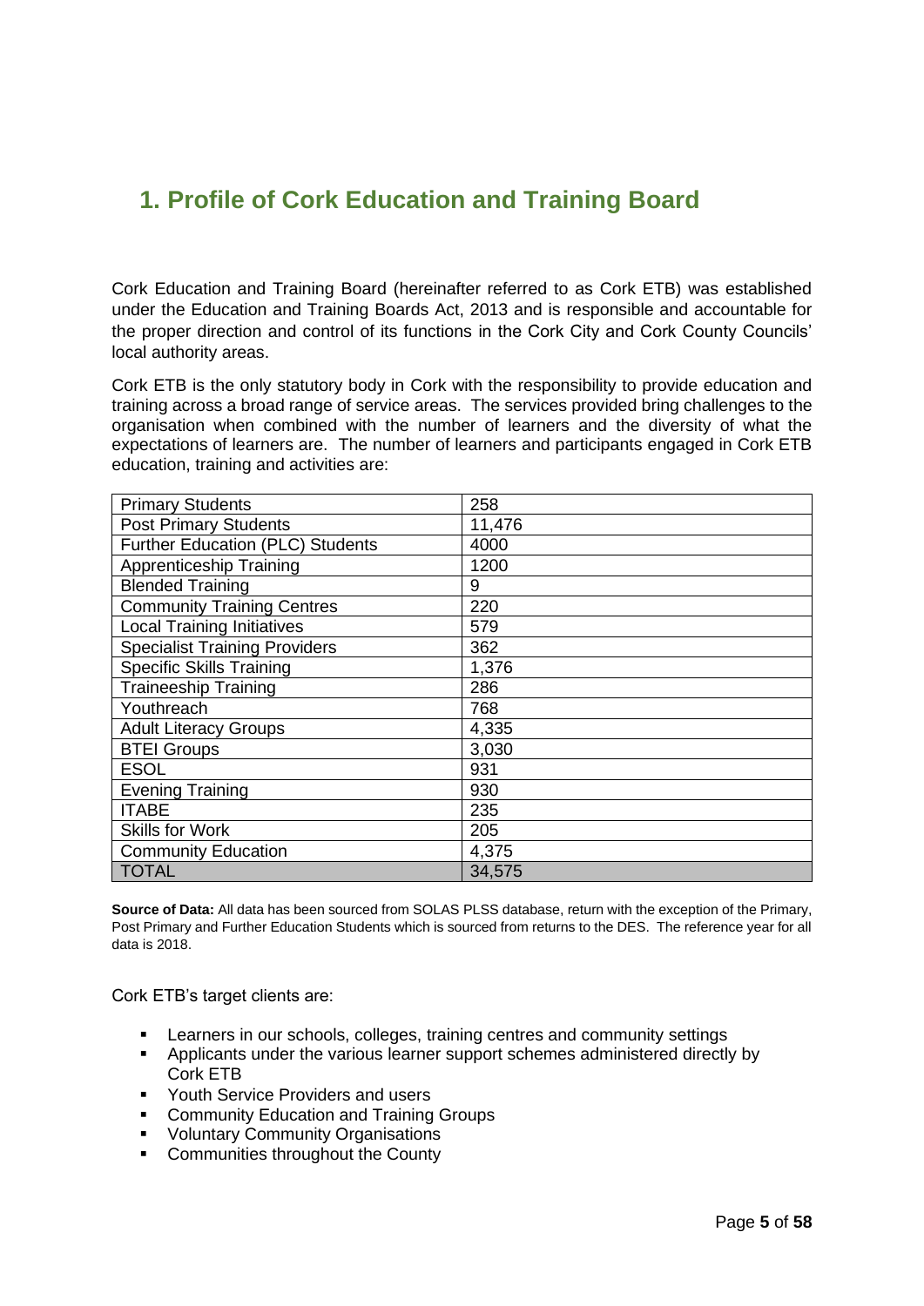# 1. Profile of Cork Education and Training Board

Cork Education and Training Board (hereinafter referred to as Cork ETB) was established under the Education and Training Boards Act, 2013 and is responsible and accountable for the proper direction and control of its functions in the Cork City and Cork County Councils' local authority areas.

Cork ETB is the only statutory body in Cork with the responsibility to provide education and training across a broad range of service areas. The services provided bring challenges to the organisation when combined with the number of learners and the diversity of what the expectations of learners are. The number of learners and participants engaged in Cork ETB education, training and activities are:

| | |
|---|---|
| Primary Students | 258 |
| Post Primary Students | 11,476 |
| Further Education (PLC) Students | 4000 |
| Apprenticeship Training | 1200 |
| Blended Training | 9 |
| Community Training Centres | 220 |
| Local Training Initiatives | 579 |
| Specialist Training Providers | 362 |
| Specific Skills Training | 1,376 |
| Traineeship Training | 286 |
| Youthreach | 768 |
| Adult Literacy Groups | 4,335 |
| BTEI Groups | 3,030 |
| ESOL | 931 |
| Evening Training | 930 |
| ITABE | 235 |
| Skills for Work | 205 |
| Community Education | 4,375 |
| TOTAL | 34,575 |

**Source of Data:** All data has been sourced from SOLAS PLSS database, return with the exception of the Primary, Post Primary and Further Education Students which is sourced from returns to the DES. The reference year for all data is 2018.

Cork ETB's target clients are:

- Learners in our schools, colleges, training centres and community settings
- Applicants under the various learner support schemes administered directly by Cork ETB
- Youth Service Providers and users
- Community Education and Training Groups
- Voluntary Community Organisations
- Communities throughout the County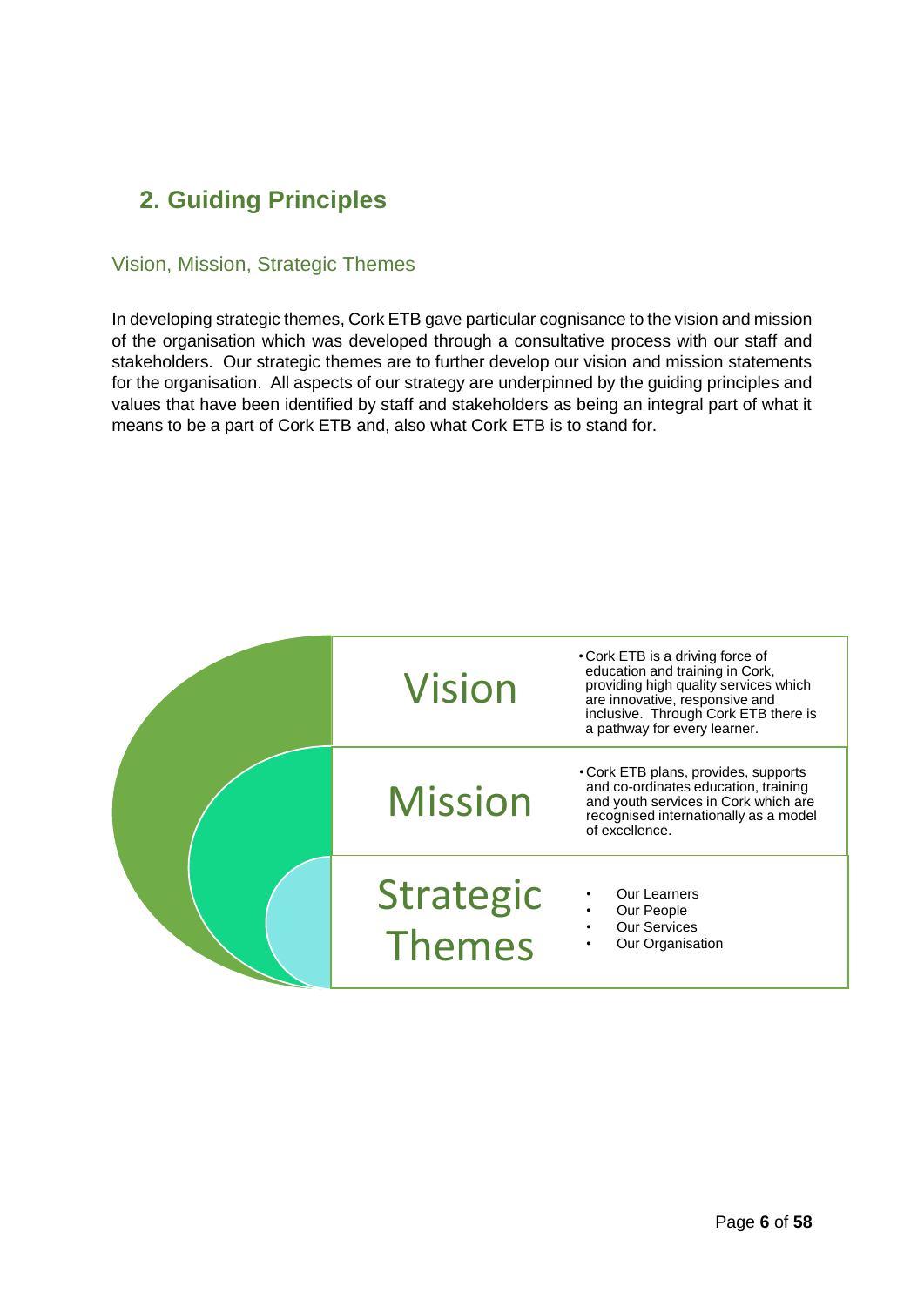## 2. Guiding Principles

### Vision, Mission, Strategic Themes

In developing strategic themes, Cork ETB gave particular cognisance to the vision and mission of the organisation which was developed through a consultative process with our staff and stakeholders. Our strategic themes are to further develop our vision and mission statements for the organisation. All aspects of our strategy are underpinned by the guiding principles and values that have been identified by staff and stakeholders as being an integral part of what it means to be a part of Cork ETB and, also what Cork ETB is to stand for.

| | |
|---|---|
| **Vision** | • Cork ETB is a driving force of education and training in Cork, providing high quality services which are innovative, responsive and inclusive. Through Cork ETB there is a pathway for every learner. |
| **Mission** | • Cork ETB plans, provides, supports and co-ordinates education, training and youth services in Cork which are recognised internationally as a model of excellence. |
| **Strategic Themes** | • Our Learners<br>• Our People<br>• Our Services<br>• Our Organisation |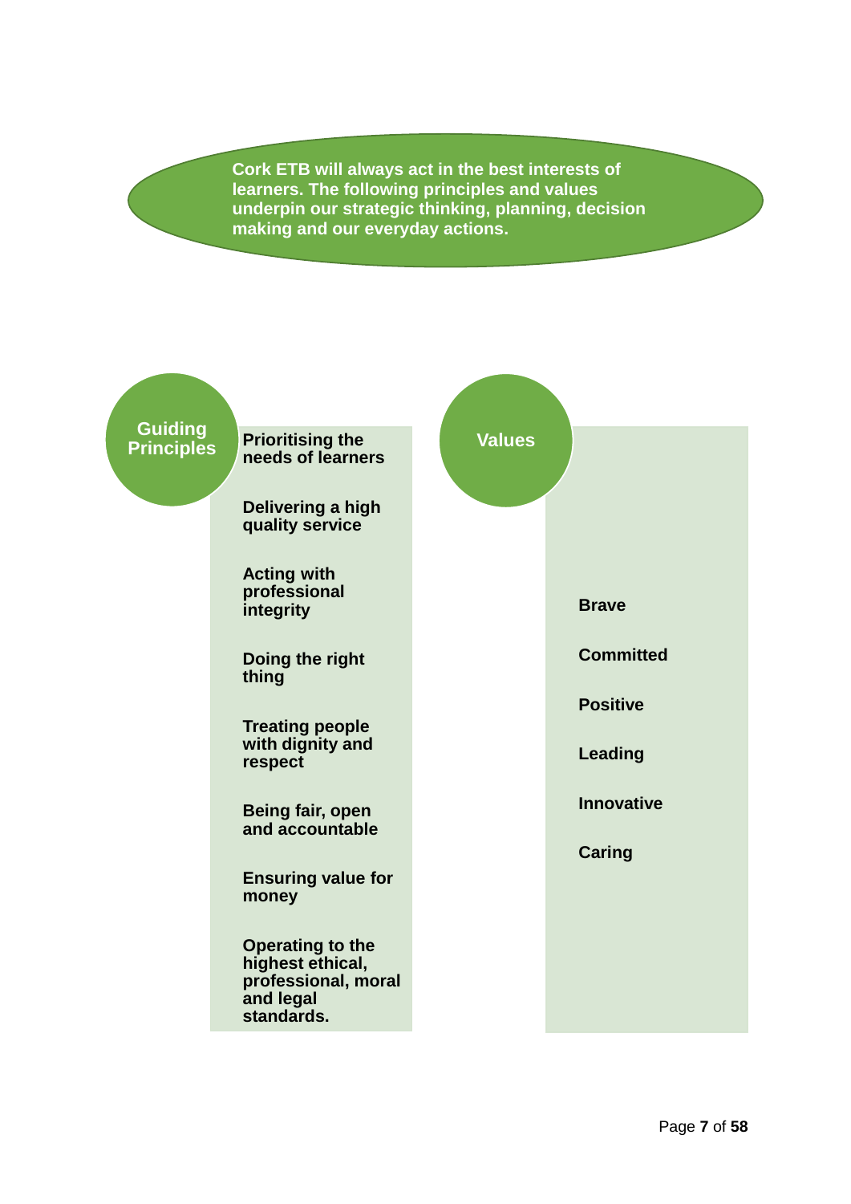**Cork ETB will always act in the best interests of learners. The following principles and values underpin our strategic thinking, planning, decision making and our everyday actions.**

## Guiding Principles

- **Prioritising the needs of learners**
- **Delivering a high quality service**
- **Acting with professional integrity**
- **Doing the right thing**
- **Treating people with dignity and respect**
- **Being fair, open and accountable**
- **Ensuring value for money**
- **Operating to the highest ethical, professional, moral and legal standards.**

## Values

- **Brave**
- **Committed**
- **Positive**
- **Leading**
- **Innovative**
- **Caring**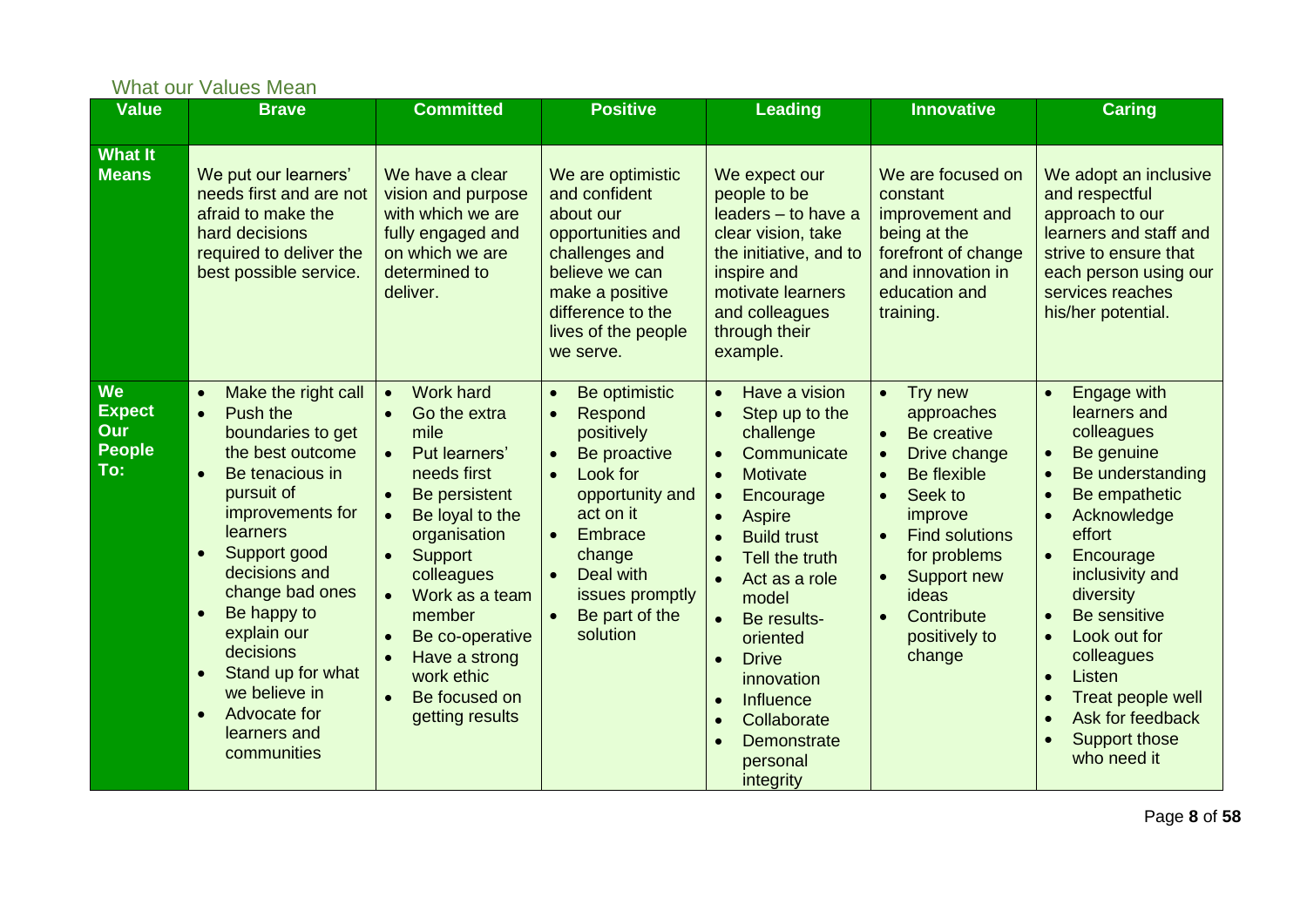## What our Values Mean

| Value | Brave | Committed | Positive | Leading | Innovative | Caring |
|---|---|---|---|---|---|---|
| **What It Means** | We put our learners' needs first and are not afraid to make the hard decisions required to deliver the best possible service. | We have a clear vision and purpose with which we are fully engaged and on which we are determined to deliver. | We are optimistic and confident about our opportunities and challenges and believe we can make a positive difference to the lives of the people we serve. | We expect our people to be leaders – to have a clear vision, take the initiative, and to inspire and motivate learners and colleagues through their example. | We are focused on constant improvement and being at the forefront of change and innovation in education and training. | We adopt an inclusive and respectful approach to our learners and staff and strive to ensure that each person using our services reaches his/her potential. |
| **We Expect Our People To:** | • Make the right call<br>• Push the boundaries to get the best outcome<br>• Be tenacious in pursuit of improvements for learners<br>• Support good decisions and change bad ones<br>• Be happy to explain our decisions<br>• Stand up for what we believe in<br>• Advocate for learners and communities | • Work hard<br>• Go the extra mile<br>• Put learners' needs first<br>• Be persistent<br>• Be loyal to the organisation<br>• Support colleagues<br>• Work as a team member<br>• Be co-operative<br>• Have a strong work ethic<br>• Be focused on getting results | • Be optimistic<br>• Respond positively<br>• Be proactive<br>• Look for opportunity and act on it<br>• Embrace change<br>• Deal with issues promptly<br>• Be part of the solution | • Have a vision<br>• Step up to the challenge<br>• Communicate<br>• Motivate<br>• Encourage<br>• Aspire<br>• Build trust<br>• Tell the truth<br>• Act as a role model<br>• Be results-oriented<br>• Drive innovation<br>• Influence<br>• Collaborate<br>• Demonstrate personal integrity | • Try new approaches<br>• Be creative<br>• Drive change<br>• Be flexible<br>• Seek to improve<br>• Find solutions for problems<br>• Support new ideas<br>• Contribute positively to change | • Engage with learners and colleagues<br>• Be genuine<br>• Be understanding<br>• Be empathetic<br>• Acknowledge effort<br>• Encourage inclusivity and diversity<br>• Be sensitive<br>• Look out for colleagues<br>• Listen<br>• Treat people well<br>• Ask for feedback<br>• Support those who need it |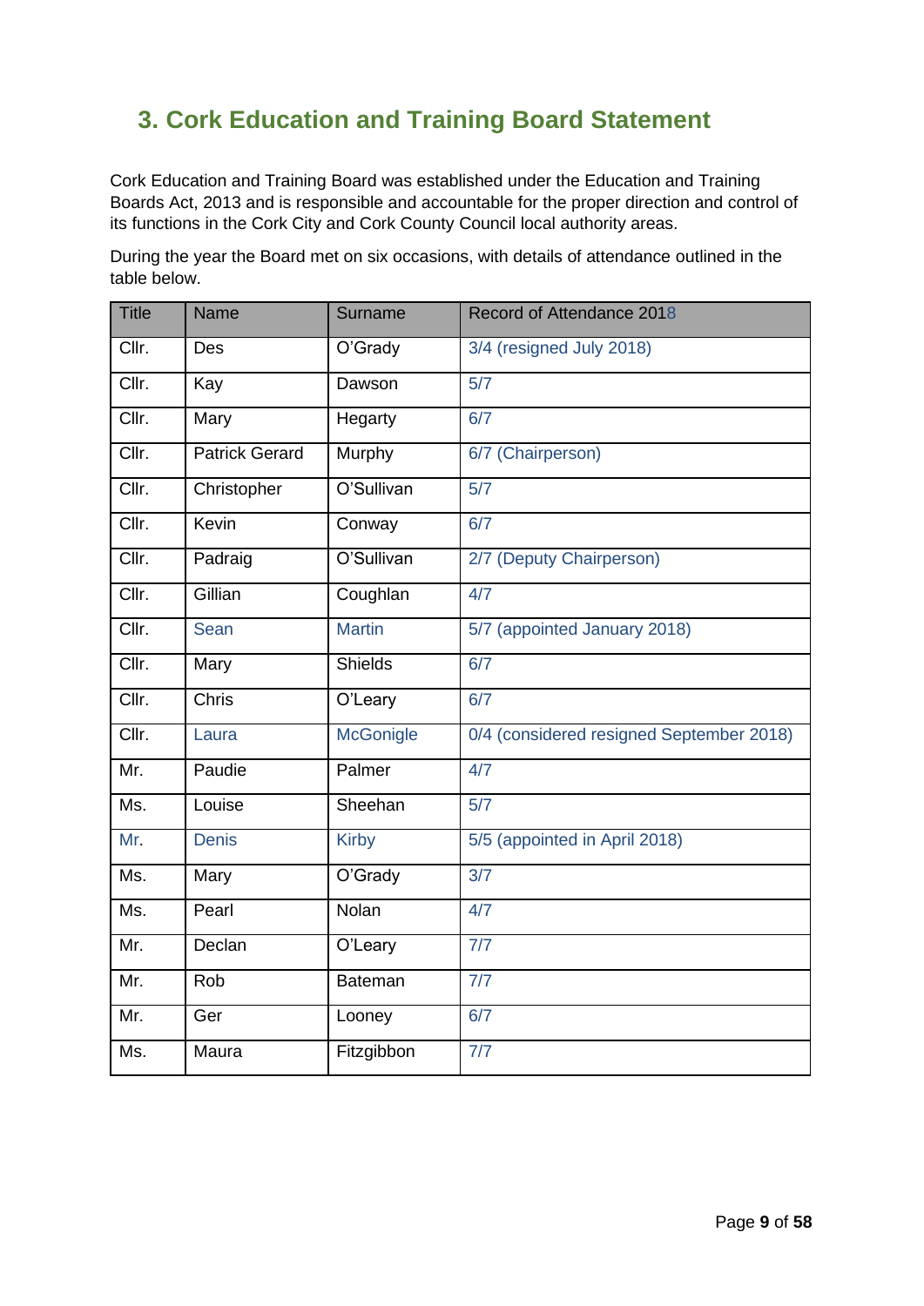## 3. Cork Education and Training Board Statement

Cork Education and Training Board was established under the Education and Training Boards Act, 2013 and is responsible and accountable for the proper direction and control of its functions in the Cork City and Cork County Council local authority areas.

During the year the Board met on six occasions, with details of attendance outlined in the table below.

| Title | Name | Surname | Record of Attendance 2018 |
|---|---|---|---|
| Cllr. | Des | O'Grady | 3/4 (resigned July 2018) |
| Cllr. | Kay | Dawson | 5/7 |
| Cllr. | Mary | Hegarty | 6/7 |
| Cllr. | Patrick Gerard | Murphy | 6/7 (Chairperson) |
| Cllr. | Christopher | O'Sullivan | 5/7 |
| Cllr. | Kevin | Conway | 6/7 |
| Cllr. | Padraig | O'Sullivan | 2/7 (Deputy Chairperson) |
| Cllr. | Gillian | Coughlan | 4/7 |
| Cllr. | Sean | Martin | 5/7 (appointed January 2018) |
| Cllr. | Mary | Shields | 6/7 |
| Cllr. | Chris | O'Leary | 6/7 |
| Cllr. | Laura | McGonigle | 0/4 (considered resigned September 2018) |
| Mr. | Paudie | Palmer | 4/7 |
| Ms. | Louise | Sheehan | 5/7 |
| Mr. | Denis | Kirby | 5/5 (appointed in April 2018) |
| Ms. | Mary | O'Grady | 3/7 |
| Ms. | Pearl | Nolan | 4/7 |
| Mr. | Declan | O'Leary | 7/7 |
| Mr. | Rob | Bateman | 7/7 |
| Mr. | Ger | Looney | 6/7 |
| Ms. | Maura | Fitzgibbon | 7/7 |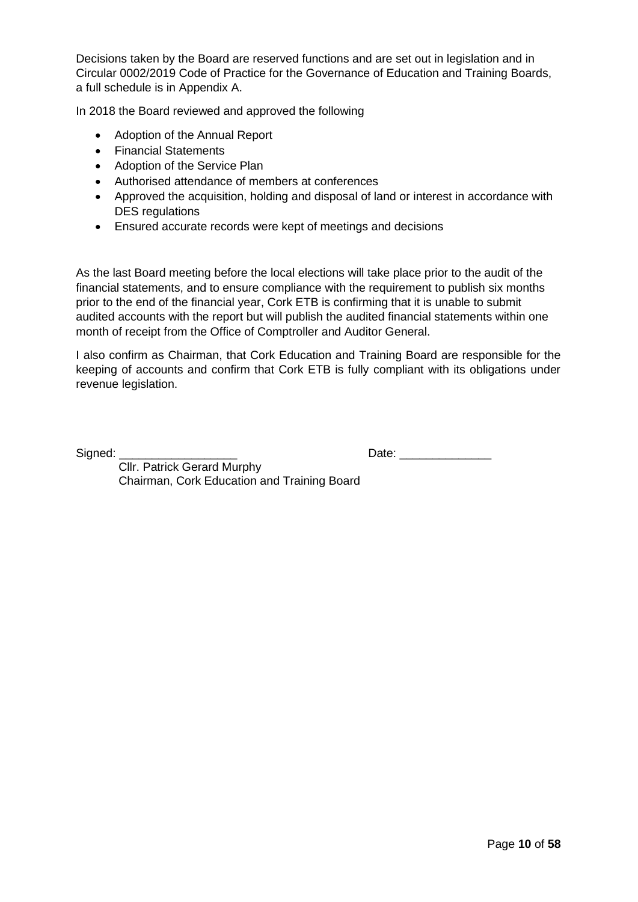Decisions taken by the Board are reserved functions and are set out in legislation and in Circular 0002/2019 Code of Practice for the Governance of Education and Training Boards, a full schedule is in Appendix A.

In 2018 the Board reviewed and approved the following

- Adoption of the Annual Report
- Financial Statements
- Adoption of the Service Plan
- Authorised attendance of members at conferences
- Approved the acquisition, holding and disposal of land or interest in accordance with DES regulations
- Ensured accurate records were kept of meetings and decisions

As the last Board meeting before the local elections will take place prior to the audit of the financial statements, and to ensure compliance with the requirement to publish six months prior to the end of the financial year, Cork ETB is confirming that it is unable to submit audited accounts with the report but will publish the audited financial statements within one month of receipt from the Office of Comptroller and Auditor General.

I also confirm as Chairman, that Cork Education and Training Board are responsible for the keeping of accounts and confirm that Cork ETB is fully compliant with its obligations under revenue legislation.

Signed: ___________________ Date: ______________

Cllr. Patrick Gerard Murphy
Chairman, Cork Education and Training Board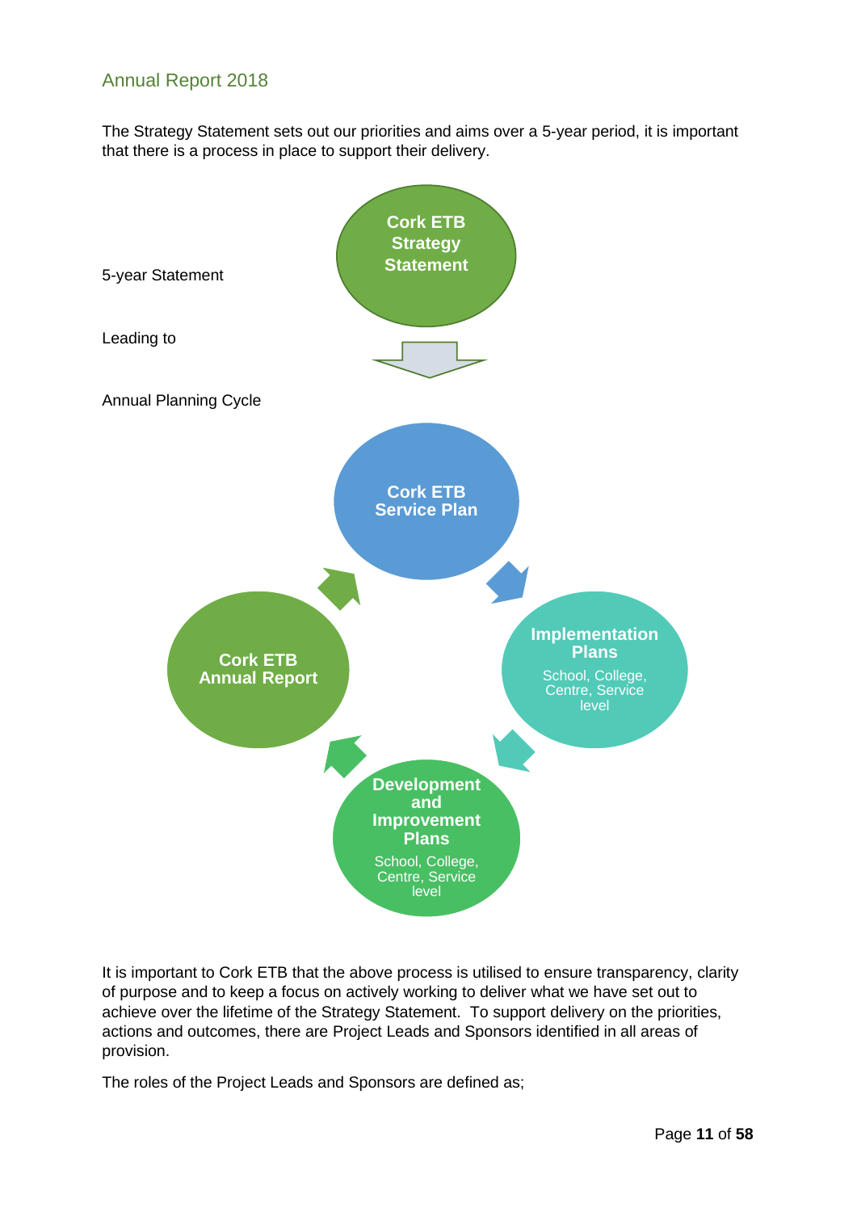The Strategy Statement sets out our priorities and aims over a 5-year period, it is important that there is a process in place to support their delivery.

5-year Statement

**Cork ETB Strategy Statement**

Leading to

Annual Planning Cycle

**Cork ETB Service Plan**

**Implementation Plans**
School, College, Centre, Service level

**Development and Improvement Plans**
School, College, Centre, Service level

**Cork ETB Annual Report**

It is important to Cork ETB that the above process is utilised to ensure transparency, clarity of purpose and to keep a focus on actively working to deliver what we have set out to achieve over the lifetime of the Strategy Statement. To support delivery on the priorities, actions and outcomes, there are Project Leads and Sponsors identified in all areas of provision.

The roles of the Project Leads and Sponsors are defined as;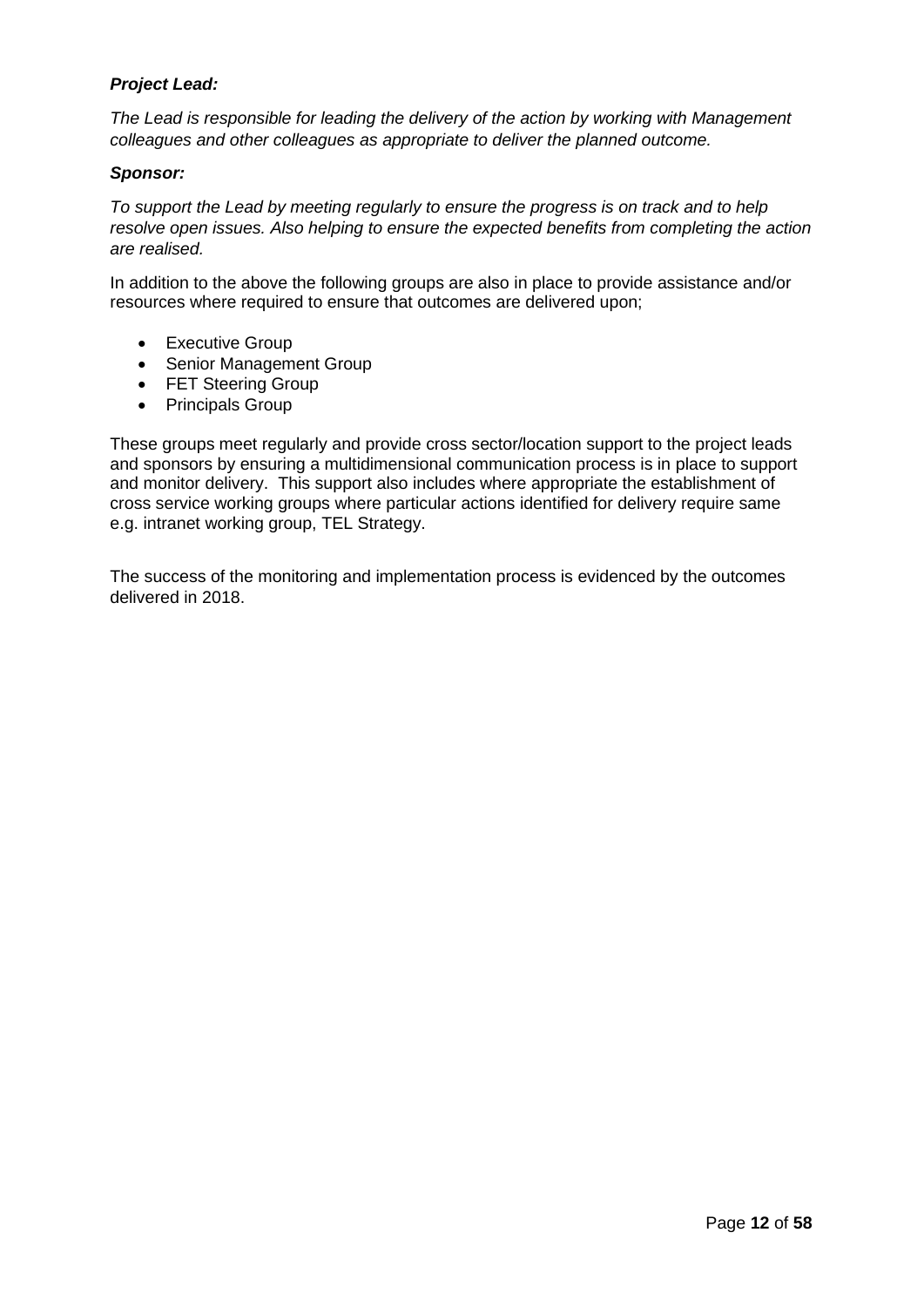***Project Lead:***

*The Lead is responsible for leading the delivery of the action by working with Management colleagues and other colleagues as appropriate to deliver the planned outcome.*

***Sponsor:***

*To support the Lead by meeting regularly to ensure the progress is on track and to help resolve open issues. Also helping to ensure the expected benefits from completing the action are realised.*

In addition to the above the following groups are also in place to provide assistance and/or resources where required to ensure that outcomes are delivered upon;

- Executive Group
- Senior Management Group
- FET Steering Group
- Principals Group

These groups meet regularly and provide cross sector/location support to the project leads and sponsors by ensuring a multidimensional communication process is in place to support and monitor delivery. This support also includes where appropriate the establishment of cross service working groups where particular actions identified for delivery require same e.g. intranet working group, TEL Strategy.

The success of the monitoring and implementation process is evidenced by the outcomes delivered in 2018.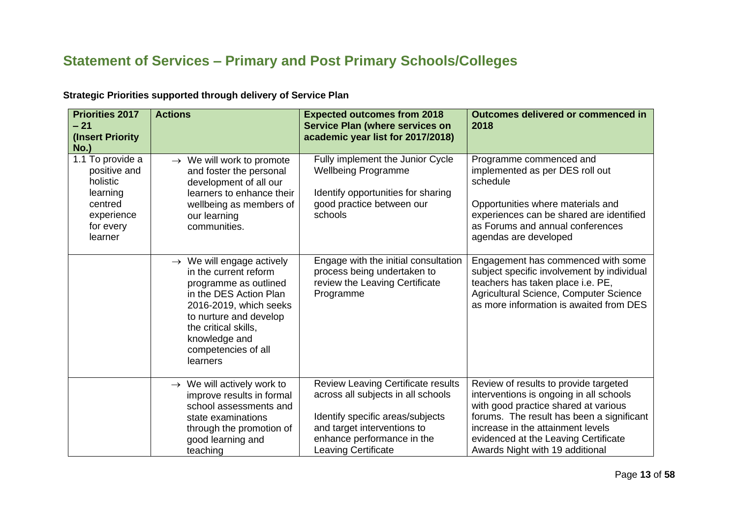# Statement of Services – Primary and Post Primary Schools/Colleges

**Strategic Priorities supported through delivery of Service Plan**

| Priorities 2017 – 21 (Insert Priority No.) | Actions | Expected outcomes from 2018 Service Plan (where services on academic year list for 2017/2018) | Outcomes delivered or commenced in 2018 |
|---|---|---|---|
| 1.1 To provide a positive and holistic learning centred experience for every learner | → We will work to promote and foster the personal development of all our learners to enhance their wellbeing as members of our learning communities. | Fully implement the Junior Cycle Wellbeing Programme<br><br>Identify opportunities for sharing good practice between our schools | Programme commenced and implemented as per DES roll out schedule<br><br>Opportunities where materials and experiences can be shared are identified as Forums and annual conferences agendas are developed |
| | → We will engage actively in the current reform programme as outlined in the DES Action Plan 2016-2019, which seeks to nurture and develop the critical skills, knowledge and competencies of all learners | Engage with the initial consultation process being undertaken to review the Leaving Certificate Programme | Engagement has commenced with some subject specific involvement by individual teachers has taken place i.e. PE, Agricultural Science, Computer Science as more information is awaited from DES |
| | → We will actively work to improve results in formal school assessments and state examinations through the promotion of good learning and teaching | Review Leaving Certificate results across all subjects in all schools<br><br>Identify specific areas/subjects and target interventions to enhance performance in the Leaving Certificate | Review of results to provide targeted interventions is ongoing in all schools with good practice shared at various forums. The result has been a significant increase in the attainment levels evidenced at the Leaving Certificate Awards Night with 19 additional |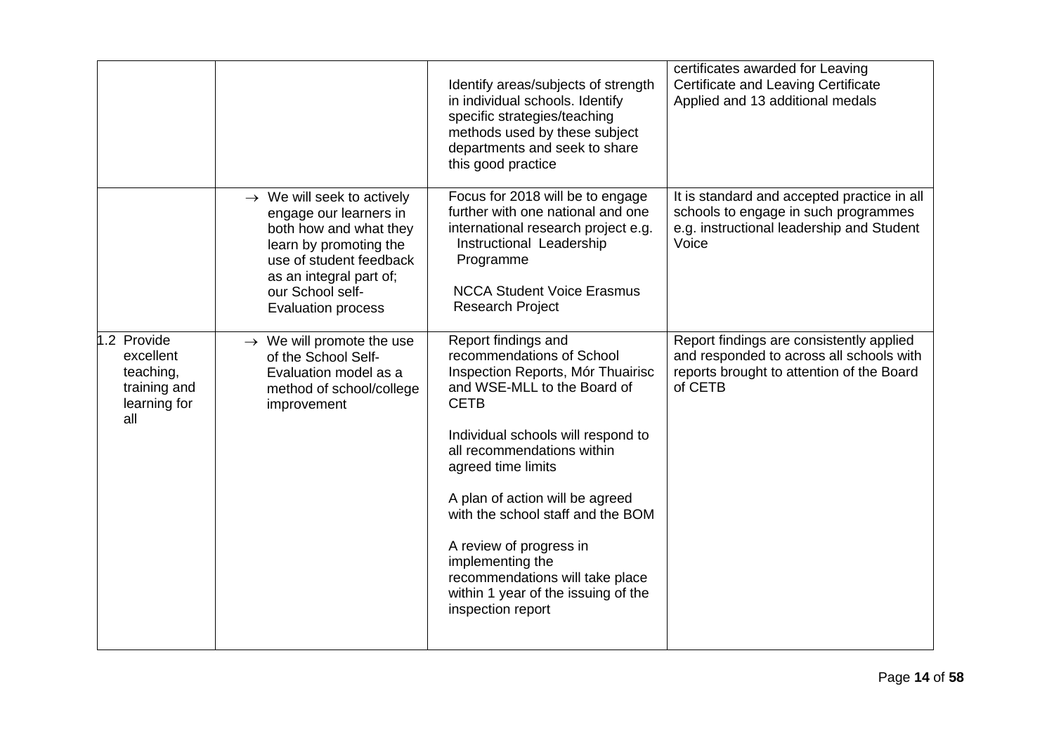| | | | |
|---|---|---|---|
| | | Identify areas/subjects of strength in individual schools. Identify specific strategies/teaching methods used by these subject departments and seek to share this good practice | certificates awarded for Leaving Certificate and Leaving Certificate Applied and 13 additional medals |
| | → We will seek to actively engage our learners in both how and what they learn by promoting the use of student feedback as an integral part of; our School self-Evaluation process | Focus for 2018 will be to engage further with one national and one international research project e.g. Instructional Leadership Programme<br><br>NCCA Student Voice Erasmus Research Project | It is standard and accepted practice in all schools to engage in such programmes e.g. instructional leadership and Student Voice |
| 1.2 Provide excellent teaching, training and learning for all | → We will promote the use of the School Self-Evaluation model as a method of school/college improvement | Report findings and recommendations of School Inspection Reports, Mór Thuairisc and WSE-MLL to the Board of CETB<br><br>Individual schools will respond to all recommendations within agreed time limits<br><br>A plan of action will be agreed with the school staff and the BOM<br><br>A review of progress in implementing the recommendations will take place within 1 year of the issuing of the inspection report | Report findings are consistently applied and responded to across all schools with reports brought to attention of the Board of CETB |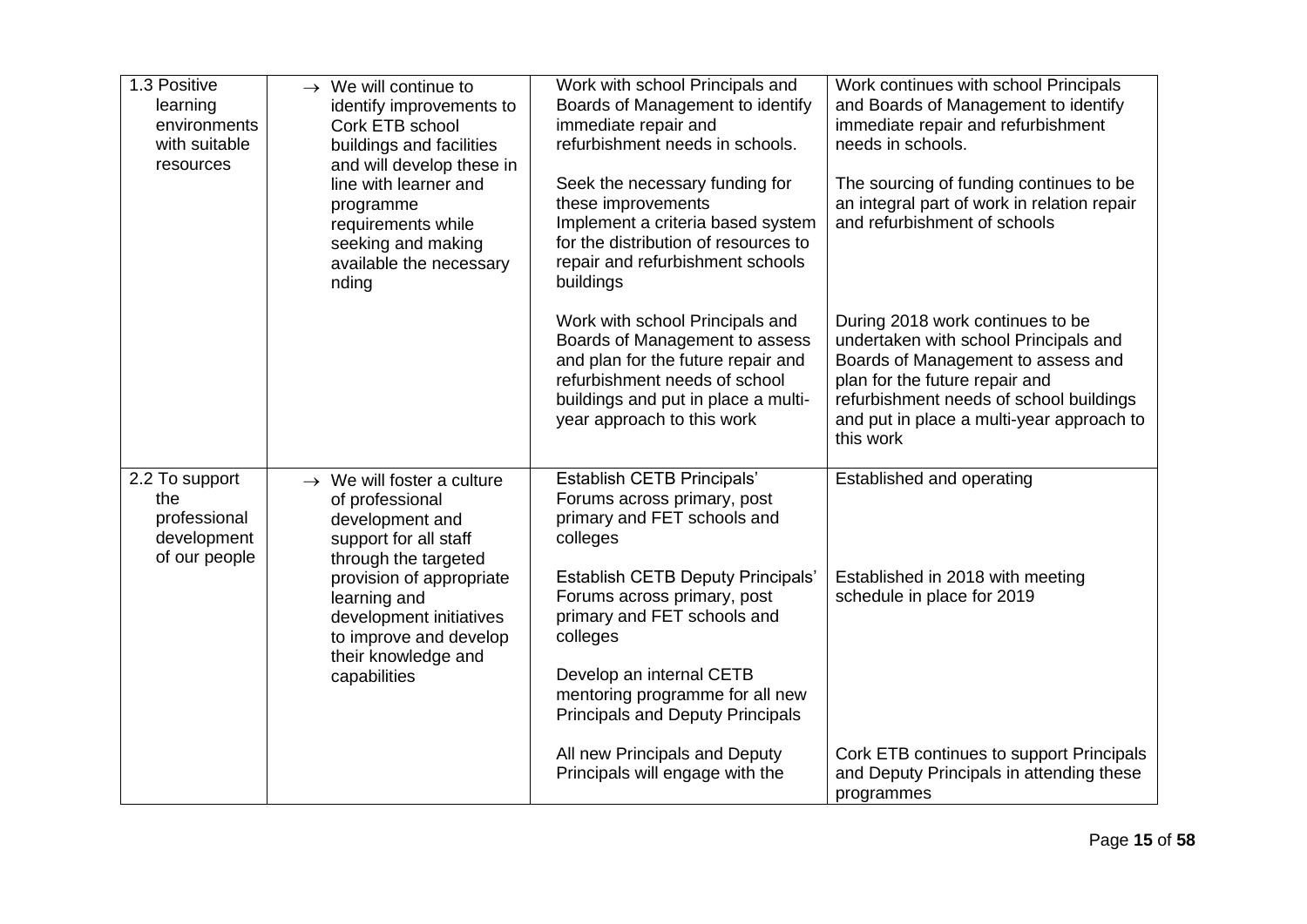| | | | |
|---|---|---|---|
| 1.3 Positive learning environments with suitable resources | → We will continue to identify improvements to Cork ETB school buildings and facilities and will develop these in line with learner and programme requirements while seeking and making available the necessary nding | Work with school Principals and Boards of Management to identify immediate repair and refurbishment needs in schools.<br><br>Seek the necessary funding for these improvements<br>Implement a criteria based system for the distribution of resources to repair and refurbishment schools buildings | Work continues with school Principals and Boards of Management to identify immediate repair and refurbishment needs in schools.<br><br>The sourcing of funding continues to be an integral part of work in relation repair and refurbishment of schools |
| | | Work with school Principals and Boards of Management to assess and plan for the future repair and refurbishment needs of school buildings and put in place a multi-year approach to this work | During 2018 work continues to be undertaken with school Principals and Boards of Management to assess and plan for the future repair and refurbishment needs of school buildings and put in place a multi-year approach to this work |
| 2.2 To support the professional development of our people | → We will foster a culture of professional development and support for all staff through the targeted provision of appropriate learning and development initiatives to improve and develop their knowledge and capabilities | Establish CETB Principals' Forums across primary, post primary and FET schools and colleges | Established and operating |
| | | Establish CETB Deputy Principals' Forums across primary, post primary and FET schools and colleges | Established in 2018 with meeting schedule in place for 2019 |
| | | Develop an internal CETB mentoring programme for all new Principals and Deputy Principals | |
| | | All new Principals and Deputy Principals will engage with the | Cork ETB continues to support Principals and Deputy Principals in attending these programmes |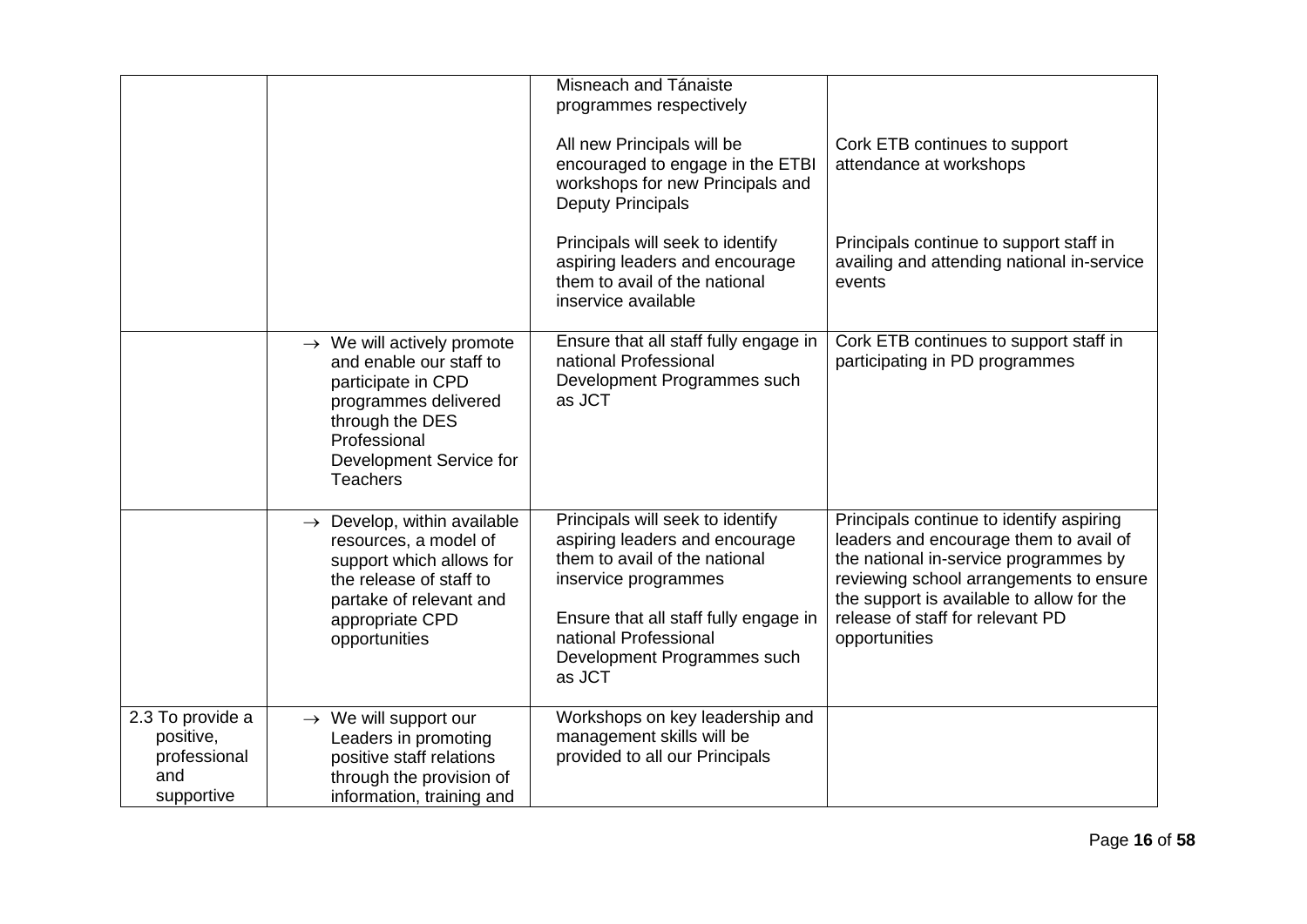| | | | |
|---|---|---|---|
| | | Misneach and Tánaiste programmes respectively<br><br>All new Principals will be encouraged to engage in the ETBI workshops for new Principals and Deputy Principals<br><br>Principals will seek to identify aspiring leaders and encourage them to avail of the national inservice available | <br><br>Cork ETB continues to support attendance at workshops<br><br>Principals continue to support staff in availing and attending national in-service events |
| | → We will actively promote and enable our staff to participate in CPD programmes delivered through the DES Professional Development Service for Teachers | Ensure that all staff fully engage in national Professional Development Programmes such as JCT | Cork ETB continues to support staff in participating in PD programmes |
| | → Develop, within available resources, a model of support which allows for the release of staff to partake of relevant and appropriate CPD opportunities | Principals will seek to identify aspiring leaders and encourage them to avail of the national inservice programmes<br><br>Ensure that all staff fully engage in national Professional Development Programmes such as JCT | Principals continue to identify aspiring leaders and encourage them to avail of the national in-service programmes by reviewing school arrangements to ensure the support is available to allow for the release of staff for relevant PD opportunities |
| 2.3 To provide a positive, professional and supportive | → We will support our Leaders in promoting positive staff relations through the provision of information, training and | Workshops on key leadership and management skills will be provided to all our Principals | |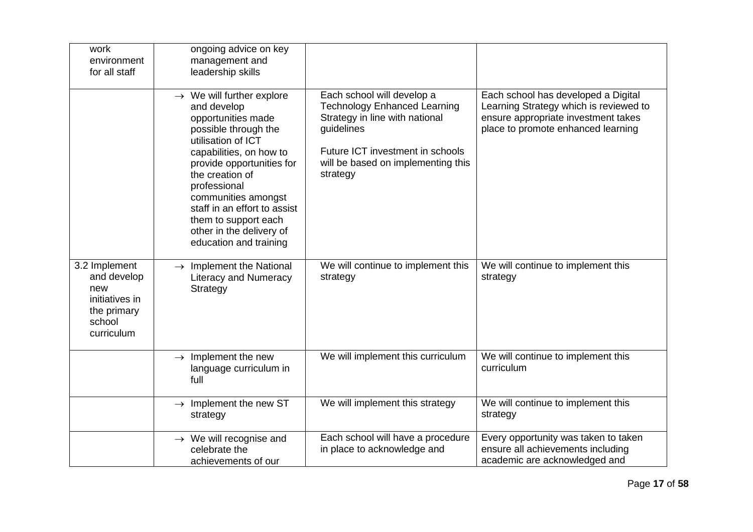| | | | |
|---|---|---|---|
| work environment for all staff | ongoing advice on key management and leadership skills | | |
| | → We will further explore and develop opportunities made possible through the utilisation of ICT capabilities, on how to provide opportunities for the creation of professional communities amongst staff in an effort to assist them to support each other in the delivery of education and training | Each school will develop a Technology Enhanced Learning Strategy in line with national guidelines<br><br>Future ICT investment in schools will be based on implementing this strategy | Each school has developed a Digital Learning Strategy which is reviewed to ensure appropriate investment takes place to promote enhanced learning |
| 3.2 Implement and develop new initiatives in the primary school curriculum | → Implement the National Literacy and Numeracy Strategy | We will continue to implement this strategy | We will continue to implement this strategy |
| | → Implement the new language curriculum in full | We will implement this curriculum | We will continue to implement this curriculum |
| | → Implement the new ST strategy | We will implement this strategy | We will continue to implement this strategy |
| | → We will recognise and celebrate the achievements of our | Each school will have a procedure in place to acknowledge and | Every opportunity was taken to taken ensure all achievements including academic are acknowledged and |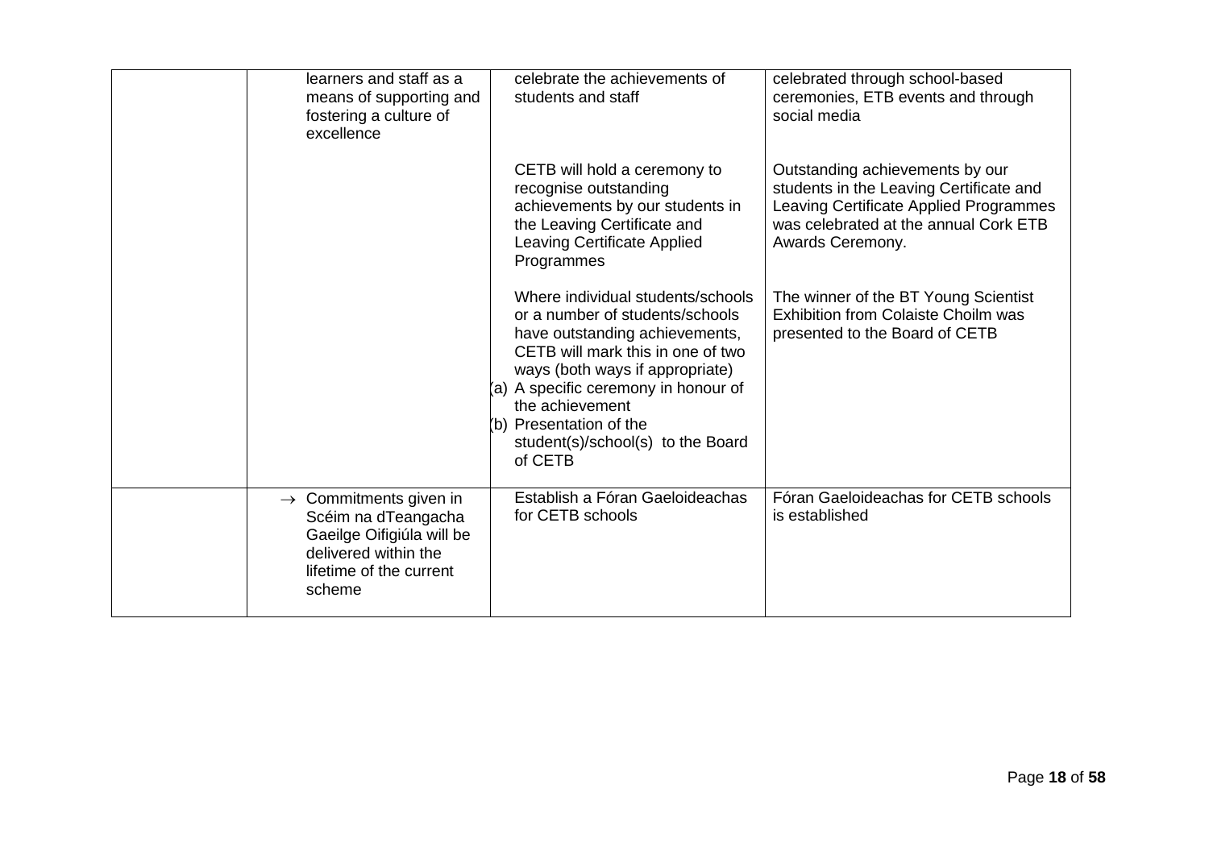| | | | |
|---|---|---|---|
| | learners and staff as a means of supporting and fostering a culture of excellence | celebrate the achievements of students and staff | celebrated through school-based ceremonies, ETB events and through social media |
| | | CETB will hold a ceremony to recognise outstanding achievements by our students in the Leaving Certificate and Leaving Certificate Applied Programmes | Outstanding achievements by our students in the Leaving Certificate and Leaving Certificate Applied Programmes was celebrated at the annual Cork ETB Awards Ceremony. |
| | | Where individual students/schools or a number of students/schools have outstanding achievements, CETB will mark this in one of two ways (both ways if appropriate)<br>(a) A specific ceremony in honour of the achievement<br>(b) Presentation of the student(s)/school(s) to the Board of CETB | The winner of the BT Young Scientist Exhibition from Colaiste Choilm was presented to the Board of CETB |
| | → Commitments given in Scéim na dTeangacha Gaeilge Oifigiúla will be delivered within the lifetime of the current scheme | Establish a Fóran Gaeloideachas for CETB schools | Fóran Gaeloideachas for CETB schools is established |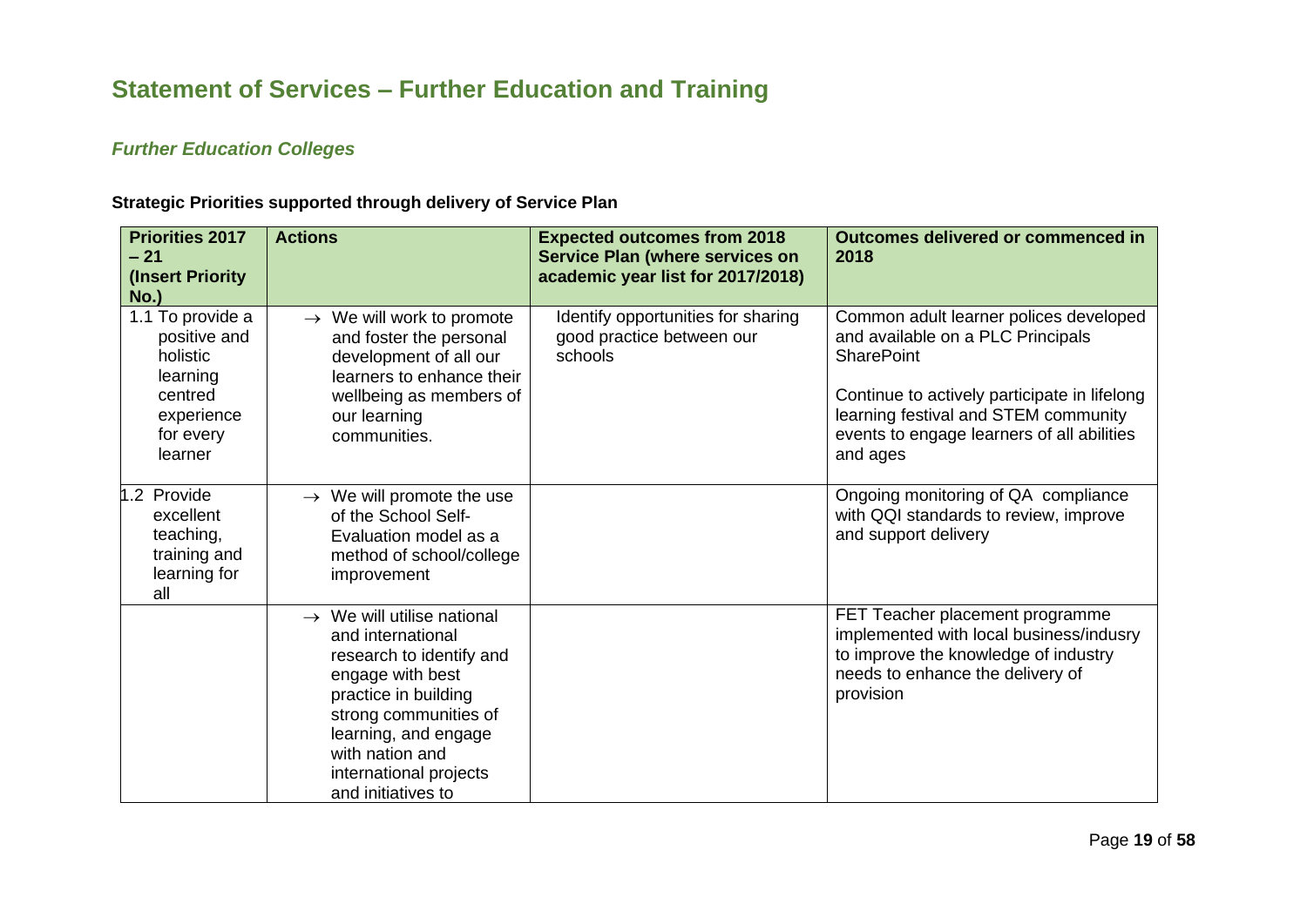# Statement of Services – Further Education and Training

### *Further Education Colleges*

**Strategic Priorities supported through delivery of Service Plan**

| Priorities 2017 – 21 (Insert Priority No.) | Actions | Expected outcomes from 2018 Service Plan (where services on academic year list for 2017/2018) | Outcomes delivered or commenced in 2018 |
|---|---|---|---|
| 1.1 To provide a positive and holistic learning centred experience for every learner | → We will work to promote and foster the personal development of all our learners to enhance their wellbeing as members of our learning communities. | Identify opportunities for sharing good practice between our schools | Common adult learner polices developed and available on a PLC Principals SharePoint<br><br>Continue to actively participate in lifelong learning festival and STEM community events to engage learners of all abilities and ages |
| 1.2 Provide excellent teaching, training and learning for all | → We will promote the use of the School Self-Evaluation model as a method of school/college improvement | | Ongoing monitoring of QA compliance with QQI standards to review, improve and support delivery |
| | → We will utilise national and international research to identify and engage with best practice in building strong communities of learning, and engage with nation and international projects and initiatives to | | FET Teacher placement programme implemented with local business/indusry to improve the knowledge of industry needs to enhance the delivery of provision |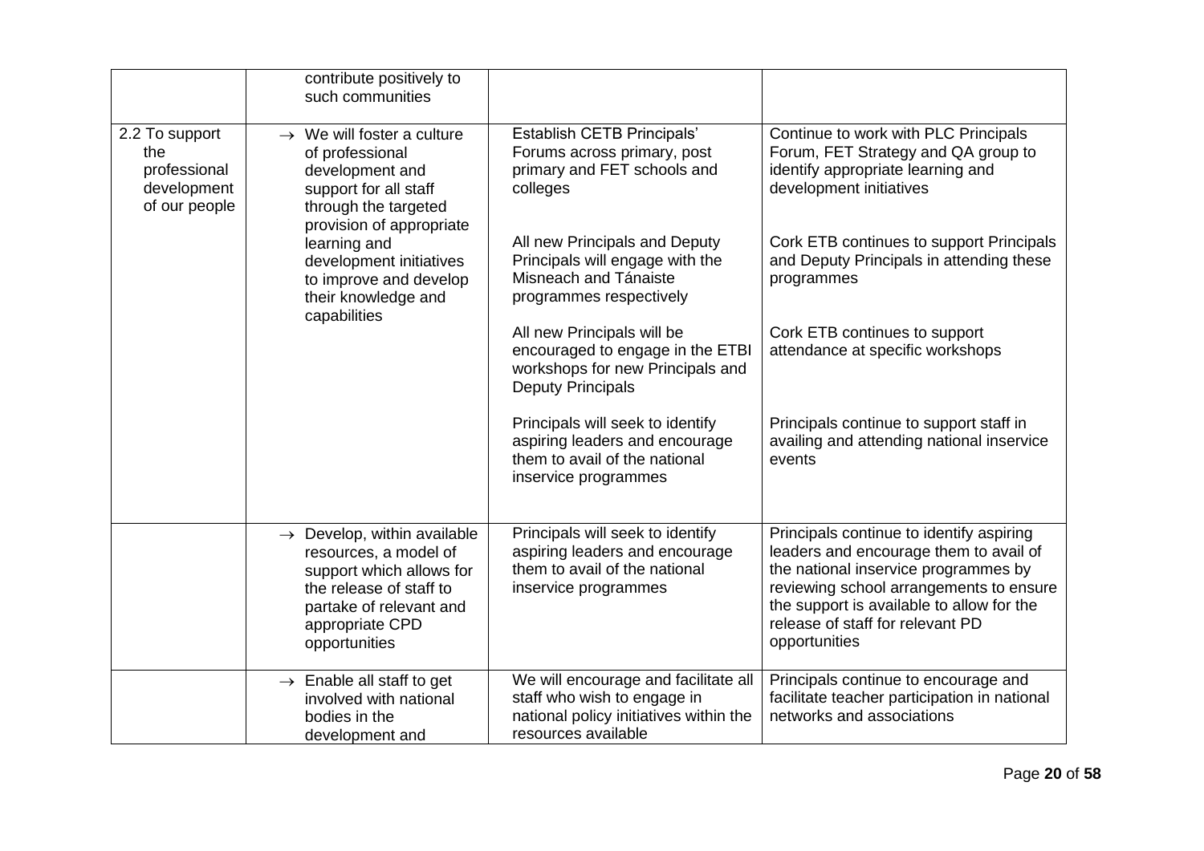| | | | |
|---|---|---|---|
| | contribute positively to such communities | | |
| 2.2 To support the professional development of our people | → We will foster a culture of professional development and support for all staff through the targeted provision of appropriate learning and development initiatives to improve and develop their knowledge and capabilities | Establish CETB Principals' Forums across primary, post primary and FET schools and colleges<br><br>All new Principals and Deputy Principals will engage with the Misneach and Tánaiste programmes respectively<br><br>All new Principals will be encouraged to engage in the ETBI workshops for new Principals and Deputy Principals<br><br>Principals will seek to identify aspiring leaders and encourage them to avail of the national inservice programmes | Continue to work with PLC Principals Forum, FET Strategy and QA group to identify appropriate learning and development initiatives<br><br>Cork ETB continues to support Principals and Deputy Principals in attending these programmes<br><br>Cork ETB continues to support attendance at specific workshops<br><br>Principals continue to support staff in availing and attending national inservice events |
| | → Develop, within available resources, a model of support which allows for the release of staff to partake of relevant and appropriate CPD opportunities | Principals will seek to identify aspiring leaders and encourage them to avail of the national inservice programmes | Principals continue to identify aspiring leaders and encourage them to avail of the national inservice programmes by reviewing school arrangements to ensure the support is available to allow for the release of staff for relevant PD opportunities |
| | → Enable all staff to get involved with national bodies in the development and | We will encourage and facilitate all staff who wish to engage in national policy initiatives within the resources available | Principals continue to encourage and facilitate teacher participation in national networks and associations |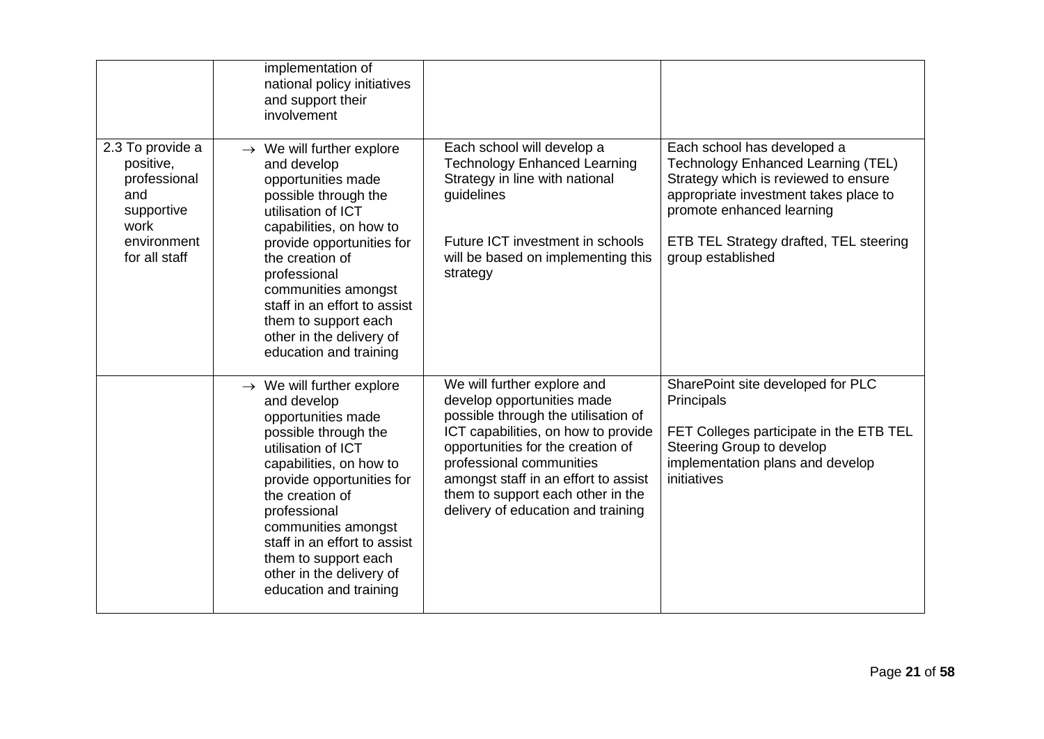| | | | |
|---|---|---|---|
| | implementation of national policy initiatives and support their involvement | | |
| 2.3 To provide a positive, professional and supportive work environment for all staff | → We will further explore and develop opportunities made possible through the utilisation of ICT capabilities, on how to provide opportunities for the creation of professional communities amongst staff in an effort to assist them to support each other in the delivery of education and training | Each school will develop a Technology Enhanced Learning Strategy in line with national guidelines<br><br>Future ICT investment in schools will be based on implementing this strategy | Each school has developed a Technology Enhanced Learning (TEL) Strategy which is reviewed to ensure appropriate investment takes place to promote enhanced learning<br><br>ETB TEL Strategy drafted, TEL steering group established |
| | → We will further explore and develop opportunities made possible through the utilisation of ICT capabilities, on how to provide opportunities for the creation of professional communities amongst staff in an effort to assist them to support each other in the delivery of education and training | We will further explore and develop opportunities made possible through the utilisation of ICT capabilities, on how to provide opportunities for the creation of professional communities amongst staff in an effort to assist them to support each other in the delivery of education and training | SharePoint site developed for PLC Principals<br><br>FET Colleges participate in the ETB TEL Steering Group to develop implementation plans and develop initiatives |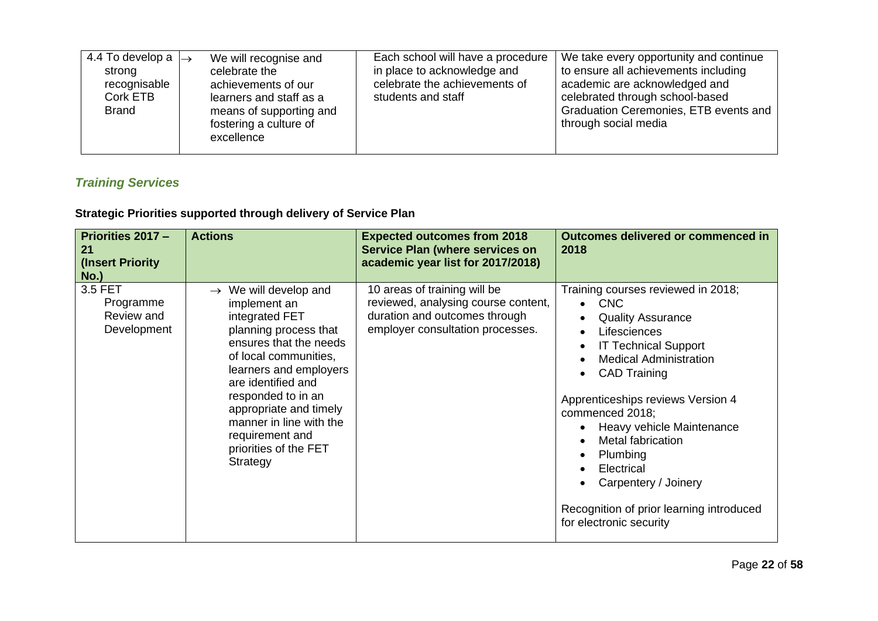| 4.4 To develop a strong recognisable Cork ETB Brand | → We will recognise and celebrate the achievements of our learners and staff as a means of supporting and fostering a culture of excellence | Each school will have a procedure in place to acknowledge and celebrate the achievements of students and staff | We take every opportunity and continue to ensure all achievements including academic are acknowledged and celebrated through school-based Graduation Ceremonies, ETB events and through social media |
|---|---|---|---|

### *Training Services*

**Strategic Priorities supported through delivery of Service Plan**

| Priorities 2017 – 21 (Insert Priority No.) | Actions | Expected outcomes from 2018 Service Plan (where services on academic year list for 2017/2018) | Outcomes delivered or commenced in 2018 |
|---|---|---|---|
| 3.5 FET Programme Review and Development | → We will develop and implement an integrated FET planning process that ensures that the needs of local communities, learners and employers are identified and responded to in an appropriate and timely manner in line with the requirement and priorities of the FET Strategy | 10 areas of training will be reviewed, analysing course content, duration and outcomes through employer consultation processes. | Training courses reviewed in 2018;<br>• CNC<br>• Quality Assurance<br>• Lifesciences<br>• IT Technical Support<br>• Medical Administration<br>• CAD Training<br><br>Apprenticeships reviews Version 4 commenced 2018;<br>• Heavy vehicle Maintenance<br>• Metal fabrication<br>• Plumbing<br>• Electrical<br>• Carpentery / Joinery<br><br>Recognition of prior learning introduced for electronic security |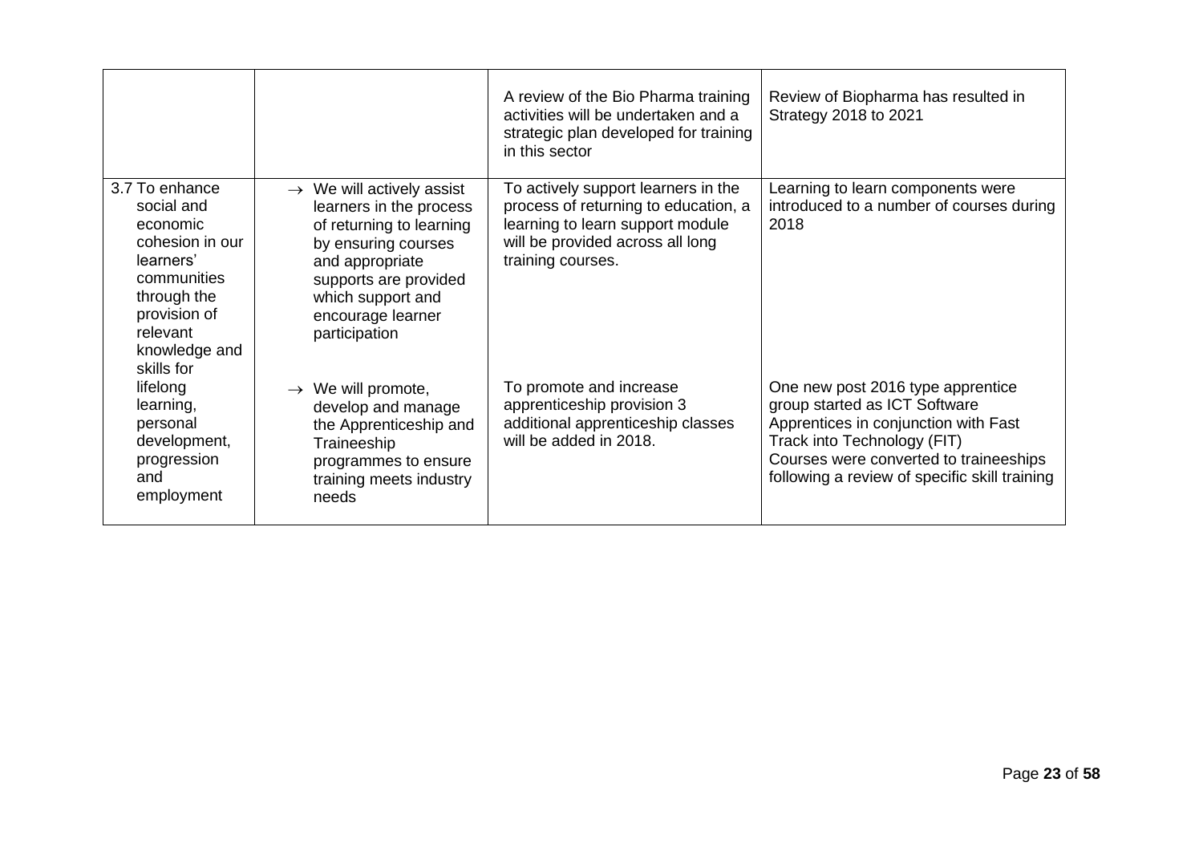| | | | |
|---|---|---|---|
| | | A review of the Bio Pharma training activities will be undertaken and a strategic plan developed for training in this sector | Review of Biopharma has resulted in Strategy 2018 to 2021 |
| 3.7 To enhance social and economic cohesion in our learners' communities through the provision of relevant knowledge and skills for lifelong learning, personal development, progression and employment | → We will actively assist learners in the process of returning to learning by ensuring courses and appropriate supports are provided which support and encourage learner participation | To actively support learners in the process of returning to education, a learning to learn support module will be provided across all long training courses. | Learning to learn components were introduced to a number of courses during 2018 |
| | → We will promote, develop and manage the Apprenticeship and Traineeship programmes to ensure training meets industry needs | To promote and increase apprenticeship provision 3 additional apprenticeship classes will be added in 2018. | One new post 2016 type apprentice group started as ICT Software Apprentices in conjunction with Fast Track into Technology (FIT) Courses were converted to traineeships following a review of specific skill training |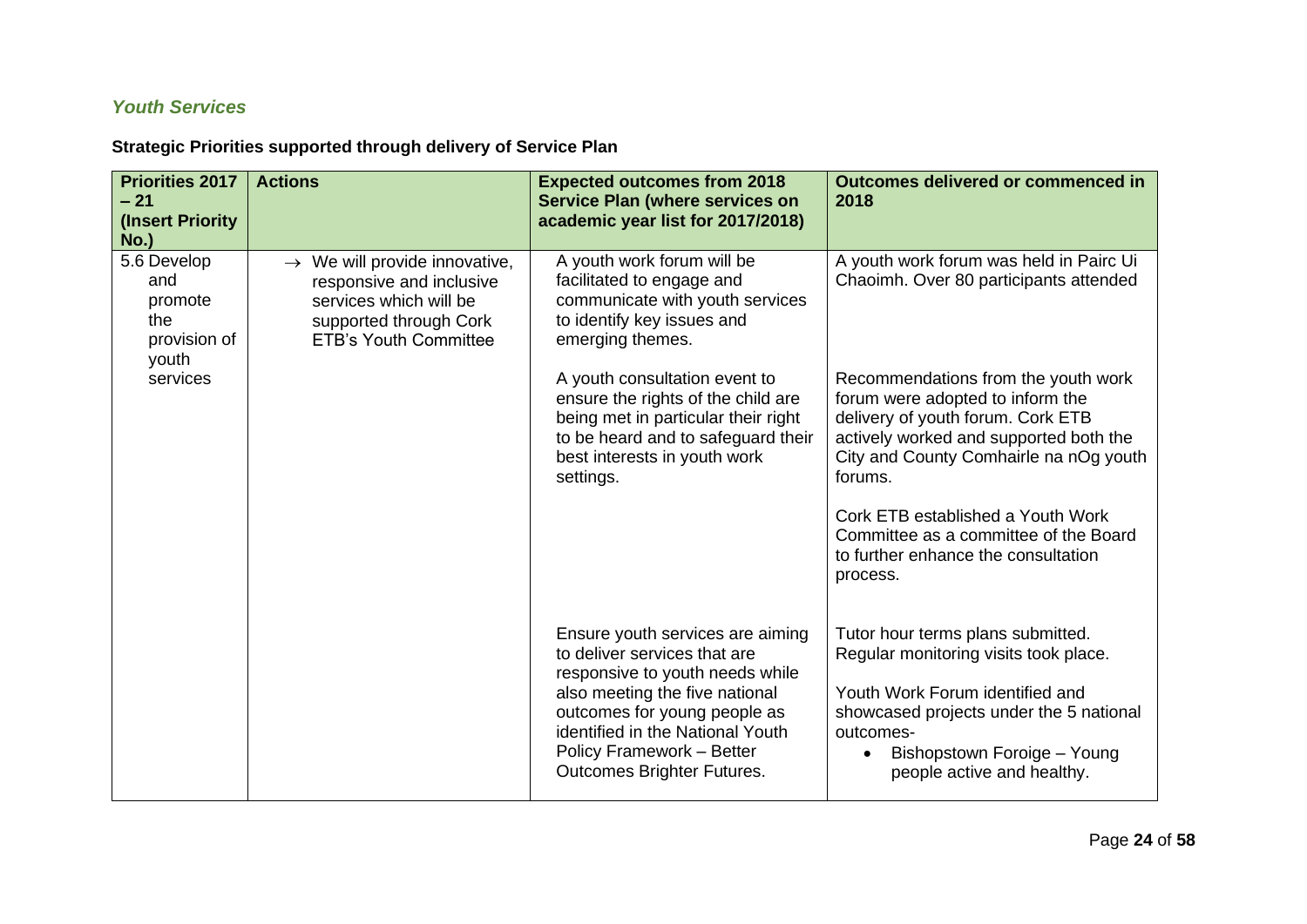### *Youth Services*

**Strategic Priorities supported through delivery of Service Plan**

| Priorities 2017 – 21 (Insert Priority No.) | Actions | Expected outcomes from 2018 Service Plan (where services on academic year list for 2017/2018) | Outcomes delivered or commenced in 2018 |
|---|---|---|---|
| 5.6 Develop and promote the provision of youth services | → We will provide innovative, responsive and inclusive services which will be supported through Cork ETB's Youth Committee | A youth work forum will be facilitated to engage and communicate with youth services to identify key issues and emerging themes. | A youth work forum was held in Pairc Ui Chaoimh. Over 80 participants attended |
| | | A youth consultation event to ensure the rights of the child are being met in particular their right to be heard and to safeguard their best interests in youth work settings. | Recommendations from the youth work forum were adopted to inform the delivery of youth forum. Cork ETB actively worked and supported both the City and County Comhairle na nOg youth forums.<br><br>Cork ETB established a Youth Work Committee as a committee of the Board to further enhance the consultation process. |
| | | Ensure youth services are aiming to deliver services that are responsive to youth needs while also meeting the five national outcomes for young people as identified in the National Youth Policy Framework – Better Outcomes Brighter Futures. | Tutor hour terms plans submitted. Regular monitoring visits took place.<br><br>Youth Work Forum identified and showcased projects under the 5 national outcomes-<br>• Bishopstown Foroige – Young people active and healthy. |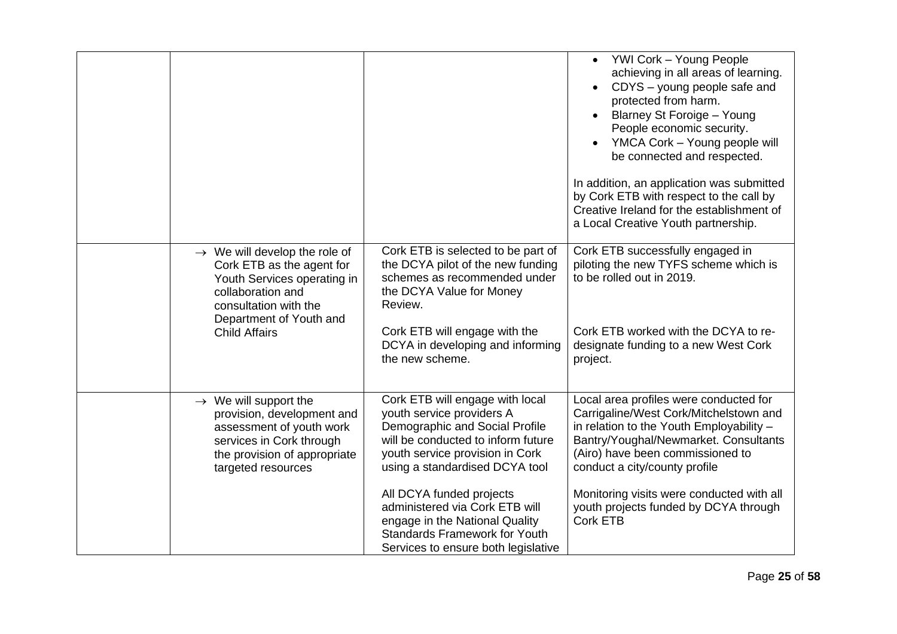| | | | |
|---|---|---|---|
| | | | • YWI Cork – Young People achieving in all areas of learning.<br>• CDYS – young people safe and protected from harm.<br>• Blarney St Foroige – Young People economic security.<br>• YMCA Cork – Young people will be connected and respected.<br><br>In addition, an application was submitted by Cork ETB with respect to the call by Creative Ireland for the establishment of a Local Creative Youth partnership. |
| | → We will develop the role of Cork ETB as the agent for Youth Services operating in collaboration and consultation with the Department of Youth and Child Affairs | Cork ETB is selected to be part of the DCYA pilot of the new funding schemes as recommended under the DCYA Value for Money Review.<br><br>Cork ETB will engage with the DCYA in developing and informing the new scheme. | Cork ETB successfully engaged in piloting the new TYFS scheme which is to be rolled out in 2019.<br><br>Cork ETB worked with the DCYA to re-designate funding to a new West Cork project. |
| | → We will support the provision, development and assessment of youth work services in Cork through the provision of appropriate targeted resources | Cork ETB will engage with local youth service providers A Demographic and Social Profile will be conducted to inform future youth service provision in Cork using a standardised DCYA tool<br><br>All DCYA funded projects administered via Cork ETB will engage in the National Quality Standards Framework for Youth Services to ensure both legislative | Local area profiles were conducted for Carrigaline/West Cork/Mitchelstown and in relation to the Youth Employability – Bantry/Youghal/Newmarket. Consultants (Airo) have been commissioned to conduct a city/county profile<br><br>Monitoring visits were conducted with all youth projects funded by DCYA through Cork ETB |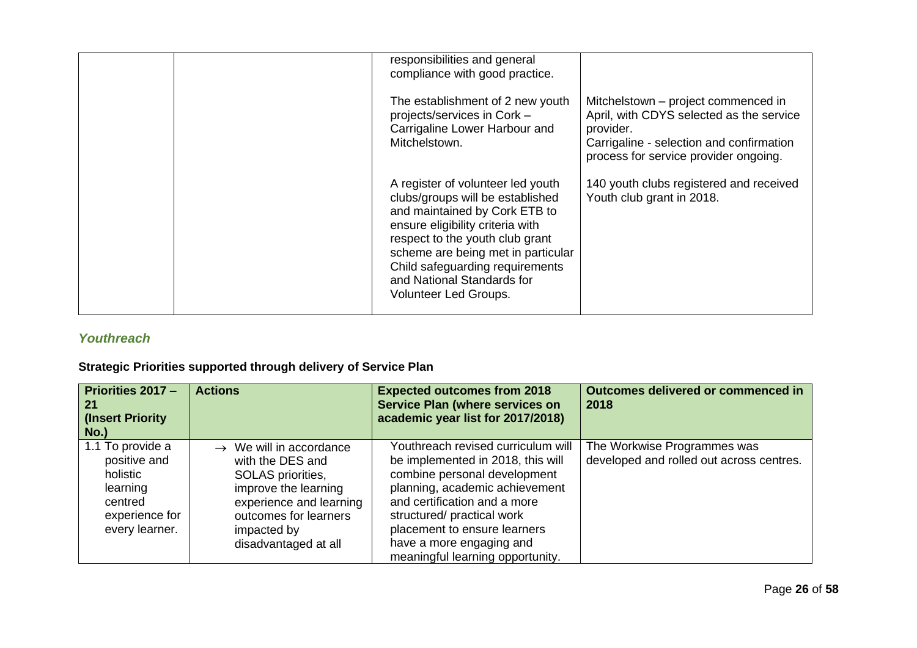| | | responsibilities and general compliance with good practice.<br><br>The establishment of 2 new youth projects/services in Cork – Carrigaline Lower Harbour and Mitchelstown.<br><br>A register of volunteer led youth clubs/groups will be established and maintained by Cork ETB to ensure eligibility criteria with respect to the youth club grant scheme are being met in particular Child safeguarding requirements and National Standards for Volunteer Led Groups. | Mitchelstown – project commenced in April, with CDYS selected as the service provider.<br>Carrigaline - selection and confirmation process for service provider ongoing.<br><br>140 youth clubs registered and received Youth club grant in 2018. |
|---|---|---|---|

## *Youthreach*

**Strategic Priorities supported through delivery of Service Plan**

| Priorities 2017 – 21 (Insert Priority No.) | Actions | Expected outcomes from 2018 Service Plan (where services on academic year list for 2017/2018) | Outcomes delivered or commenced in 2018 |
|---|---|---|---|
| 1.1 To provide a positive and holistic learning centred experience for every learner. | → We will in accordance with the DES and SOLAS priorities, improve the learning experience and learning outcomes for learners impacted by disadvantaged at all | Youthreach revised curriculum will be implemented in 2018, this will combine personal development planning, academic achievement and certification and a more structured/ practical work placement to ensure learners have a more engaging and meaningful learning opportunity. | The Workwise Programmes was developed and rolled out across centres. |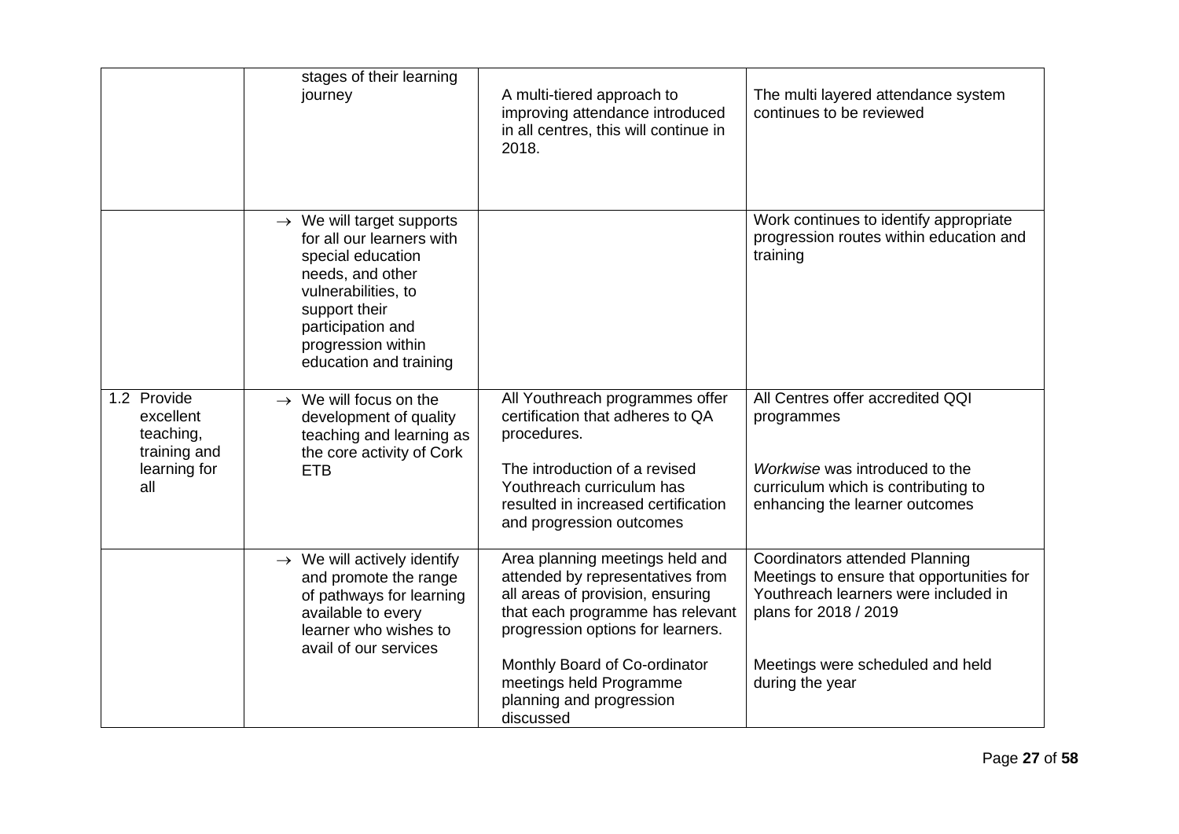| | | | |
|---|---|---|---|
| | stages of their learning journey | A multi-tiered approach to improving attendance introduced in all centres, this will continue in 2018. | The multi layered attendance system continues to be reviewed |
| | → We will target supports for all our learners with special education needs, and other vulnerabilities, to support their participation and progression within education and training | | Work continues to identify appropriate progression routes within education and training |
| 1.2 Provide excellent teaching, training and learning for all | → We will focus on the development of quality teaching and learning as the core activity of Cork ETB | All Youthreach programmes offer certification that adheres to QA procedures.<br><br>The introduction of a revised Youthreach curriculum has resulted in increased certification and progression outcomes | All Centres offer accredited QQI programmes<br><br>*Workwise* was introduced to the curriculum which is contributing to enhancing the learner outcomes |
| | → We will actively identify and promote the range of pathways for learning available to every learner who wishes to avail of our services | Area planning meetings held and attended by representatives from all areas of provision, ensuring that each programme has relevant progression options for learners.<br><br>Monthly Board of Co-ordinator meetings held Programme planning and progression discussed | Coordinators attended Planning Meetings to ensure that opportunities for Youthreach learners were included in plans for 2018 / 2019<br><br>Meetings were scheduled and held during the year |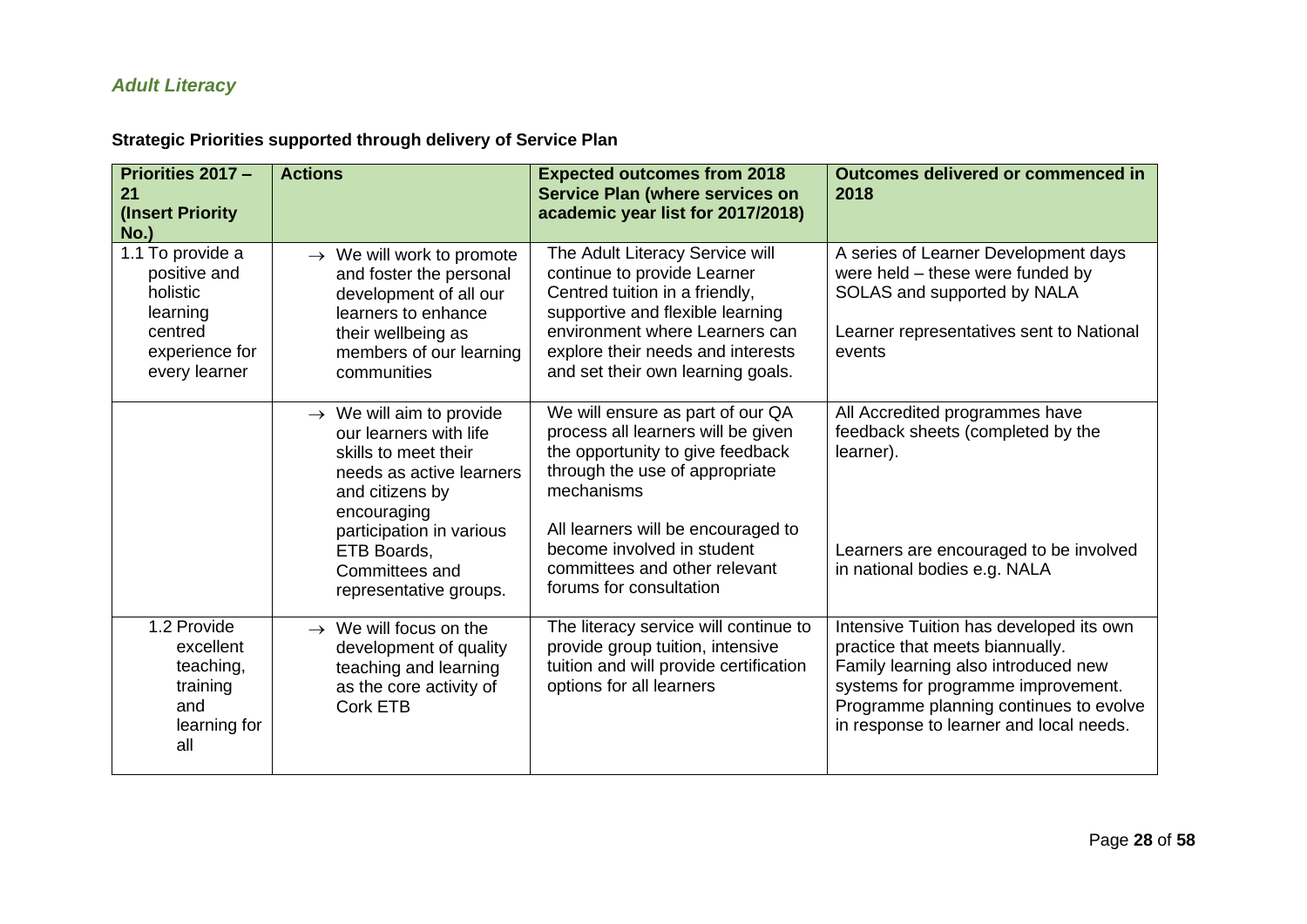*Adult Literacy*

**Strategic Priorities supported through delivery of Service Plan**

| Priorities 2017 – 21 (Insert Priority No.) | Actions | Expected outcomes from 2018 Service Plan (where services on academic year list for 2017/2018) | Outcomes delivered or commenced in 2018 |
|---|---|---|---|
| 1.1 To provide a positive and holistic learning centred experience for every learner | → We will work to promote and foster the personal development of all our learners to enhance their wellbeing as members of our learning communities | The Adult Literacy Service will continue to provide Learner Centred tuition in a friendly, supportive and flexible learning environment where Learners can explore their needs and interests and set their own learning goals. | A series of Learner Development days were held – these were funded by SOLAS and supported by NALA<br><br>Learner representatives sent to National events |
| | → We will aim to provide our learners with life skills to meet their needs as active learners and citizens by encouraging participation in various ETB Boards, Committees and representative groups. | We will ensure as part of our QA process all learners will be given the opportunity to give feedback through the use of appropriate mechanisms<br><br>All learners will be encouraged to become involved in student committees and other relevant forums for consultation | All Accredited programmes have feedback sheets (completed by the learner).<br><br>Learners are encouraged to be involved in national bodies e.g. NALA |
| 1.2 Provide excellent teaching, training and learning for all | → We will focus on the development of quality teaching and learning as the core activity of Cork ETB | The literacy service will continue to provide group tuition, intensive tuition and will provide certification options for all learners | Intensive Tuition has developed its own practice that meets biannually. Family learning also introduced new systems for programme improvement. Programme planning continues to evolve in response to learner and local needs. |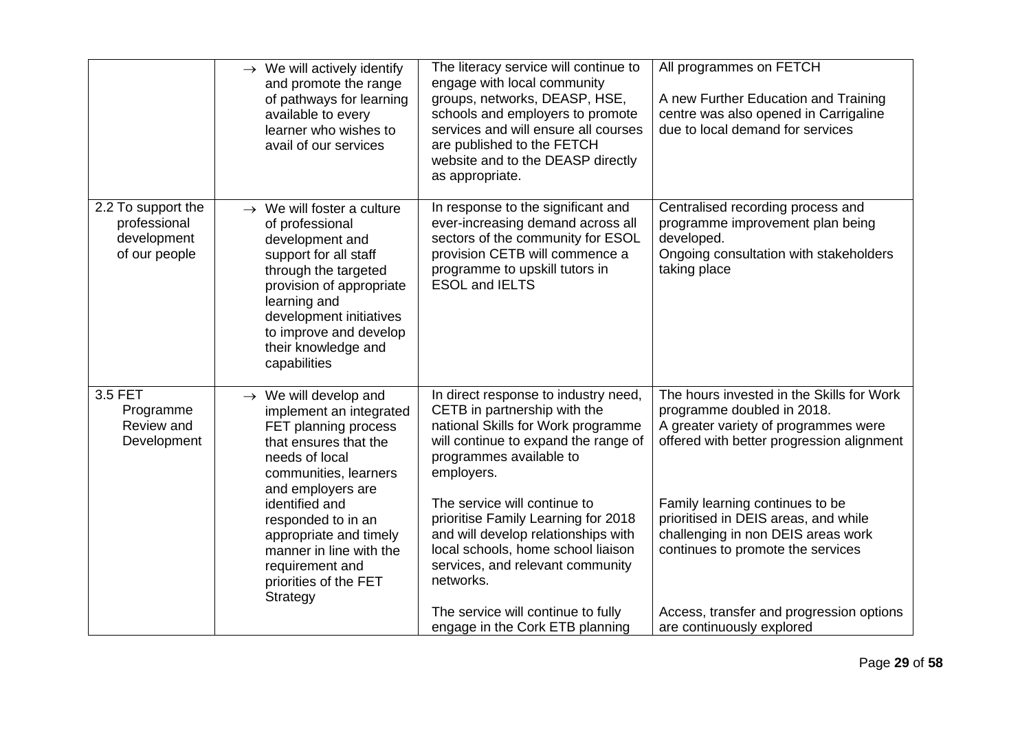| | | | |
|---|---|---|---|
| | → We will actively identify and promote the range of pathways for learning available to every learner who wishes to avail of our services | The literacy service will continue to engage with local community groups, networks, DEASP, HSE, schools and employers to promote services and will ensure all courses are published to the FETCH website and to the DEASP directly as appropriate. | All programmes on FETCH<br><br>A new Further Education and Training centre was also opened in Carrigaline due to local demand for services |
| 2.2 To support the professional development of our people | → We will foster a culture of professional development and support for all staff through the targeted provision of appropriate learning and development initiatives to improve and develop their knowledge and capabilities | In response to the significant and ever-increasing demand across all sectors of the community for ESOL provision CETB will commence a programme to upskill tutors in ESOL and IELTS | Centralised recording process and programme improvement plan being developed.<br>Ongoing consultation with stakeholders taking place |
| 3.5 FET Programme Review and Development | → We will develop and implement an integrated FET planning process that ensures that the needs of local communities, learners and employers are identified and responded to in an appropriate and timely manner in line with the requirement and priorities of the FET Strategy | In direct response to industry need, CETB in partnership with the national Skills for Work programme will continue to expand the range of programmes available to employers.<br><br>The service will continue to prioritise Family Learning for 2018 and will develop relationships with local schools, home school liaison services, and relevant community networks.<br><br>The service will continue to fully engage in the Cork ETB planning | The hours invested in the Skills for Work programme doubled in 2018.<br>A greater variety of programmes were offered with better progression alignment<br><br>Family learning continues to be prioritised in DEIS areas, and while challenging in non DEIS areas work continues to promote the services<br><br>Access, transfer and progression options are continuously explored |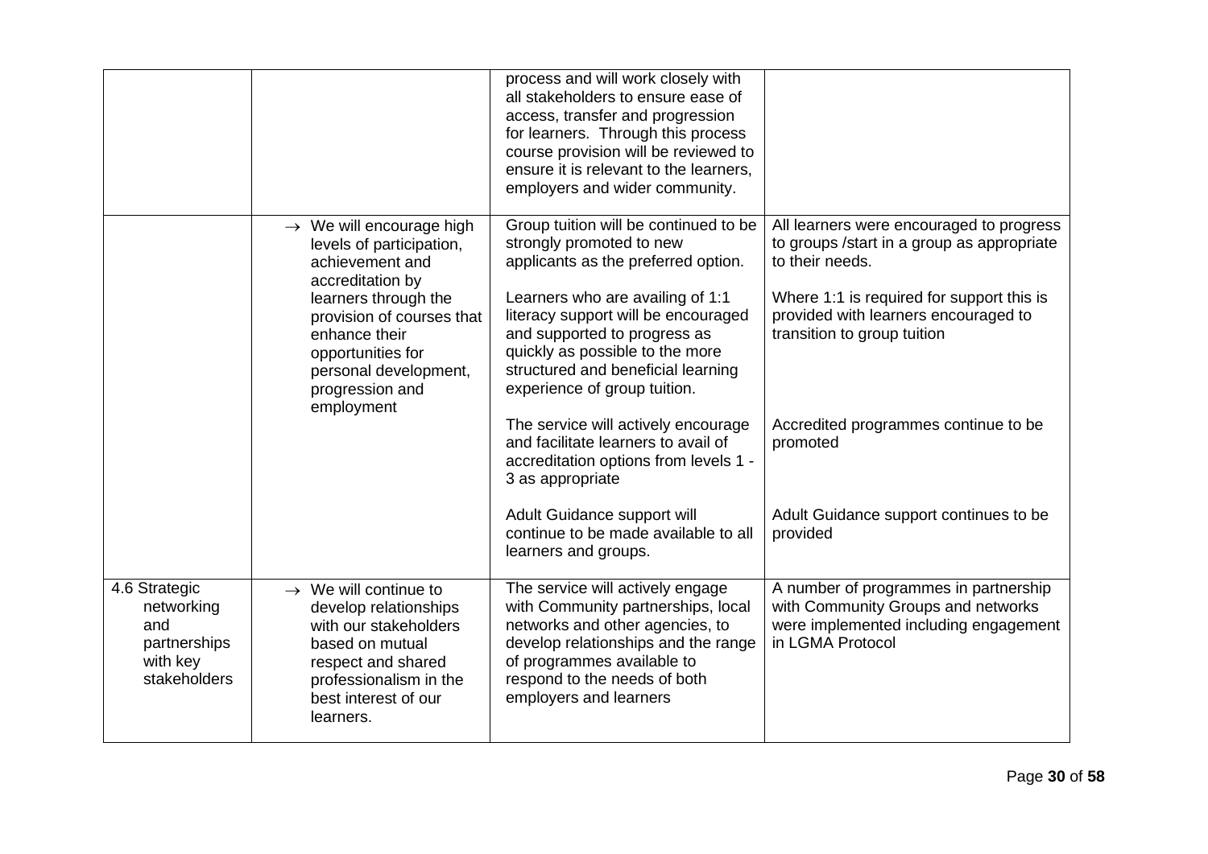| | | | |
|---|---|---|---|
| | | process and will work closely with all stakeholders to ensure ease of access, transfer and progression for learners. Through this process course provision will be reviewed to ensure it is relevant to the learners, employers and wider community. | |
| | → We will encourage high levels of participation, achievement and accreditation by learners through the provision of courses that enhance their opportunities for personal development, progression and employment | Group tuition will be continued to be strongly promoted to new applicants as the preferred option.<br><br>Learners who are availing of 1:1 literacy support will be encouraged and supported to progress as quickly as possible to the more structured and beneficial learning experience of group tuition.<br><br>The service will actively encourage and facilitate learners to avail of accreditation options from levels 1 - 3 as appropriate<br><br>Adult Guidance support will continue to be made available to all learners and groups. | All learners were encouraged to progress to groups /start in a group as appropriate to their needs.<br><br>Where 1:1 is required for support this is provided with learners encouraged to transition to group tuition<br><br>Accredited programmes continue to be promoted<br><br>Adult Guidance support continues to be provided |
| 4.6 Strategic networking and partnerships with key stakeholders | → We will continue to develop relationships with our stakeholders based on mutual respect and shared professionalism in the best interest of our learners. | The service will actively engage with Community partnerships, local networks and other agencies, to develop relationships and the range of programmes available to respond to the needs of both employers and learners | A number of programmes in partnership with Community Groups and networks were implemented including engagement in LGMA Protocol |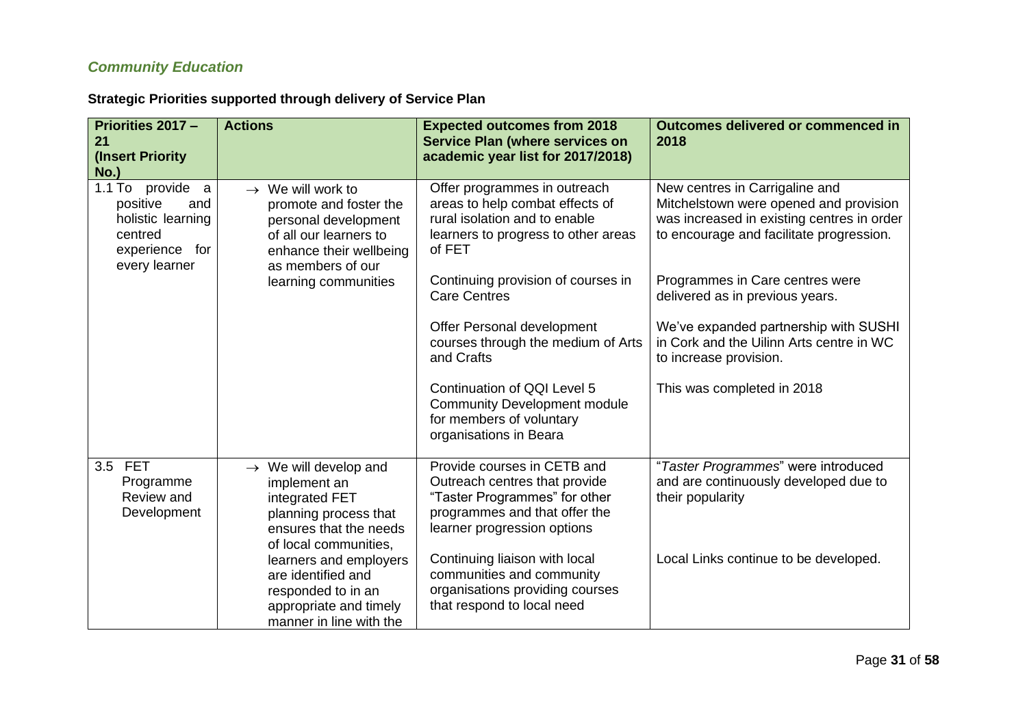## *Community Education*

**Strategic Priorities supported through delivery of Service Plan**

| Priorities 2017 – 21 (Insert Priority No.) | Actions | Expected outcomes from 2018 Service Plan (where services on academic year list for 2017/2018) | Outcomes delivered or commenced in 2018 |
|---|---|---|---|
| 1.1 To provide a positive and holistic learning centred experience for every learner | → We will work to promote and foster the personal development of all our learners to enhance their wellbeing as members of our learning communities | Offer programmes in outreach areas to help combat effects of rural isolation and to enable learners to progress to other areas of FET<br><br>Continuing provision of courses in Care Centres<br><br>Offer Personal development courses through the medium of Arts and Crafts<br><br>Continuation of QQI Level 5 Community Development module for members of voluntary organisations in Beara | New centres in Carrigaline and Mitchelstown were opened and provision was increased in existing centres in order to encourage and facilitate progression.<br><br>Programmes in Care centres were delivered as in previous years.<br><br>We've expanded partnership with SUSHI in Cork and the Uilinn Arts centre in WC to increase provision.<br><br>This was completed in 2018 |
| 3.5 FET Programme Review and Development | → We will develop and implement an integrated FET planning process that ensures that the needs of local communities, learners and employers are identified and responded to in an appropriate and timely manner in line with the | Provide courses in CETB and Outreach centres that provide "Taster Programmes" for other programmes and that offer the learner progression options<br><br>Continuing liaison with local communities and community organisations providing courses that respond to local need | "*Taster Programmes*" were introduced and are continuously developed due to their popularity<br><br>Local Links continue to be developed. |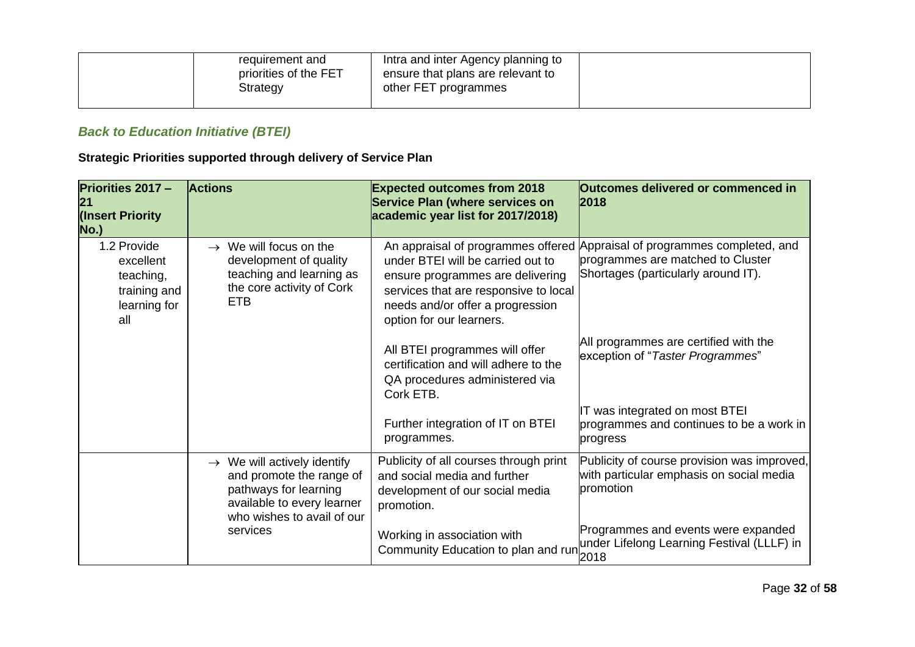| | requirement and priorities of the FET Strategy | Intra and inter Agency planning to ensure that plans are relevant to other FET programmes | |
|---|---|---|---|

### *Back to Education Initiative (BTEI)*

**Strategic Priorities supported through delivery of Service Plan**

| **Priorities 2017 – 21 (Insert Priority No.)** | **Actions** | **Expected outcomes from 2018 Service Plan (where services on academic year list for 2017/2018)** | **Outcomes delivered or commenced in 2018** |
|---|---|---|---|
| 1.2 Provide excellent teaching, training and learning for all | → We will focus on the development of quality teaching and learning as the core activity of Cork ETB | An appraisal of programmes offered under BTEI will be carried out to ensure programmes are delivering services that are responsive to local needs and/or offer a progression option for our learners. | Appraisal of programmes completed, and programmes are matched to Cluster Shortages (particularly around IT). |
| | | All BTEI programmes will offer certification and will adhere to the QA procedures administered via Cork ETB. | All programmes are certified with the exception of "*Taster Programmes*" |
| | | Further integration of IT on BTEI programmes. | IT was integrated on most BTEI programmes and continues to be a work in progress |
| | → We will actively identify and promote the range of pathways for learning available to every learner who wishes to avail of our services | Publicity of all courses through print and social media and further development of our social media promotion. | Publicity of course provision was improved, with particular emphasis on social media promotion |
| | | Working in association with Community Education to plan and run | Programmes and events were expanded under Lifelong Learning Festival (LLLF) in 2018 |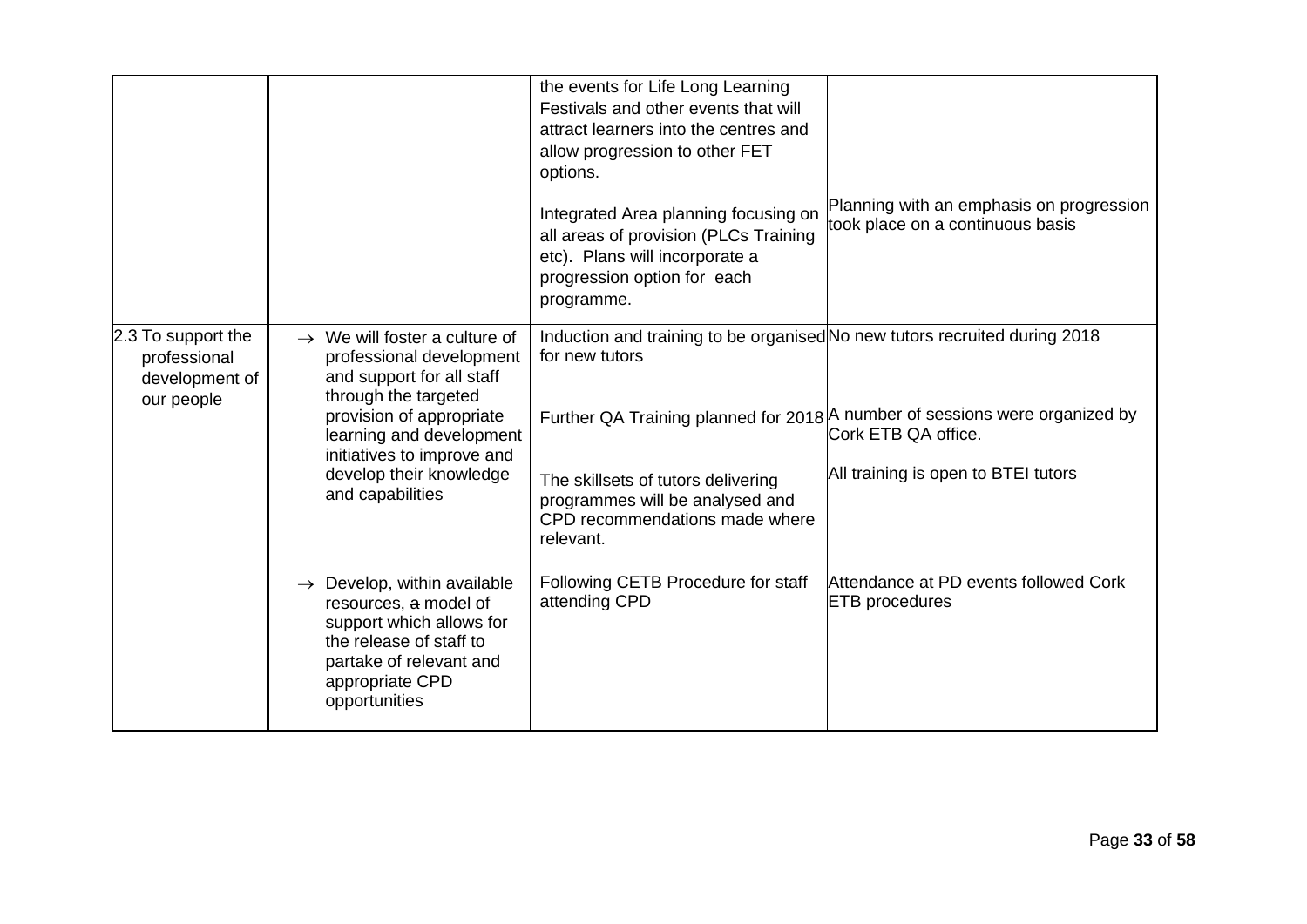| | | | |
|---|---|---|---|
| | | the events for Life Long Learning Festivals and other events that will attract learners into the centres and allow progression to other FET options.<br><br>Integrated Area planning focusing on all areas of provision (PLCs Training etc). Plans will incorporate a progression option for each programme. | Planning with an emphasis on progression took place on a continuous basis |
| 2.3 To support the professional development of our people | → We will foster a culture of professional development and support for all staff through the targeted provision of appropriate learning and development initiatives to improve and develop their knowledge and capabilities | Induction and training to be organised for new tutors<br><br>Further QA Training planned for 2018<br><br>The skillsets of tutors delivering programmes will be analysed and CPD recommendations made where relevant. | No new tutors recruited during 2018<br><br>A number of sessions were organized by Cork ETB QA office.<br><br>All training is open to BTEI tutors |
| | → Develop, within available resources, ~~a~~ model of support which allows for the release of staff to partake of relevant and appropriate CPD opportunities | Following CETB Procedure for staff attending CPD | Attendance at PD events followed Cork ETB procedures |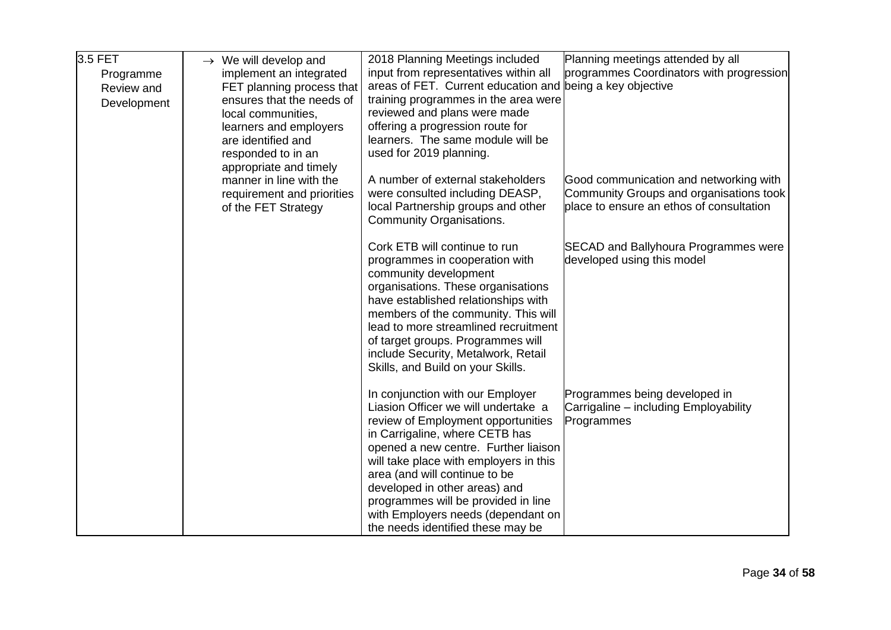| | | | |
|---|---|---|---|
| 3.5 FET Programme Review and Development | → We will develop and implement an integrated FET planning process that ensures that the needs of local communities, learners and employers are identified and responded to in an appropriate and timely manner in line with the requirement and priorities of the FET Strategy | 2018 Planning Meetings included input from representatives within all areas of FET. Current education and training programmes in the area were reviewed and plans were made offering a progression route for learners. The same module will be used for 2019 planning. | Planning meetings attended by all programmes Coordinators with progression being a key objective |
| | | A number of external stakeholders were consulted including DEASP, local Partnership groups and other Community Organisations. | Good communication and networking with Community Groups and organisations took place to ensure an ethos of consultation |
| | | Cork ETB will continue to run programmes in cooperation with community development organisations. These organisations have established relationships with members of the community. This will lead to more streamlined recruitment of target groups. Programmes will include Security, Metalwork, Retail Skills, and Build on your Skills. | SECAD and Ballyhoura Programmes were developed using this model |
| | | In conjunction with our Employer Liasion Officer we will undertake a review of Employment opportunities in Carrigaline, where CETB has opened a new centre. Further liaison will take place with employers in this area (and will continue to be developed in other areas) and programmes will be provided in line with Employers needs (dependant on the needs identified these may be | Programmes being developed in Carrigaline – including Employability Programmes |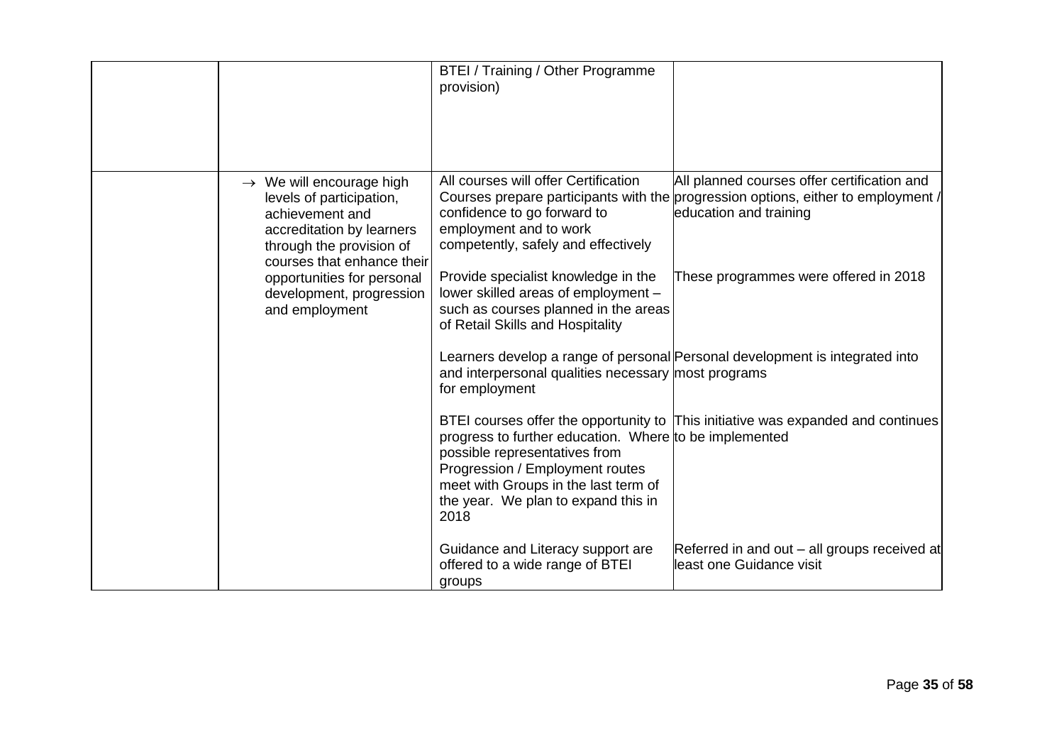| | | | |
|---|---|---|---|
| | | BTEI / Training / Other Programme provision) | |
| | → We will encourage high levels of participation, achievement and accreditation by learners through the provision of courses that enhance their opportunities for personal development, progression and employment | All courses will offer Certification Courses prepare participants with the confidence to go forward to employment and to work competently, safely and effectively | All planned courses offer certification and progression options, either to employment / education and training |
| | | Provide specialist knowledge in the lower skilled areas of employment – such as courses planned in the areas of Retail Skills and Hospitality | These programmes were offered in 2018 |
| | | Learners develop a range of personal and interpersonal qualities necessary for employment | Personal development is integrated into most programs |
| | | BTEI courses offer the opportunity to progress to further education. Where possible representatives from Progression / Employment routes meet with Groups in the last term of the year. We plan to expand this in 2018 | This initiative was expanded and continues to be implemented |
| | | Guidance and Literacy support are offered to a wide range of BTEI groups | Referred in and out – all groups received at least one Guidance visit |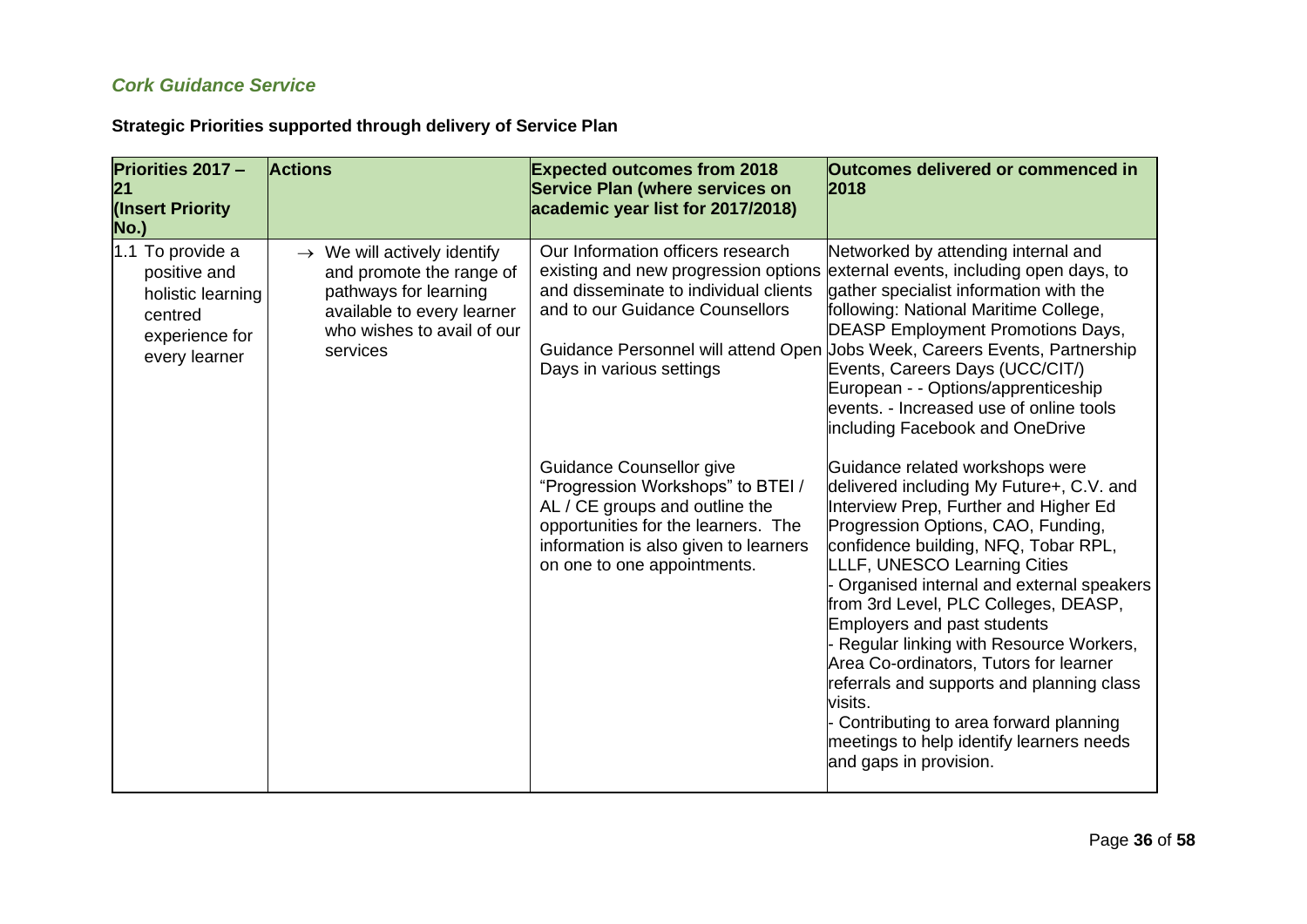### *Cork Guidance Service*

**Strategic Priorities supported through delivery of Service Plan**

| Priorities 2017 – 21 (Insert Priority No.) | Actions | Expected outcomes from 2018 Service Plan (where services on academic year list for 2017/2018) | Outcomes delivered or commenced in 2018 |
|---|---|---|---|
| 1.1 To provide a positive and holistic learning centred experience for every learner | → We will actively identify and promote the range of pathways for learning available to every learner who wishes to avail of our services | Our Information officers research existing and new progression options and disseminate to individual clients and to our Guidance Counsellors<br><br>Guidance Personnel will attend Open Days in various settings | Networked by attending internal and external events, including open days, to gather specialist information with the following: National Maritime College, DEASP Employment Promotions Days, Jobs Week, Careers Events, Partnership Events, Careers Days (UCC/CIT/) European - - Options/apprenticeship events. - Increased use of online tools including Facebook and OneDrive |
| | | Guidance Counsellor give "Progression Workshops" to BTEI / AL / CE groups and outline the opportunities for the learners. The information is also given to learners on one to one appointments. | Guidance related workshops were delivered including My Future+, C.V. and Interview Prep, Further and Higher Ed Progression Options, CAO, Funding, confidence building, NFQ, Tobar RPL, LLLF, UNESCO Learning Cities<br>- Organised internal and external speakers from 3rd Level, PLC Colleges, DEASP, Employers and past students<br>- Regular linking with Resource Workers, Area Co-ordinators, Tutors for learner referrals and supports and planning class visits.<br>- Contributing to area forward planning meetings to help identify learners needs and gaps in provision. |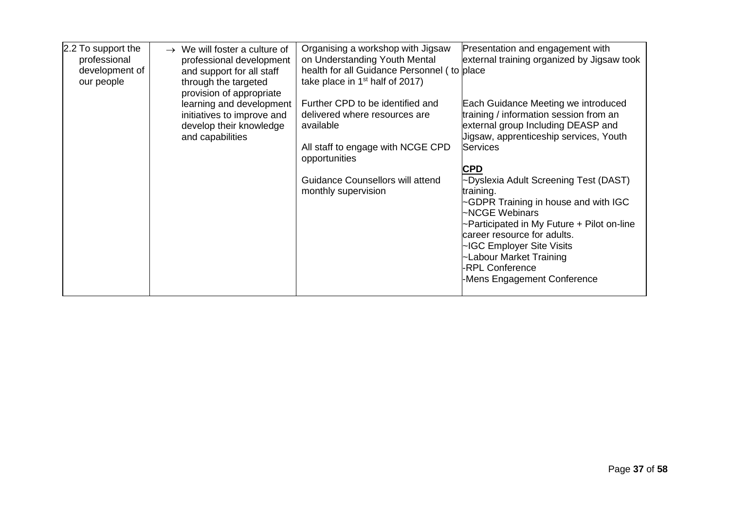| 2.2 To support the professional development of our people | → We will foster a culture of professional development and support for all staff through the targeted provision of appropriate learning and development initiatives to improve and develop their knowledge and capabilities | Organising a workshop with Jigsaw on Understanding Youth Mental health for all Guidance Personnel ( to take place in 1st half of 2017)<br><br>Further CPD to be identified and delivered where resources are available<br><br>All staff to engage with NCGE CPD opportunities<br><br>Guidance Counsellors will attend monthly supervision | Presentation and engagement with external training organized by Jigsaw took place<br><br>Each Guidance Meeting we introduced training / information session from an external group Including DEASP and Jigsaw, apprenticeship services, Youth Services<br><br>**CPD**<br>~Dyslexia Adult Screening Test (DAST) training.<br>~GDPR Training in house and with IGC<br>~NCGE Webinars<br>~Participated in My Future + Pilot on-line career resource for adults.<br>~IGC Employer Site Visits<br>~Labour Market Training<br>-RPL Conference<br>-Mens Engagement Conference |
|---|---|---|---|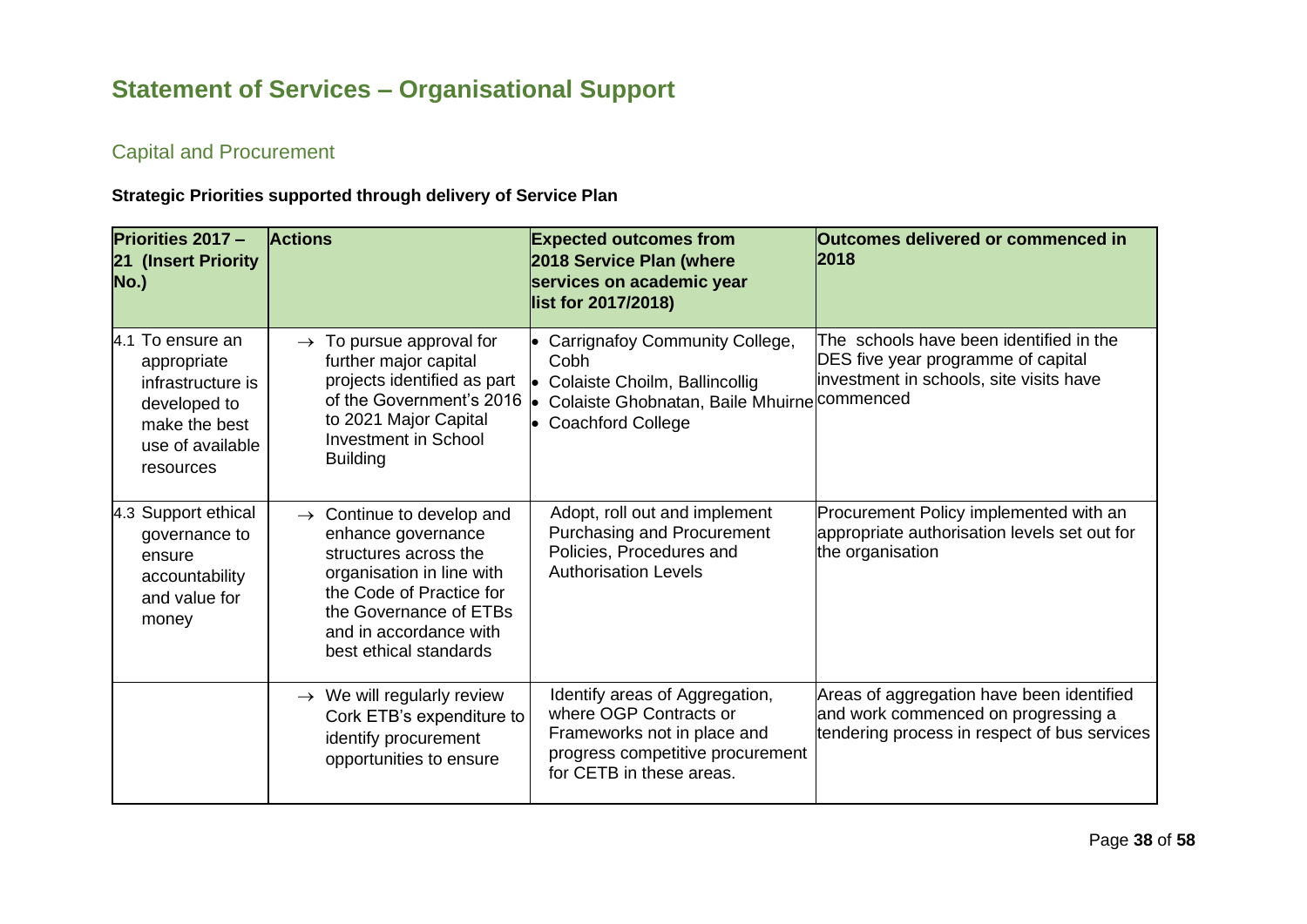# Statement of Services – Organisational Support

## Capital and Procurement

**Strategic Priorities supported through delivery of Service Plan**

| Priorities 2017 – 21 (Insert Priority No.) | Actions | Expected outcomes from 2018 Service Plan (where services on academic year list for 2017/2018) | Outcomes delivered or commenced in 2018 |
|---|---|---|---|
| 4.1 To ensure an appropriate infrastructure is developed to make the best use of available resources | → To pursue approval for further major capital projects identified as part of the Government's 2016 to 2021 Major Capital Investment in School Building | • Carrignafoy Community College, Cobh<br>• Colaiste Choilm, Ballincollig<br>• Colaiste Ghobnatan, Baile Mhuirne<br>• Coachford College | The schools have been identified in the DES five year programme of capital investment in schools, site visits have commenced |
| 4.3 Support ethical governance to ensure accountability and value for money | → Continue to develop and enhance governance structures across the organisation in line with the Code of Practice for the Governance of ETBs and in accordance with best ethical standards | Adopt, roll out and implement Purchasing and Procurement Policies, Procedures and Authorisation Levels | Procurement Policy implemented with an appropriate authorisation levels set out for the organisation |
| | → We will regularly review Cork ETB's expenditure to identify procurement opportunities to ensure | Identify areas of Aggregation, where OGP Contracts or Frameworks not in place and progress competitive procurement for CETB in these areas. | Areas of aggregation have been identified and work commenced on progressing a tendering process in respect of bus services |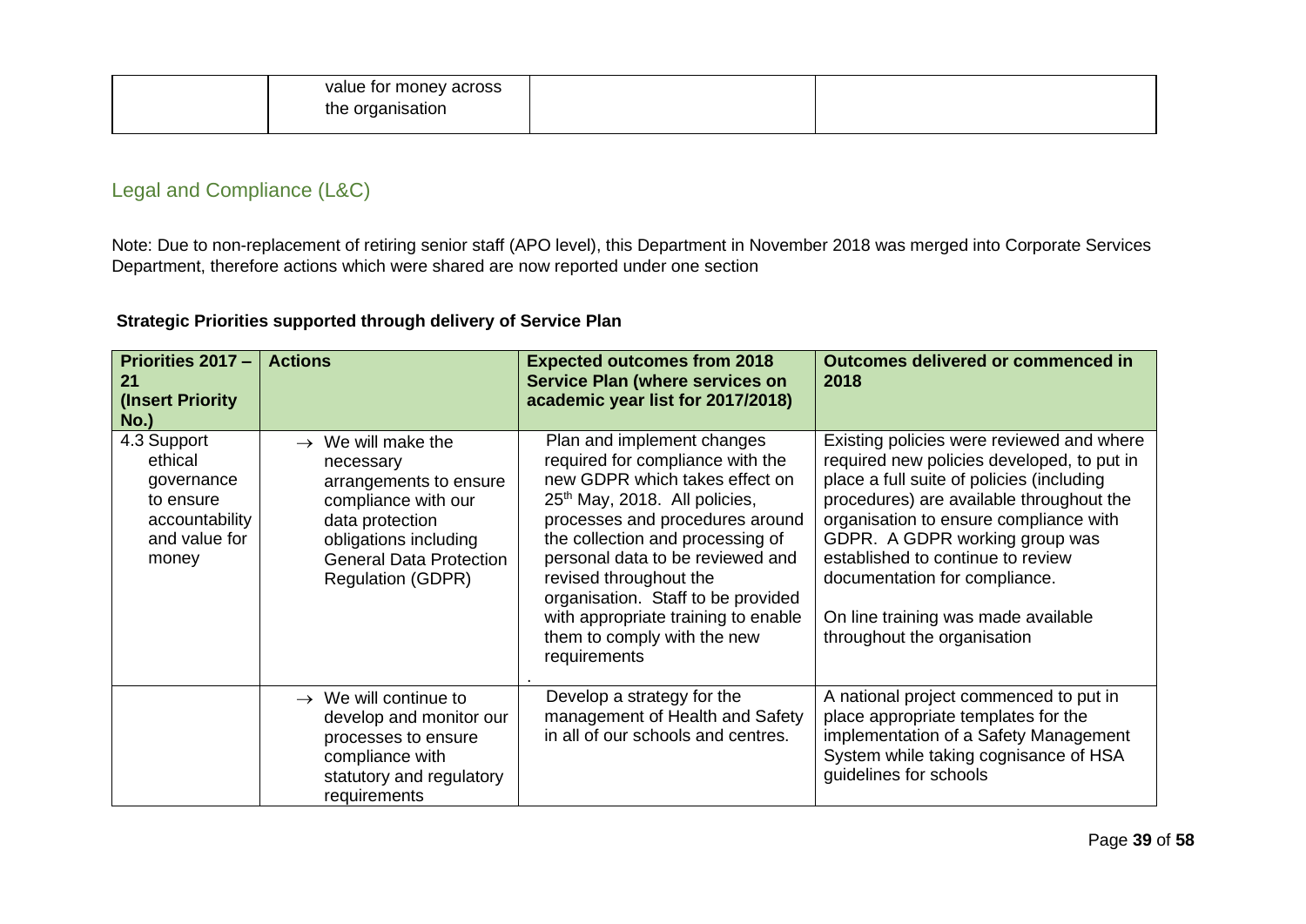| | value for money across the organisation | | |
|---|---|---|---|

## Legal and Compliance (L&C)

Note: Due to non-replacement of retiring senior staff (APO level), this Department in November 2018 was merged into Corporate Services Department, therefore actions which were shared are now reported under one section

**Strategic Priorities supported through delivery of Service Plan**

| Priorities 2017 – 21 (Insert Priority No.) | Actions | Expected outcomes from 2018 Service Plan (where services on academic year list for 2017/2018) | Outcomes delivered or commenced in 2018 |
|---|---|---|---|
| 4.3 Support ethical governance to ensure accountability and value for money | → We will make the necessary arrangements to ensure compliance with our data protection obligations including General Data Protection Regulation (GDPR) | Plan and implement changes required for compliance with the new GDPR which takes effect on 25th May, 2018. All policies, processes and procedures around the collection and processing of personal data to be reviewed and revised throughout the organisation. Staff to be provided with appropriate training to enable them to comply with the new requirements<br>. | Existing policies were reviewed and where required new policies developed, to put in place a full suite of policies (including procedures) are available throughout the organisation to ensure compliance with GDPR. A GDPR working group was established to continue to review documentation for compliance.<br><br>On line training was made available throughout the organisation |
| | → We will continue to develop and monitor our processes to ensure compliance with statutory and regulatory requirements | Develop a strategy for the management of Health and Safety in all of our schools and centres. | A national project commenced to put in place appropriate templates for the implementation of a Safety Management System while taking cognisance of HSA guidelines for schools |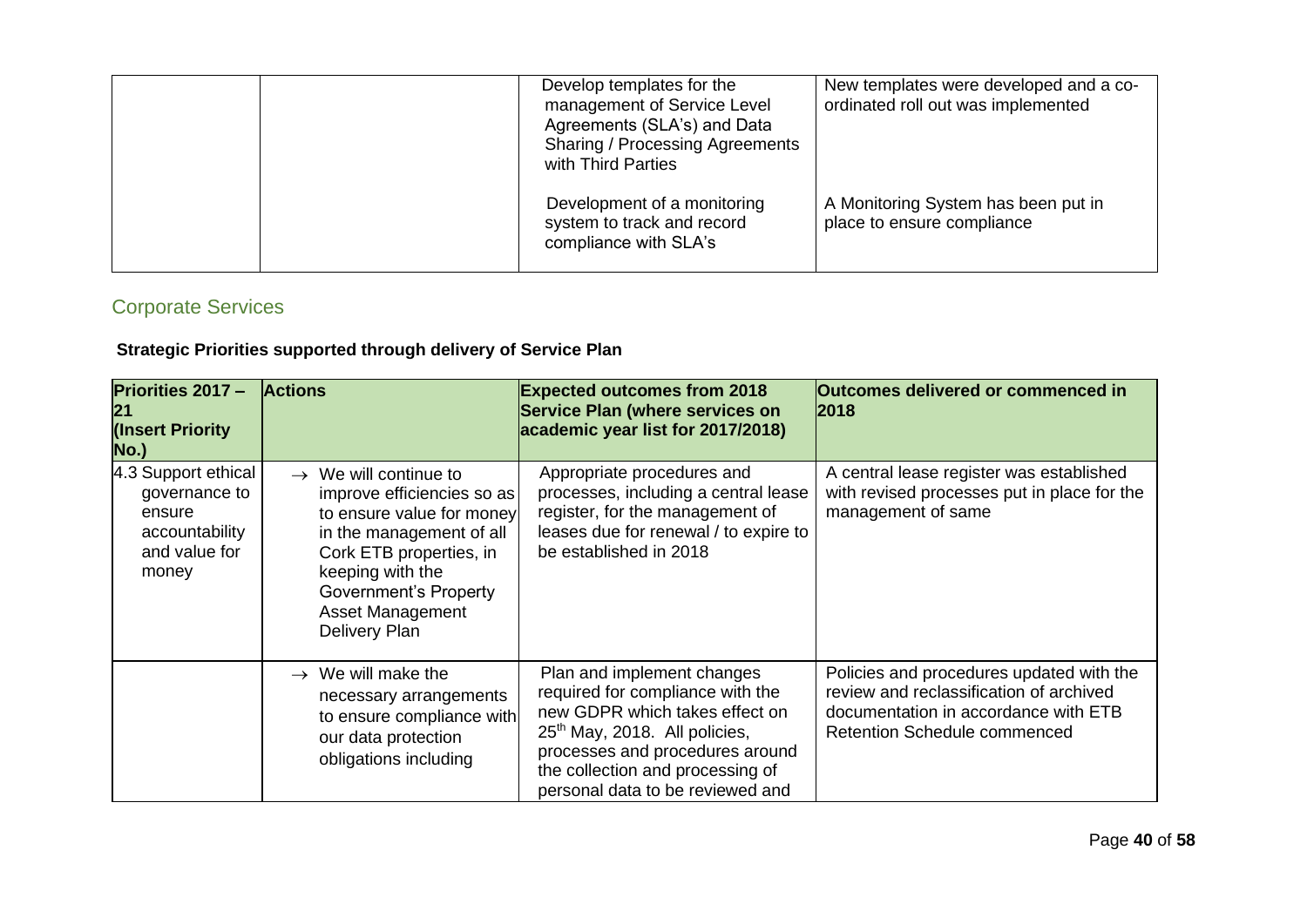| | | | |
|---|---|---|---|
| | | Develop templates for the management of Service Level Agreements (SLA's) and Data Sharing / Processing Agreements with Third Parties<br><br>Development of a monitoring system to track and record compliance with SLA's | New templates were developed and a co-ordinated roll out was implemented<br><br>A Monitoring System has been put in place to ensure compliance |

## Corporate Services

**Strategic Priorities supported through delivery of Service Plan**

| Priorities 2017 – 21 (Insert Priority No.) | Actions | Expected outcomes from 2018 Service Plan (where services on academic year list for 2017/2018) | Outcomes delivered or commenced in 2018 |
|---|---|---|---|
| 4.3 Support ethical governance to ensure accountability and value for money | → We will continue to improve efficiencies so as to ensure value for money in the management of all Cork ETB properties, in keeping with the Government's Property Asset Management Delivery Plan | Appropriate procedures and processes, including a central lease register, for the management of leases due for renewal / to expire to be established in 2018 | A central lease register was established with revised processes put in place for the management of same |
| | → We will make the necessary arrangements to ensure compliance with our data protection obligations including | Plan and implement changes required for compliance with the new GDPR which takes effect on 25th May, 2018. All policies, processes and procedures around the collection and processing of personal data to be reviewed and | Policies and procedures updated with the review and reclassification of archived documentation in accordance with ETB Retention Schedule commenced |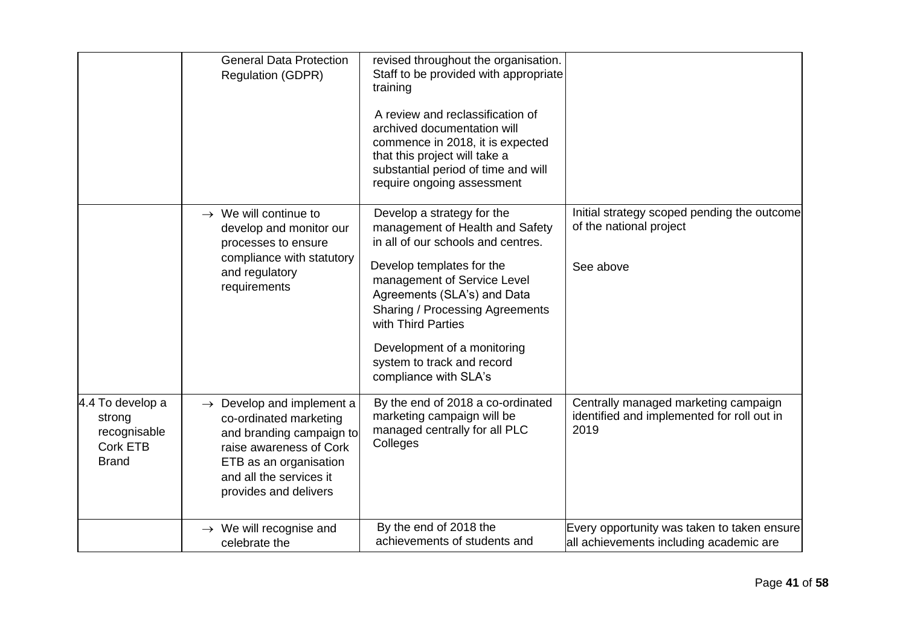| | | | |
|---|---|---|---|
| | General Data Protection Regulation (GDPR) | revised throughout the organisation. Staff to be provided with appropriate training<br><br>A review and reclassification of archived documentation will commence in 2018, it is expected that this project will take a substantial period of time and will require ongoing assessment | |
| | → We will continue to develop and monitor our processes to ensure compliance with statutory and regulatory requirements | Develop a strategy for the management of Health and Safety in all of our schools and centres.<br><br>Develop templates for the management of Service Level Agreements (SLA's) and Data Sharing / Processing Agreements with Third Parties<br><br>Development of a monitoring system to track and record compliance with SLA's | Initial strategy scoped pending the outcome of the national project<br><br>See above |
| 4.4 To develop a strong recognisable Cork ETB Brand | → Develop and implement a co-ordinated marketing and branding campaign to raise awareness of Cork ETB as an organisation and all the services it provides and delivers | By the end of 2018 a co-ordinated marketing campaign will be managed centrally for all PLC Colleges | Centrally managed marketing campaign identified and implemented for roll out in 2019 |
| | → We will recognise and celebrate the | By the end of 2018 the achievements of students and | Every opportunity was taken to taken ensure all achievements including academic are |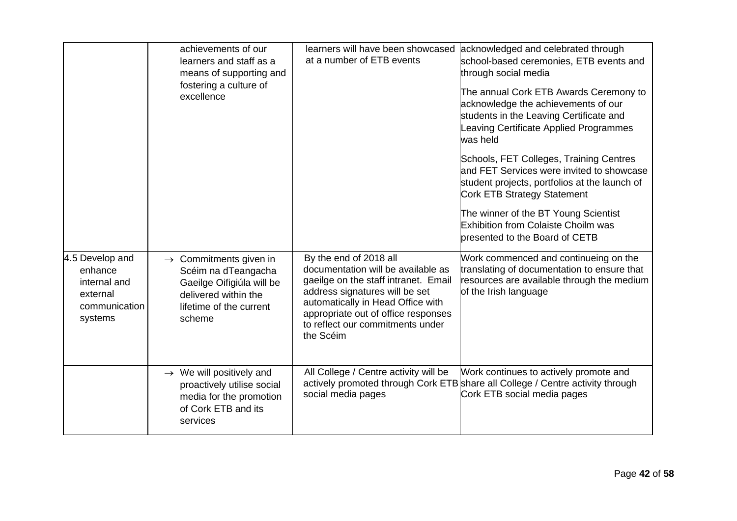| | | | |
|---|---|---|---|
| | achievements of our learners and staff as a means of supporting and fostering a culture of excellence | learners will have been showcased at a number of ETB events | acknowledged and celebrated through school-based ceremonies, ETB events and through social media<br><br>The annual Cork ETB Awards Ceremony to acknowledge the achievements of our students in the Leaving Certificate and Leaving Certificate Applied Programmes was held<br><br>Schools, FET Colleges, Training Centres and FET Services were invited to showcase student projects, portfolios at the launch of Cork ETB Strategy Statement<br><br>The winner of the BT Young Scientist Exhibition from Colaiste Choilm was presented to the Board of CETB |
| 4.5 Develop and enhance internal and external communication systems | → Commitments given in Scéim na dTeangacha Gaeilge Oifigiúla will be delivered within the lifetime of the current scheme | By the end of 2018 all documentation will be available as gaeilge on the staff intranet. Email address signatures will be set automatically in Head Office with appropriate out of office responses to reflect our commitments under the Scéim | Work commenced and continueing on the translating of documentation to ensure that resources are available through the medium of the Irish language |
| | → We will positively and proactively utilise social media for the promotion of Cork ETB and its services | All College / Centre activity will be actively promoted through Cork ETB social media pages | Work continues to actively promote and share all College / Centre activity through Cork ETB social media pages |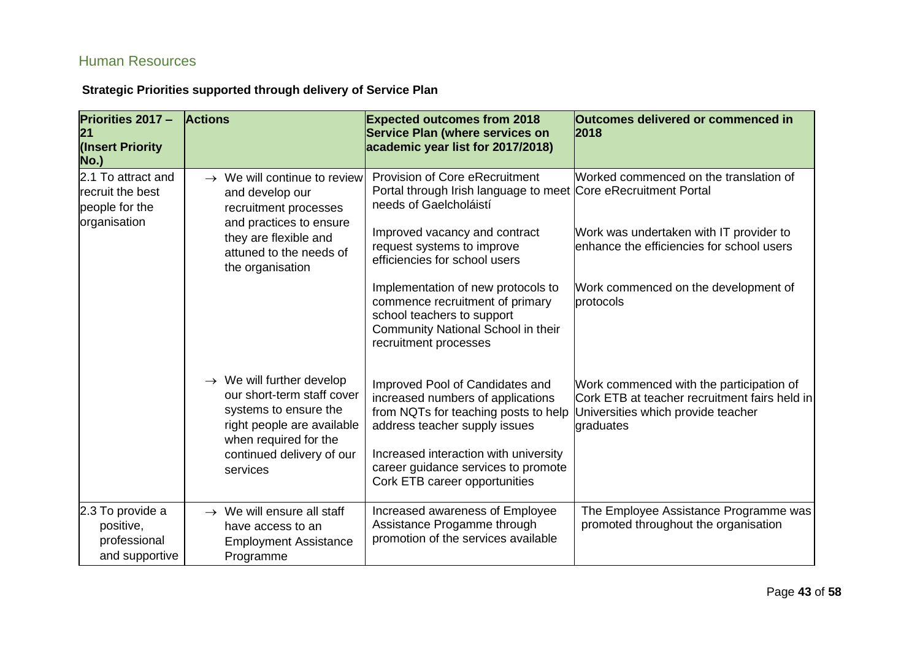## Human Resources

**Strategic Priorities supported through delivery of Service Plan**

| Priorities 2017 – 21 (Insert Priority No.) | Actions | Expected outcomes from 2018 Service Plan (where services on academic year list for 2017/2018) | Outcomes delivered or commenced in 2018 |
|---|---|---|---|
| 2.1 To attract and recruit the best people for the organisation | → We will continue to review and develop our recruitment processes and practices to ensure they are flexible and attuned to the needs of the organisation | Provision of Core eRecruitment Portal through Irish language to meet needs of Gaelcholáistí | Worked commenced on the translation of Core eRecruitment Portal |
| | | Improved vacancy and contract request systems to improve efficiencies for school users | Work was undertaken with IT provider to enhance the efficiencies for school users |
| | | Implementation of new protocols to commence recruitment of primary school teachers to support Community National School in their recruitment processes | Work commenced on the development of protocols |
| | → We will further develop our short-term staff cover systems to ensure the right people are available when required for the continued delivery of our services | Improved Pool of Candidates and increased numbers of applications from NQTs for teaching posts to help address teacher supply issues<br><br>Increased interaction with university career guidance services to promote Cork ETB career opportunities | Work commenced with the participation of Cork ETB at teacher recruitment fairs held in Universities which provide teacher graduates |
| 2.3 To provide a positive, professional and supportive | → We will ensure all staff have access to an Employment Assistance Programme | Increased awareness of Employee Assistance Progamme through promotion of the services available | The Employee Assistance Programme was promoted throughout the organisation |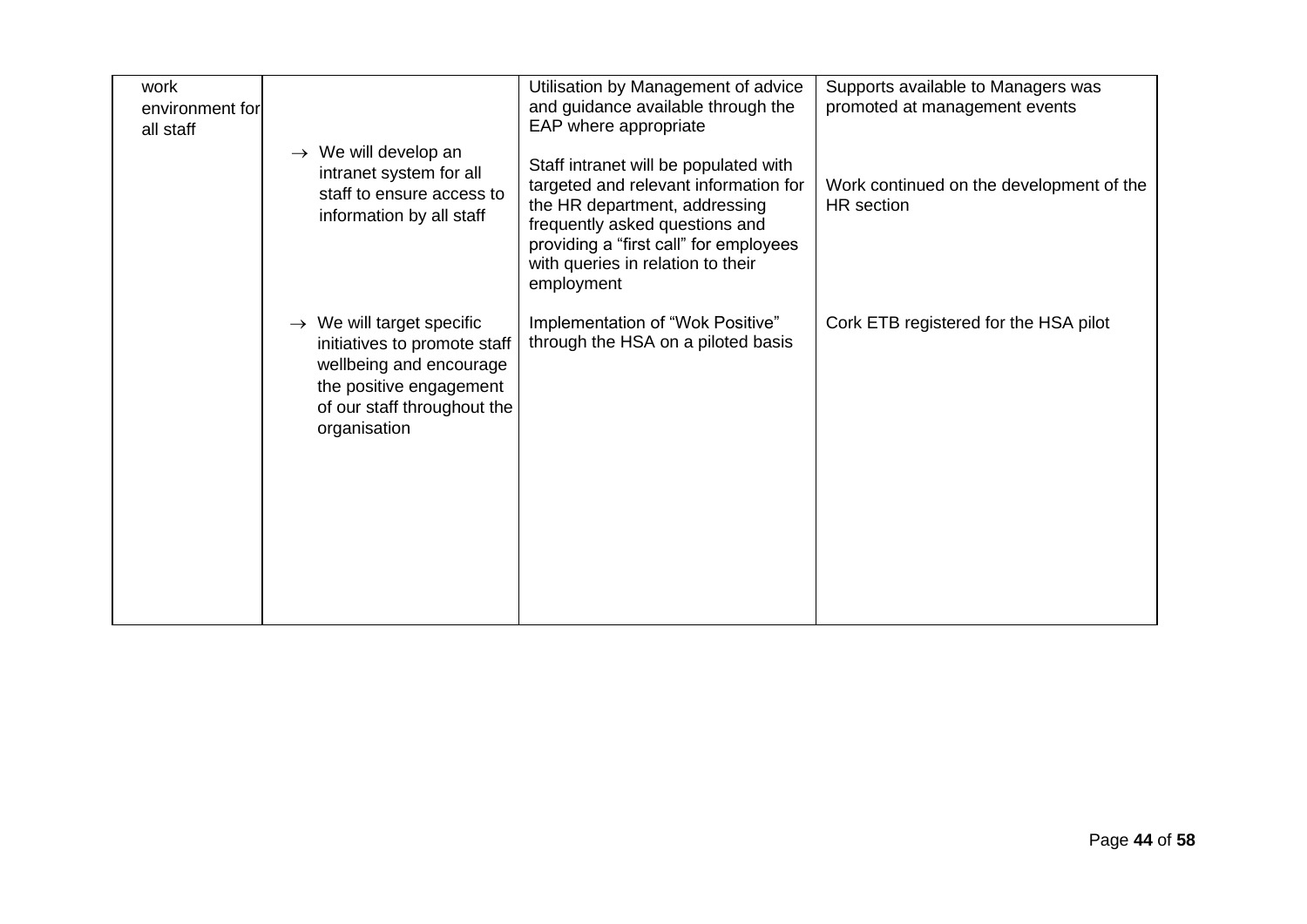| work environment for all staff | | Utilisation by Management of advice and guidance available through the EAP where appropriate | Supports available to Managers was promoted at management events |
|---|---|---|---|
| | → We will develop an intranet system for all staff to ensure access to information by all staff | Staff intranet will be populated with targeted and relevant information for the HR department, addressing frequently asked questions and providing a "first call" for employees with queries in relation to their employment | Work continued on the development of the HR section |
| | → We will target specific initiatives to promote staff wellbeing and encourage the positive engagement of our staff throughout the organisation | Implementation of "Wok Positive" through the HSA on a piloted basis | Cork ETB registered for the HSA pilot |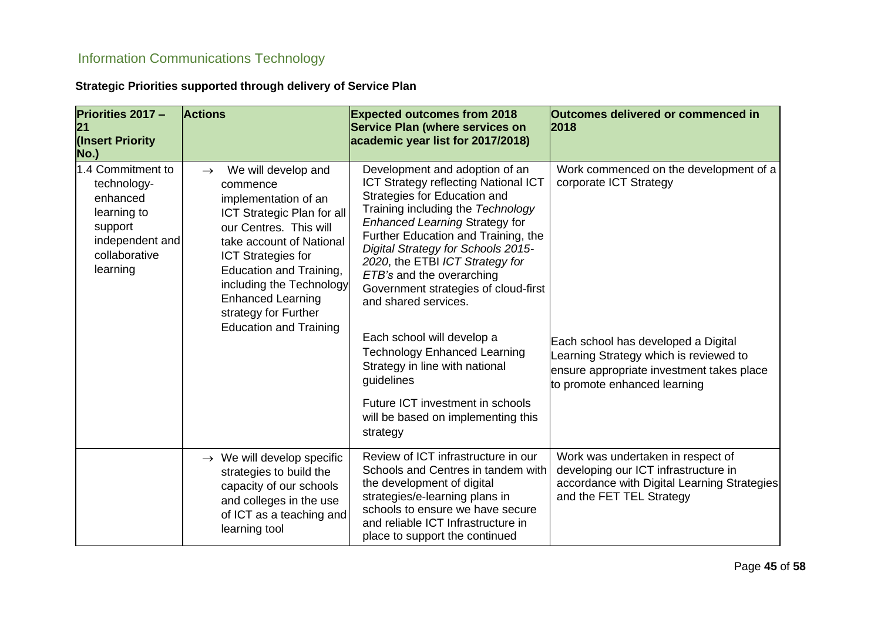## Information Communications Technology

**Strategic Priorities supported through delivery of Service Plan**

| Priorities 2017 – 21 (Insert Priority No.) | Actions | Expected outcomes from 2018 Service Plan (where services on academic year list for 2017/2018) | Outcomes delivered or commenced in 2018 |
|---|---|---|---|
| 1.4 Commitment to technology-enhanced learning to support independent and collaborative learning | → We will develop and commence implementation of an ICT Strategic Plan for all our Centres. This will take account of National ICT Strategies for Education and Training, including the Technology Enhanced Learning strategy for Further Education and Training | Development and adoption of an ICT Strategy reflecting National ICT Strategies for Education and Training including the *Technology Enhanced Learning* Strategy for Further Education and Training, the *Digital Strategy for Schools 2015-2020*, the ETBI *ICT Strategy for ETB's* and the overarching Government strategies of cloud-first and shared services.<br><br>Each school will develop a Technology Enhanced Learning Strategy in line with national guidelines<br><br>Future ICT investment in schools will be based on implementing this strategy | Work commenced on the development of a corporate ICT Strategy<br><br>Each school has developed a Digital Learning Strategy which is reviewed to ensure appropriate investment takes place to promote enhanced learning |
| | → We will develop specific strategies to build the capacity of our schools and colleges in the use of ICT as a teaching and learning tool | Review of ICT infrastructure in our Schools and Centres in tandem with the development of digital strategies/e-learning plans in schools to ensure we have secure and reliable ICT Infrastructure in place to support the continued | Work was undertaken in respect of developing our ICT infrastructure in accordance with Digital Learning Strategies and the FET TEL Strategy |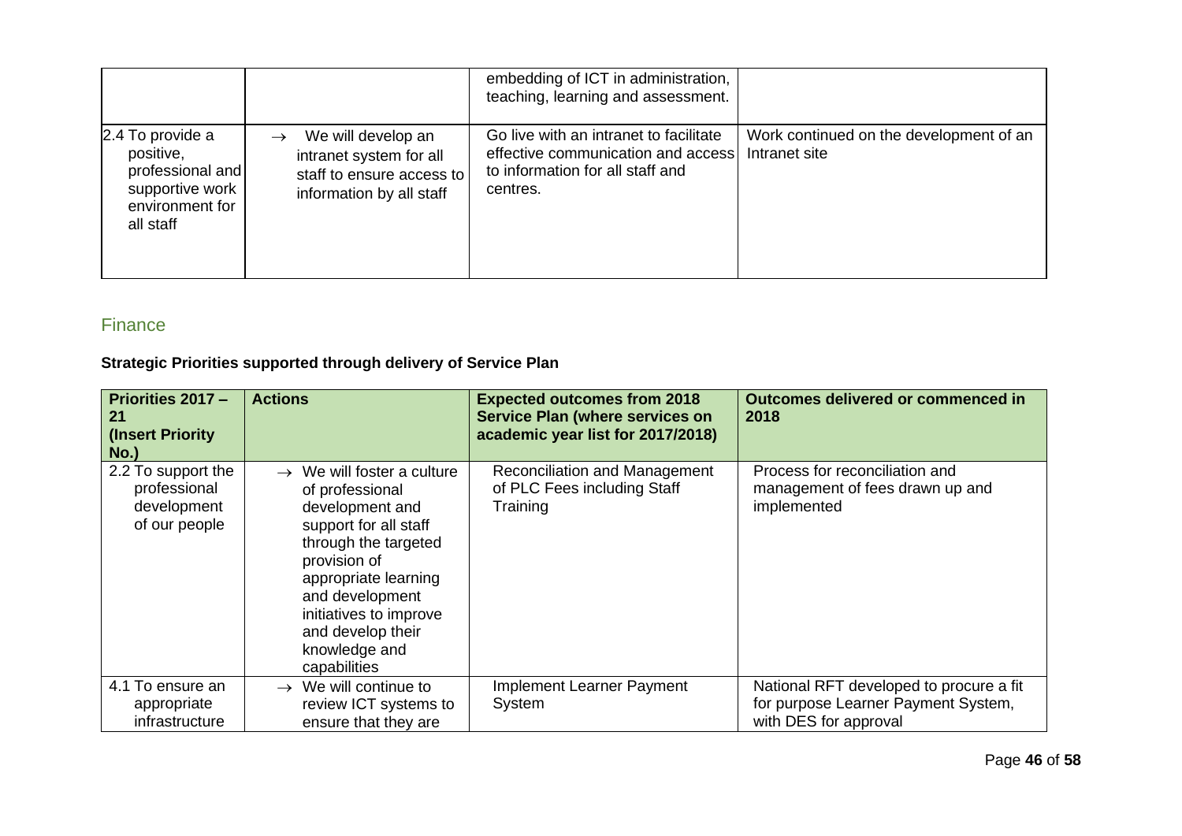| | | embedding of ICT in administration, teaching, learning and assessment. | |
|---|---|---|---|
| 2.4 To provide a positive, professional and supportive work environment for all staff | → We will develop an intranet system for all staff to ensure access to information by all staff | Go live with an intranet to facilitate effective communication and access to information for all staff and centres. | Work continued on the development of an Intranet site |

## Finance

**Strategic Priorities supported through delivery of Service Plan**

| Priorities 2017 – 21 (Insert Priority No.) | Actions | Expected outcomes from 2018 Service Plan (where services on academic year list for 2017/2018) | Outcomes delivered or commenced in 2018 |
|---|---|---|---|
| 2.2 To support the professional development of our people | → We will foster a culture of professional development and support for all staff through the targeted provision of appropriate learning and development initiatives to improve and develop their knowledge and capabilities | Reconciliation and Management of PLC Fees including Staff Training | Process for reconciliation and management of fees drawn up and implemented |
| 4.1 To ensure an appropriate infrastructure | → We will continue to review ICT systems to ensure that they are | Implement Learner Payment System | National RFT developed to procure a fit for purpose Learner Payment System, with DES for approval |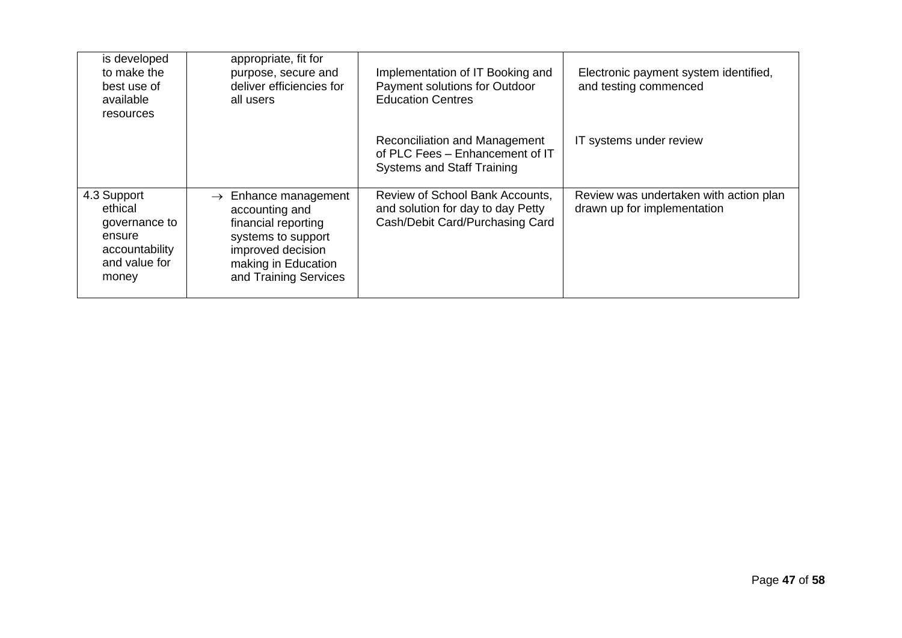| | | | |
|---|---|---|---|
| is developed to make the best use of available resources | appropriate, fit for purpose, secure and deliver efficiencies for all users | Implementation of IT Booking and Payment solutions for Outdoor Education Centres | Electronic payment system identified, and testing commenced |
| | | Reconciliation and Management of PLC Fees – Enhancement of IT Systems and Staff Training | IT systems under review |
| 4.3 Support ethical governance to ensure accountability and value for money | → Enhance management accounting and financial reporting systems to support improved decision making in Education and Training Services | Review of School Bank Accounts, and solution for day to day Petty Cash/Debit Card/Purchasing Card | Review was undertaken with action plan drawn up for implementation |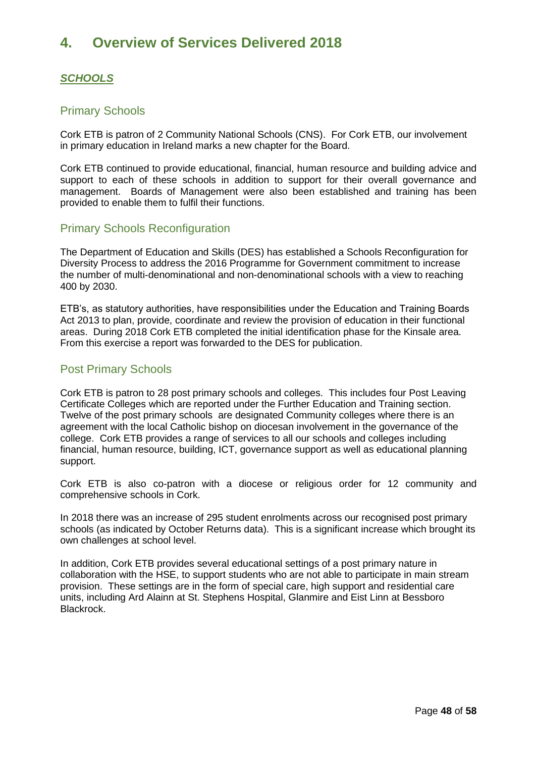# 4. Overview of Services Delivered 2018

## ***SCHOOLS***

### Primary Schools

Cork ETB is patron of 2 Community National Schools (CNS). For Cork ETB, our involvement in primary education in Ireland marks a new chapter for the Board.

Cork ETB continued to provide educational, financial, human resource and building advice and support to each of these schools in addition to support for their overall governance and management. Boards of Management were also been established and training has been provided to enable them to fulfil their functions.

### Primary Schools Reconfiguration

The Department of Education and Skills (DES) has established a Schools Reconfiguration for Diversity Process to address the 2016 Programme for Government commitment to increase the number of multi-denominational and non-denominational schools with a view to reaching 400 by 2030.

ETB's, as statutory authorities, have responsibilities under the Education and Training Boards Act 2013 to plan, provide, coordinate and review the provision of education in their functional areas. During 2018 Cork ETB completed the initial identification phase for the Kinsale area. From this exercise a report was forwarded to the DES for publication.

### Post Primary Schools

Cork ETB is patron to 28 post primary schools and colleges. This includes four Post Leaving Certificate Colleges which are reported under the Further Education and Training section. Twelve of the post primary schools are designated Community colleges where there is an agreement with the local Catholic bishop on diocesan involvement in the governance of the college. Cork ETB provides a range of services to all our schools and colleges including financial, human resource, building, ICT, governance support as well as educational planning support.

Cork ETB is also co-patron with a diocese or religious order for 12 community and comprehensive schools in Cork.

In 2018 there was an increase of 295 student enrolments across our recognised post primary schools (as indicated by October Returns data). This is a significant increase which brought its own challenges at school level.

In addition, Cork ETB provides several educational settings of a post primary nature in collaboration with the HSE, to support students who are not able to participate in main stream provision. These settings are in the form of special care, high support and residential care units, including Ard Alainn at St. Stephens Hospital, Glanmire and Eist Linn at Bessboro Blackrock.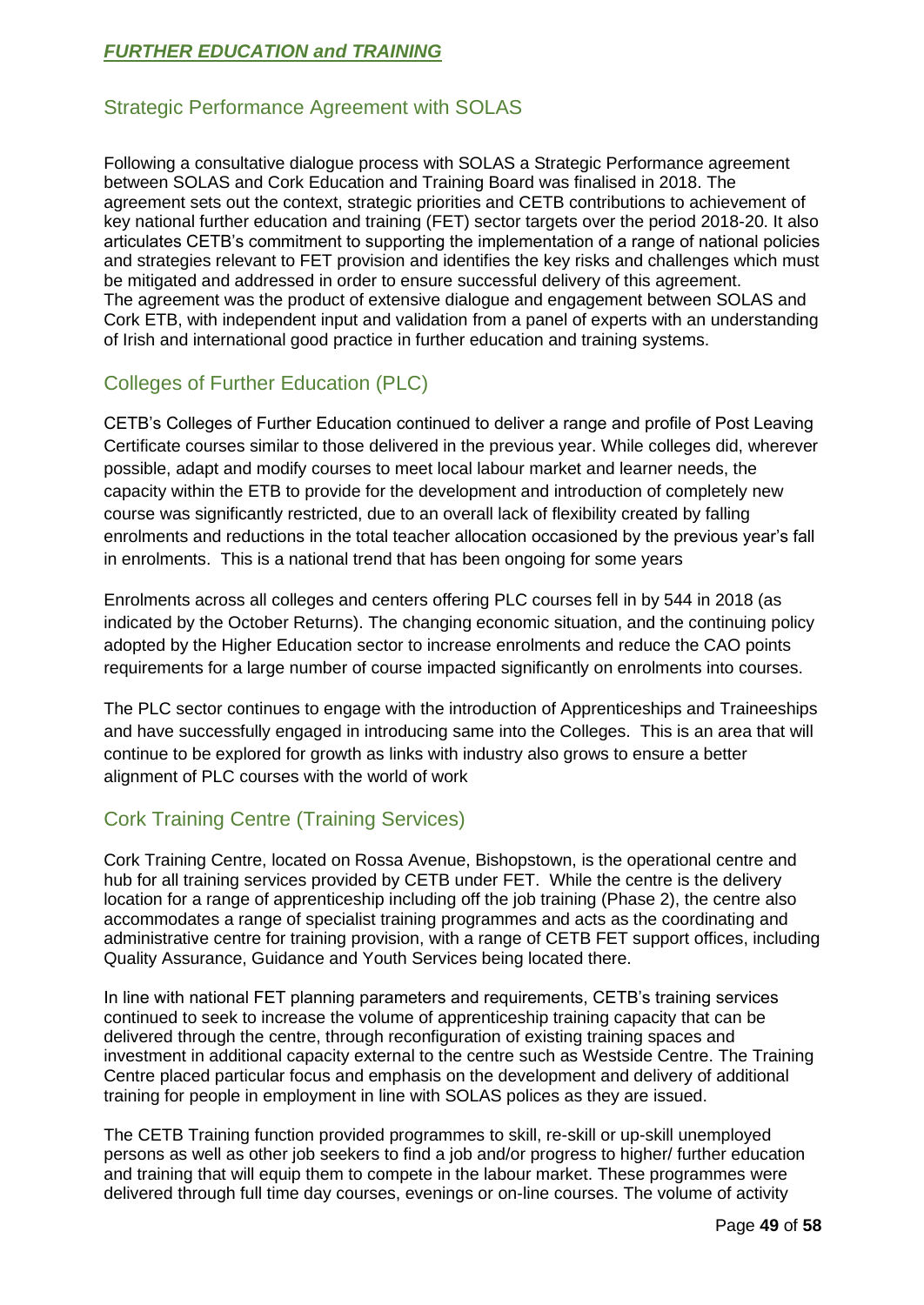***FURTHER EDUCATION and TRAINING***

## Strategic Performance Agreement with SOLAS

Following a consultative dialogue process with SOLAS a Strategic Performance agreement between SOLAS and Cork Education and Training Board was finalised in 2018. The agreement sets out the context, strategic priorities and CETB contributions to achievement of key national further education and training (FET) sector targets over the period 2018-20. It also articulates CETB's commitment to supporting the implementation of a range of national policies and strategies relevant to FET provision and identifies the key risks and challenges which must be mitigated and addressed in order to ensure successful delivery of this agreement. The agreement was the product of extensive dialogue and engagement between SOLAS and Cork ETB, with independent input and validation from a panel of experts with an understanding of Irish and international good practice in further education and training systems.

## Colleges of Further Education (PLC)

CETB's Colleges of Further Education continued to deliver a range and profile of Post Leaving Certificate courses similar to those delivered in the previous year. While colleges did, wherever possible, adapt and modify courses to meet local labour market and learner needs, the capacity within the ETB to provide for the development and introduction of completely new course was significantly restricted, due to an overall lack of flexibility created by falling enrolments and reductions in the total teacher allocation occasioned by the previous year's fall in enrolments. This is a national trend that has been ongoing for some years

Enrolments across all colleges and centers offering PLC courses fell in by 544 in 2018 (as indicated by the October Returns). The changing economic situation, and the continuing policy adopted by the Higher Education sector to increase enrolments and reduce the CAO points requirements for a large number of course impacted significantly on enrolments into courses.

The PLC sector continues to engage with the introduction of Apprenticeships and Traineeships and have successfully engaged in introducing same into the Colleges. This is an area that will continue to be explored for growth as links with industry also grows to ensure a better alignment of PLC courses with the world of work

## Cork Training Centre (Training Services)

Cork Training Centre, located on Rossa Avenue, Bishopstown, is the operational centre and hub for all training services provided by CETB under FET. While the centre is the delivery location for a range of apprenticeship including off the job training (Phase 2), the centre also accommodates a range of specialist training programmes and acts as the coordinating and administrative centre for training provision, with a range of CETB FET support offices, including Quality Assurance, Guidance and Youth Services being located there.

In line with national FET planning parameters and requirements, CETB's training services continued to seek to increase the volume of apprenticeship training capacity that can be delivered through the centre, through reconfiguration of existing training spaces and investment in additional capacity external to the centre such as Westside Centre. The Training Centre placed particular focus and emphasis on the development and delivery of additional training for people in employment in line with SOLAS polices as they are issued.

The CETB Training function provided programmes to skill, re-skill or up-skill unemployed persons as well as other job seekers to find a job and/or progress to higher/ further education and training that will equip them to compete in the labour market. These programmes were delivered through full time day courses, evenings or on-line courses. The volume of activity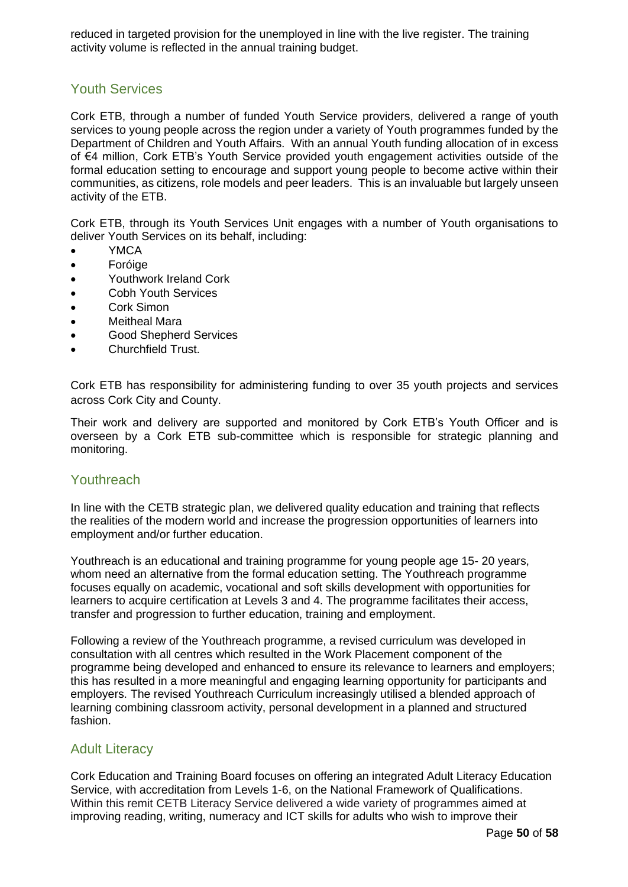reduced in targeted provision for the unemployed in line with the live register. The training activity volume is reflected in the annual training budget.

## Youth Services

Cork ETB, through a number of funded Youth Service providers, delivered a range of youth services to young people across the region under a variety of Youth programmes funded by the Department of Children and Youth Affairs. With an annual Youth funding allocation of in excess of €4 million, Cork ETB's Youth Service provided youth engagement activities outside of the formal education setting to encourage and support young people to become active within their communities, as citizens, role models and peer leaders. This is an invaluable but largely unseen activity of the ETB.

Cork ETB, through its Youth Services Unit engages with a number of Youth organisations to deliver Youth Services on its behalf, including:

- YMCA
- Foróige
- Youthwork Ireland Cork
- Cobh Youth Services
- Cork Simon
- Meitheal Mara
- Good Shepherd Services
- Churchfield Trust.

Cork ETB has responsibility for administering funding to over 35 youth projects and services across Cork City and County.

Their work and delivery are supported and monitored by Cork ETB's Youth Officer and is overseen by a Cork ETB sub-committee which is responsible for strategic planning and monitoring.

## Youthreach

In line with the CETB strategic plan, we delivered quality education and training that reflects the realities of the modern world and increase the progression opportunities of learners into employment and/or further education.

Youthreach is an educational and training programme for young people age 15- 20 years, whom need an alternative from the formal education setting. The Youthreach programme focuses equally on academic, vocational and soft skills development with opportunities for learners to acquire certification at Levels 3 and 4. The programme facilitates their access, transfer and progression to further education, training and employment.

Following a review of the Youthreach programme, a revised curriculum was developed in consultation with all centres which resulted in the Work Placement component of the programme being developed and enhanced to ensure its relevance to learners and employers; this has resulted in a more meaningful and engaging learning opportunity for participants and employers. The revised Youthreach Curriculum increasingly utilised a blended approach of learning combining classroom activity, personal development in a planned and structured fashion.

## Adult Literacy

Cork Education and Training Board focuses on offering an integrated Adult Literacy Education Service, with accreditation from Levels 1-6, on the National Framework of Qualifications. Within this remit CETB Literacy Service delivered a wide variety of programmes aimed at improving reading, writing, numeracy and ICT skills for adults who wish to improve their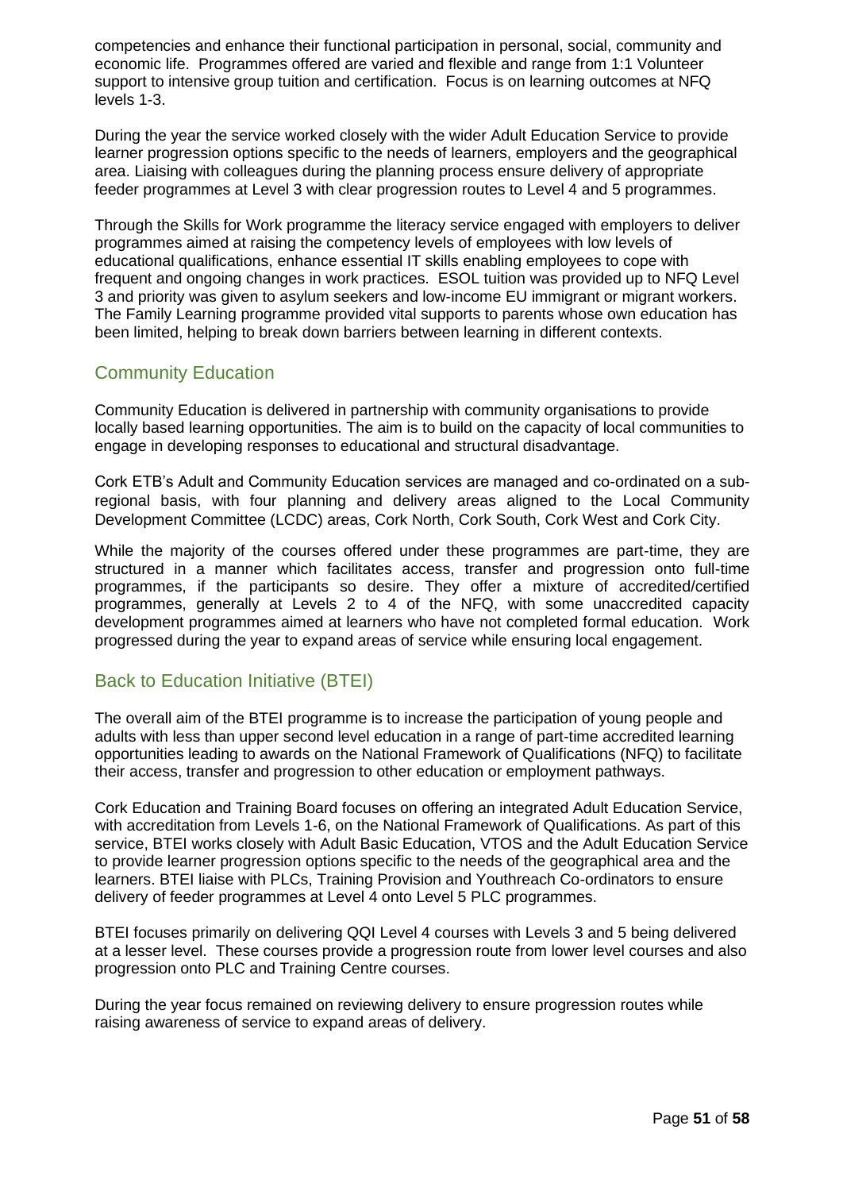competencies and enhance their functional participation in personal, social, community and economic life. Programmes offered are varied and flexible and range from 1:1 Volunteer support to intensive group tuition and certification. Focus is on learning outcomes at NFQ levels 1-3.

During the year the service worked closely with the wider Adult Education Service to provide learner progression options specific to the needs of learners, employers and the geographical area. Liaising with colleagues during the planning process ensure delivery of appropriate feeder programmes at Level 3 with clear progression routes to Level 4 and 5 programmes.

Through the Skills for Work programme the literacy service engaged with employers to deliver programmes aimed at raising the competency levels of employees with low levels of educational qualifications, enhance essential IT skills enabling employees to cope with frequent and ongoing changes in work practices. ESOL tuition was provided up to NFQ Level 3 and priority was given to asylum seekers and low-income EU immigrant or migrant workers. The Family Learning programme provided vital supports to parents whose own education has been limited, helping to break down barriers between learning in different contexts.

## Community Education

Community Education is delivered in partnership with community organisations to provide locally based learning opportunities. The aim is to build on the capacity of local communities to engage in developing responses to educational and structural disadvantage.

Cork ETB's Adult and Community Education services are managed and co-ordinated on a sub-regional basis, with four planning and delivery areas aligned to the Local Community Development Committee (LCDC) areas, Cork North, Cork South, Cork West and Cork City.

While the majority of the courses offered under these programmes are part-time, they are structured in a manner which facilitates access, transfer and progression onto full-time programmes, if the participants so desire. They offer a mixture of accredited/certified programmes, generally at Levels 2 to 4 of the NFQ, with some unaccredited capacity development programmes aimed at learners who have not completed formal education. Work progressed during the year to expand areas of service while ensuring local engagement.

## Back to Education Initiative (BTEI)

The overall aim of the BTEI programme is to increase the participation of young people and adults with less than upper second level education in a range of part-time accredited learning opportunities leading to awards on the National Framework of Qualifications (NFQ) to facilitate their access, transfer and progression to other education or employment pathways.

Cork Education and Training Board focuses on offering an integrated Adult Education Service, with accreditation from Levels 1-6, on the National Framework of Qualifications. As part of this service, BTEI works closely with Adult Basic Education, VTOS and the Adult Education Service to provide learner progression options specific to the needs of the geographical area and the learners. BTEI liaise with PLCs, Training Provision and Youthreach Co-ordinators to ensure delivery of feeder programmes at Level 4 onto Level 5 PLC programmes.

BTEI focuses primarily on delivering QQI Level 4 courses with Levels 3 and 5 being delivered at a lesser level. These courses provide a progression route from lower level courses and also progression onto PLC and Training Centre courses.

During the year focus remained on reviewing delivery to ensure progression routes while raising awareness of service to expand areas of delivery.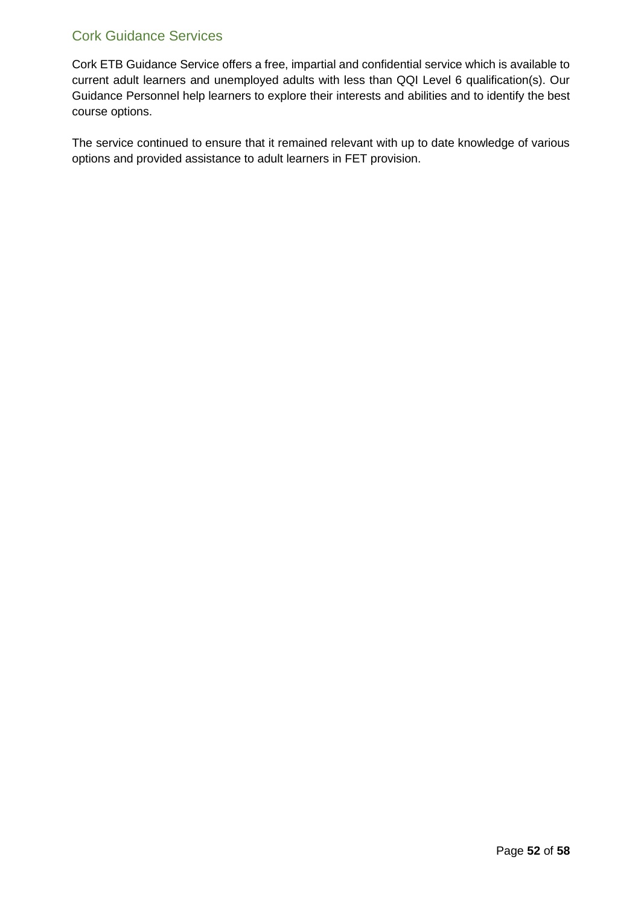## Cork Guidance Services

Cork ETB Guidance Service offers a free, impartial and confidential service which is available to current adult learners and unemployed adults with less than QQI Level 6 qualification(s). Our Guidance Personnel help learners to explore their interests and abilities and to identify the best course options.

The service continued to ensure that it remained relevant with up to date knowledge of various options and provided assistance to adult learners in FET provision.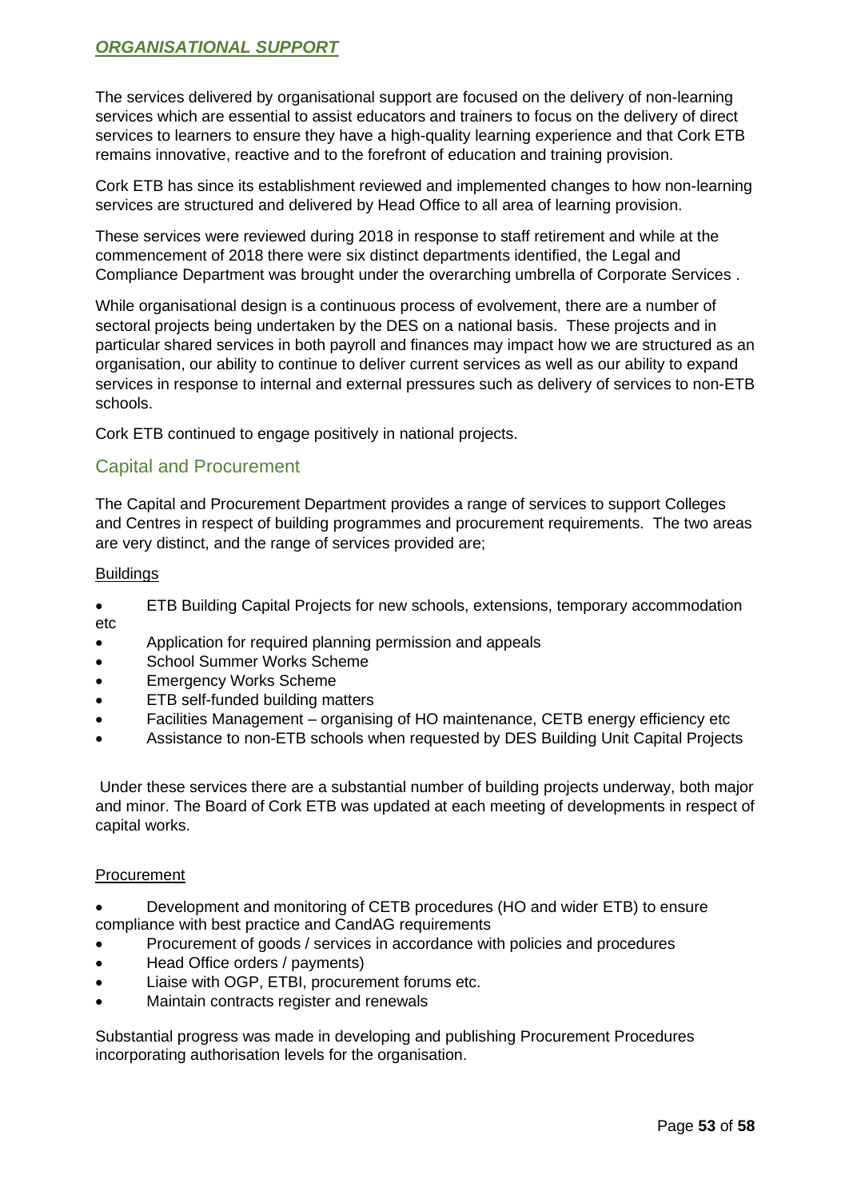## ***ORGANISATIONAL SUPPORT***

The services delivered by organisational support are focused on the delivery of non-learning services which are essential to assist educators and trainers to focus on the delivery of direct services to learners to ensure they have a high-quality learning experience and that Cork ETB remains innovative, reactive and to the forefront of education and training provision.

Cork ETB has since its establishment reviewed and implemented changes to how non-learning services are structured and delivered by Head Office to all area of learning provision.

These services were reviewed during 2018 in response to staff retirement and while at the commencement of 2018 there were six distinct departments identified, the Legal and Compliance Department was brought under the overarching umbrella of Corporate Services .

While organisational design is a continuous process of evolvement, there are a number of sectoral projects being undertaken by the DES on a national basis. These projects and in particular shared services in both payroll and finances may impact how we are structured as an organisation, our ability to continue to deliver current services as well as our ability to expand services in response to internal and external pressures such as delivery of services to non-ETB schools.

Cork ETB continued to engage positively in national projects.

### Capital and Procurement

The Capital and Procurement Department provides a range of services to support Colleges and Centres in respect of building programmes and procurement requirements. The two areas are very distinct, and the range of services provided are;

<u>Buildings</u>

- ETB Building Capital Projects for new schools, extensions, temporary accommodation etc
- Application for required planning permission and appeals
- School Summer Works Scheme
- Emergency Works Scheme
- ETB self-funded building matters
- Facilities Management – organising of HO maintenance, CETB energy efficiency etc
- Assistance to non-ETB schools when requested by DES Building Unit Capital Projects

Under these services there are a substantial number of building projects underway, both major and minor. The Board of Cork ETB was updated at each meeting of developments in respect of capital works.

<u>Procurement</u>

- Development and monitoring of CETB procedures (HO and wider ETB) to ensure compliance with best practice and CandAG requirements
- Procurement of goods / services in accordance with policies and procedures
- Head Office orders / payments)
- Liaise with OGP, ETBI, procurement forums etc.
- Maintain contracts register and renewals

Substantial progress was made in developing and publishing Procurement Procedures incorporating authorisation levels for the organisation.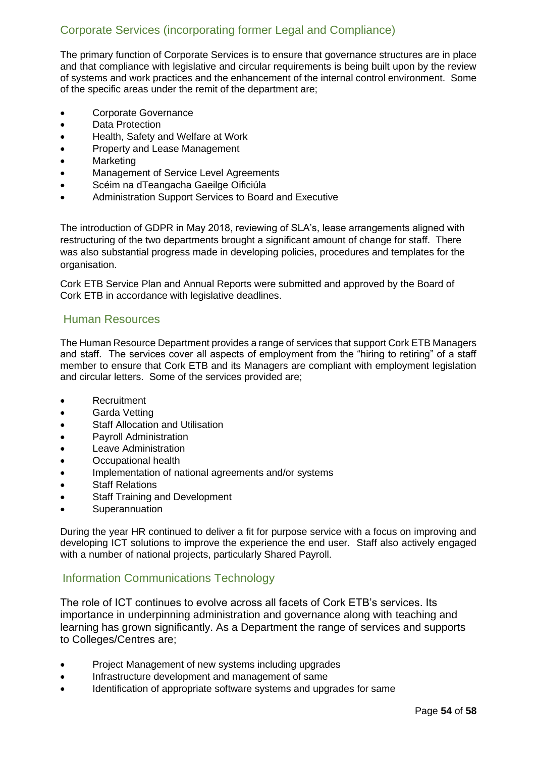## Corporate Services (incorporating former Legal and Compliance)

The primary function of Corporate Services is to ensure that governance structures are in place and that compliance with legislative and circular requirements is being built upon by the review of systems and work practices and the enhancement of the internal control environment. Some of the specific areas under the remit of the department are;

- Corporate Governance
- Data Protection
- Health, Safety and Welfare at Work
- Property and Lease Management
- Marketing
- Management of Service Level Agreements
- Scéim na dTeangacha Gaeilge Oificiúla
- Administration Support Services to Board and Executive

The introduction of GDPR in May 2018, reviewing of SLA's, lease arrangements aligned with restructuring of the two departments brought a significant amount of change for staff. There was also substantial progress made in developing policies, procedures and templates for the organisation.

Cork ETB Service Plan and Annual Reports were submitted and approved by the Board of Cork ETB in accordance with legislative deadlines.

## Human Resources

The Human Resource Department provides a range of services that support Cork ETB Managers and staff. The services cover all aspects of employment from the "hiring to retiring" of a staff member to ensure that Cork ETB and its Managers are compliant with employment legislation and circular letters. Some of the services provided are;

- Recruitment
- Garda Vetting
- Staff Allocation and Utilisation
- Payroll Administration
- Leave Administration
- Occupational health
- Implementation of national agreements and/or systems
- Staff Relations
- Staff Training and Development
- Superannuation

During the year HR continued to deliver a fit for purpose service with a focus on improving and developing ICT solutions to improve the experience the end user. Staff also actively engaged with a number of national projects, particularly Shared Payroll.

## Information Communications Technology

The role of ICT continues to evolve across all facets of Cork ETB's services. Its importance in underpinning administration and governance along with teaching and learning has grown significantly. As a Department the range of services and supports to Colleges/Centres are;

- Project Management of new systems including upgrades
- Infrastructure development and management of same
- Identification of appropriate software systems and upgrades for same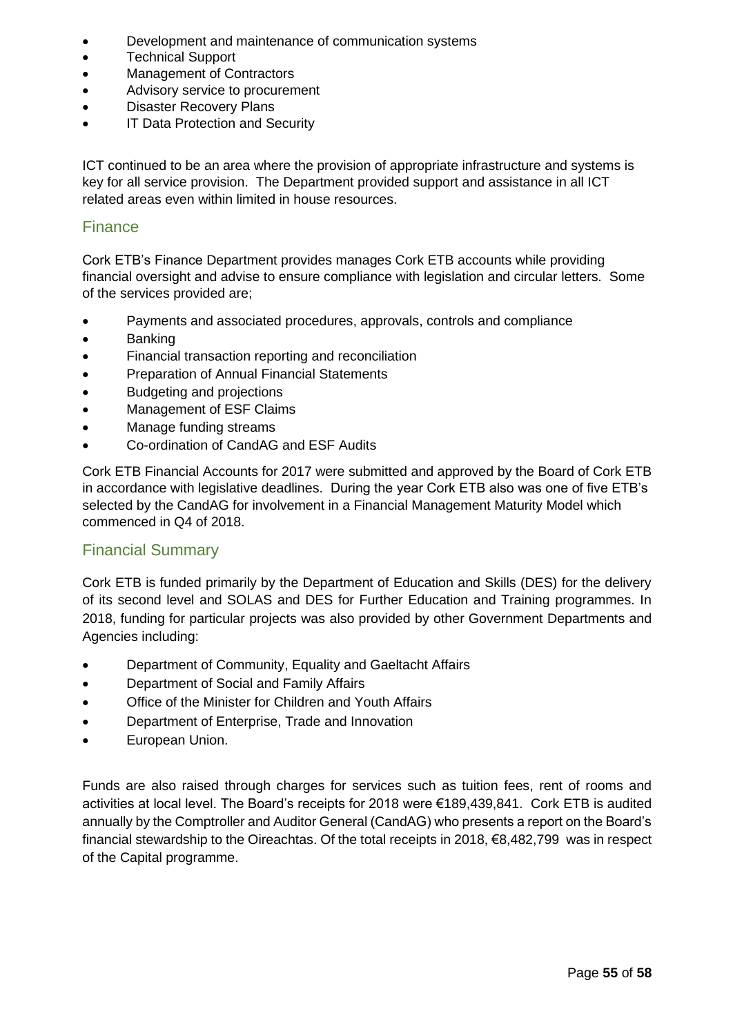- Development and maintenance of communication systems
- Technical Support
- Management of Contractors
- Advisory service to procurement
- Disaster Recovery Plans
- IT Data Protection and Security

ICT continued to be an area where the provision of appropriate infrastructure and systems is key for all service provision. The Department provided support and assistance in all ICT related areas even within limited in house resources.

## Finance

Cork ETB's Finance Department provides manages Cork ETB accounts while providing financial oversight and advise to ensure compliance with legislation and circular letters. Some of the services provided are;

- Payments and associated procedures, approvals, controls and compliance
- Banking
- Financial transaction reporting and reconciliation
- Preparation of Annual Financial Statements
- Budgeting and projections
- Management of ESF Claims
- Manage funding streams
- Co-ordination of CandAG and ESF Audits

Cork ETB Financial Accounts for 2017 were submitted and approved by the Board of Cork ETB in accordance with legislative deadlines. During the year Cork ETB also was one of five ETB's selected by the CandAG for involvement in a Financial Management Maturity Model which commenced in Q4 of 2018.

## Financial Summary

Cork ETB is funded primarily by the Department of Education and Skills (DES) for the delivery of its second level and SOLAS and DES for Further Education and Training programmes. In 2018, funding for particular projects was also provided by other Government Departments and Agencies including:

- Department of Community, Equality and Gaeltacht Affairs
- Department of Social and Family Affairs
- Office of the Minister for Children and Youth Affairs
- Department of Enterprise, Trade and Innovation
- European Union.

Funds are also raised through charges for services such as tuition fees, rent of rooms and activities at local level. The Board's receipts for 2018 were €189,439,841. Cork ETB is audited annually by the Comptroller and Auditor General (CandAG) who presents a report on the Board's financial stewardship to the Oireachtas. Of the total receipts in 2018, €8,482,799 was in respect of the Capital programme.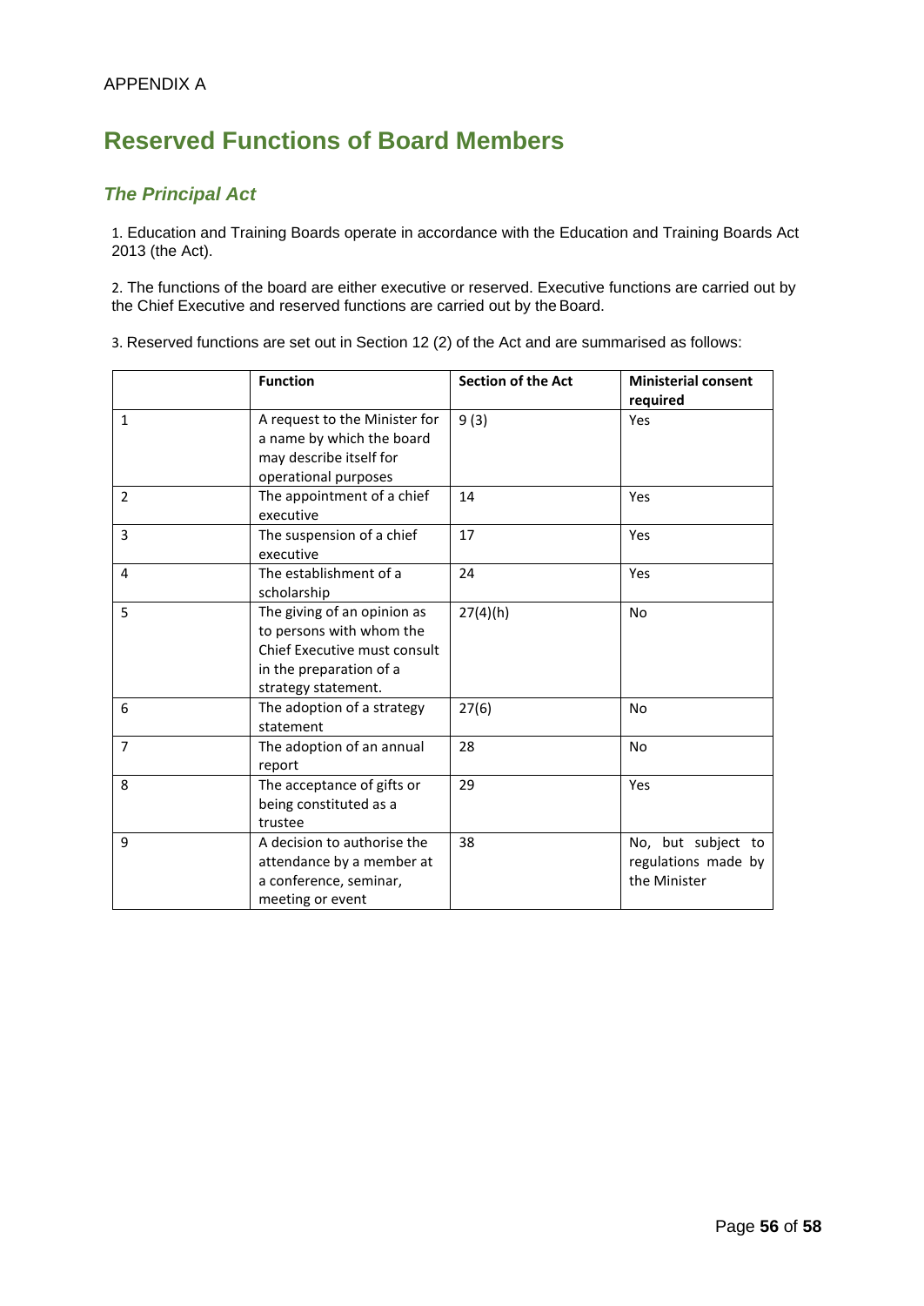APPENDIX A

# Reserved Functions of Board Members

## *The Principal Act*

1. Education and Training Boards operate in accordance with the Education and Training Boards Act 2013 (the Act).

2. The functions of the board are either executive or reserved. Executive functions are carried out by the Chief Executive and reserved functions are carried out by the Board.

3. Reserved functions are set out in Section 12 (2) of the Act and are summarised as follows:

| | Function | Section of the Act | Ministerial consent required |
|---|---|---|---|
| 1 | A request to the Minister for a name by which the board may describe itself for operational purposes | 9 (3) | Yes |
| 2 | The appointment of a chief executive | 14 | Yes |
| 3 | The suspension of a chief executive | 17 | Yes |
| 4 | The establishment of a scholarship | 24 | Yes |
| 5 | The giving of an opinion as to persons with whom the Chief Executive must consult in the preparation of a strategy statement. | 27(4)(h) | No |
| 6 | The adoption of a strategy statement | 27(6) | No |
| 7 | The adoption of an annual report | 28 | No |
| 8 | The acceptance of gifts or being constituted as a trustee | 29 | Yes |
| 9 | A decision to authorise the attendance by a member at a conference, seminar, meeting or event | 38 | No, but subject to regulations made by the Minister |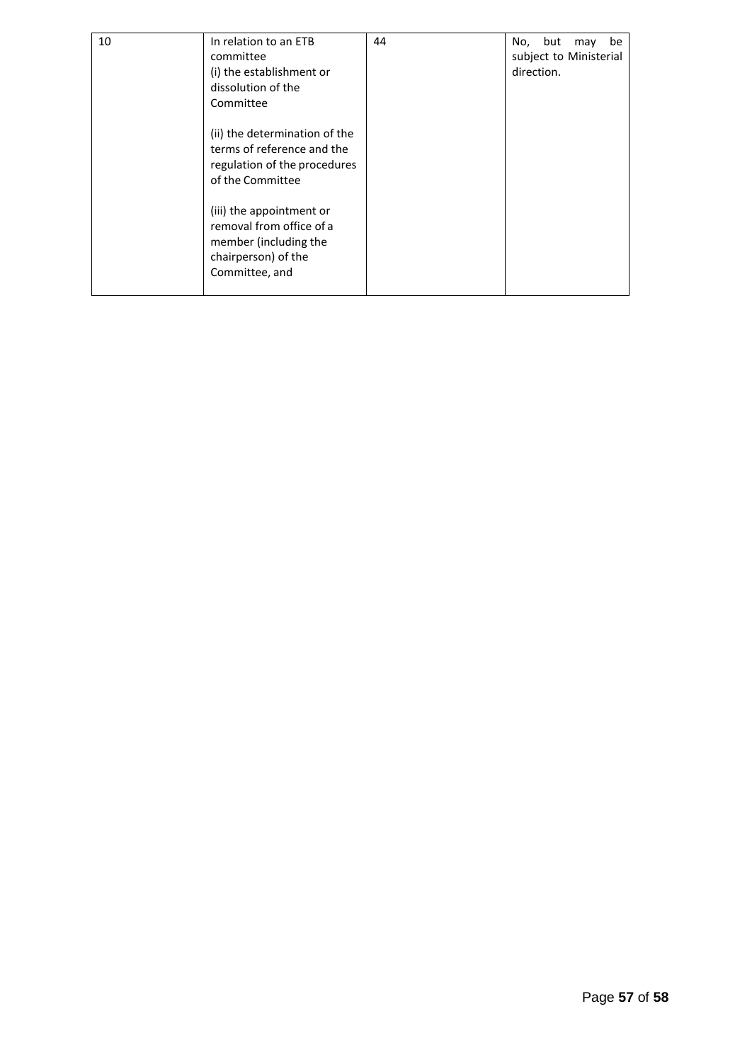| 10 | In relation to an ETB committee<br>(i) the establishment or dissolution of the Committee<br><br>(ii) the determination of the terms of reference and the regulation of the procedures of the Committee<br><br>(iii) the appointment or removal from office of a member (including the chairperson) of the Committee, and | 44 | No, but may be subject to Ministerial direction. |
|---|---|---|---|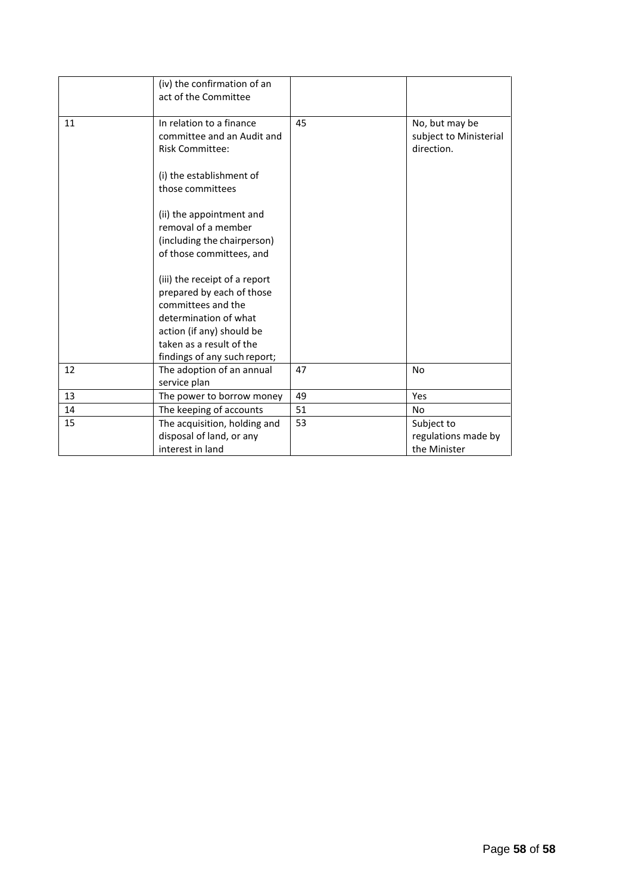| | | | |
|---|---|---|---|
| | (iv) the confirmation of an act of the Committee | | |
| 11 | In relation to a finance committee and an Audit and Risk Committee:<br><br>(i) the establishment of those committees<br><br>(ii) the appointment and removal of a member (including the chairperson) of those committees, and<br><br>(iii) the receipt of a report prepared by each of those committees and the determination of what action (if any) should be taken as a result of the findings of any such report; | 45 | No, but may be subject to Ministerial direction. |
| 12 | The adoption of an annual service plan | 47 | No |
| 13 | The power to borrow money | 49 | Yes |
| 14 | The keeping of accounts | 51 | No |
| 15 | The acquisition, holding and disposal of land, or any interest in land | 53 | Subject to regulations made by the Minister |